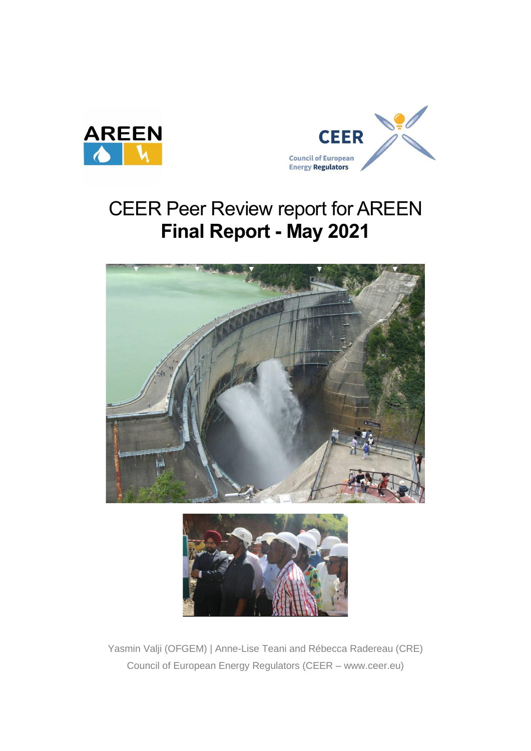# CEER Peer Review report for AREEN
## Final Report - May 2021

Yasmin Valji (OFGEM) | Anne-Lise Teani and Rébecca Radereau (CRE)
Council of European Energy Regulators (CEER – www.ceer.eu)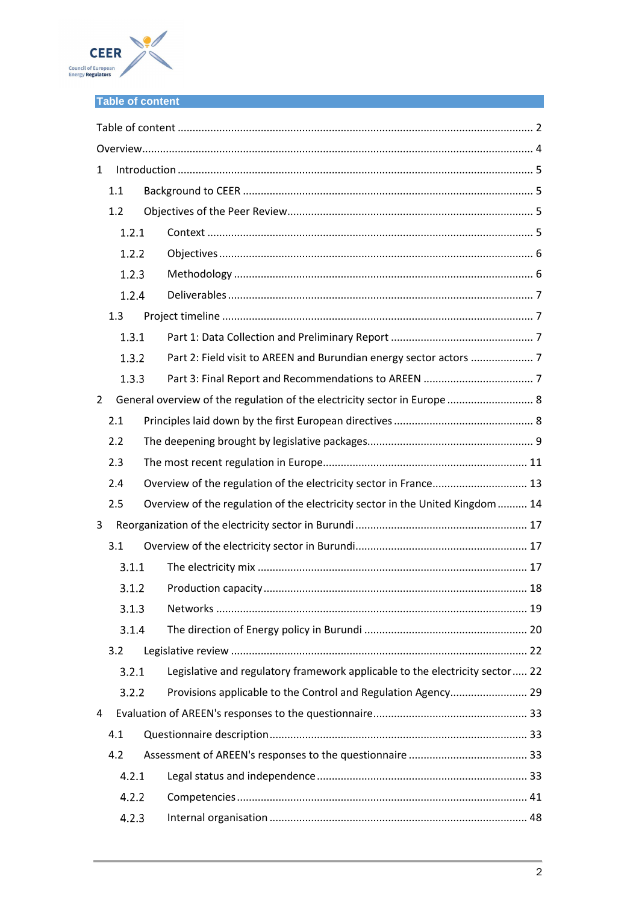## Table of content

Table of content ........................................................................................................... 2

Overview........................................................................................................................ 4

1 Introduction ............................................................................................................... 5

1.1 Background to CEER ............................................................................................... 5

1.2 Objectives of the Peer Review.................................................................................. 5

1.2.1 Context ................................................................................................................ 5

1.2.2 Objectives ........................................................................................................... 6

1.2.3 Methodology ....................................................................................................... 6

1.2.4 Deliverables ........................................................................................................ 7

1.3 Project timeline ........................................................................................................ 7

1.3.1 Part 1: Data Collection and Preliminary Report ................................................. 7

1.3.2 Part 2: Field visit to AREEN and Burundian energy sector actors ..................... 7

1.3.3 Part 3: Final Report and Recommendations to AREEN ..................................... 7

2 General overview of the regulation of the electricity sector in Europe ............................ 8

2.1 Principles laid down by the first European directives ............................................... 8

2.2 The deepening brought by legislative packages........................................................ 9

2.3 The most recent regulation in Europe.................................................................... 11

2.4 Overview of the regulation of the electricity sector in France................................ 13

2.5 Overview of the regulation of the electricity sector in the United Kingdom .......... 14

3 Reorganization of the electricity sector in Burundi ........................................................ 17

3.1 Overview of the electricity sector in Burundi.......................................................... 17

3.1.1 The electricity mix .............................................................................................. 17

3.1.2 Production capacity............................................................................................ 18

3.1.3 Networks ............................................................................................................ 19

3.1.4 The direction of Energy policy in Burundi .......................................................... 20

3.2 Legislative review .................................................................................................. 22

3.2.1 Legislative and regulatory framework applicable to the electricity sector ..... 22

3.2.2 Provisions applicable to the Control and Regulation Agency.......................... 29

4 Evaluation of AREEN's responses to the questionnaire.................................................... 33

4.1 Questionnaire description...................................................................................... 33

4.2 Assessment of AREEN's responses to the questionnaire ........................................ 33

4.2.1 Legal status and independence.......................................................................... 33

4.2.2 Competencies..................................................................................................... 41

4.2.3 Internal organisation .......................................................................................... 48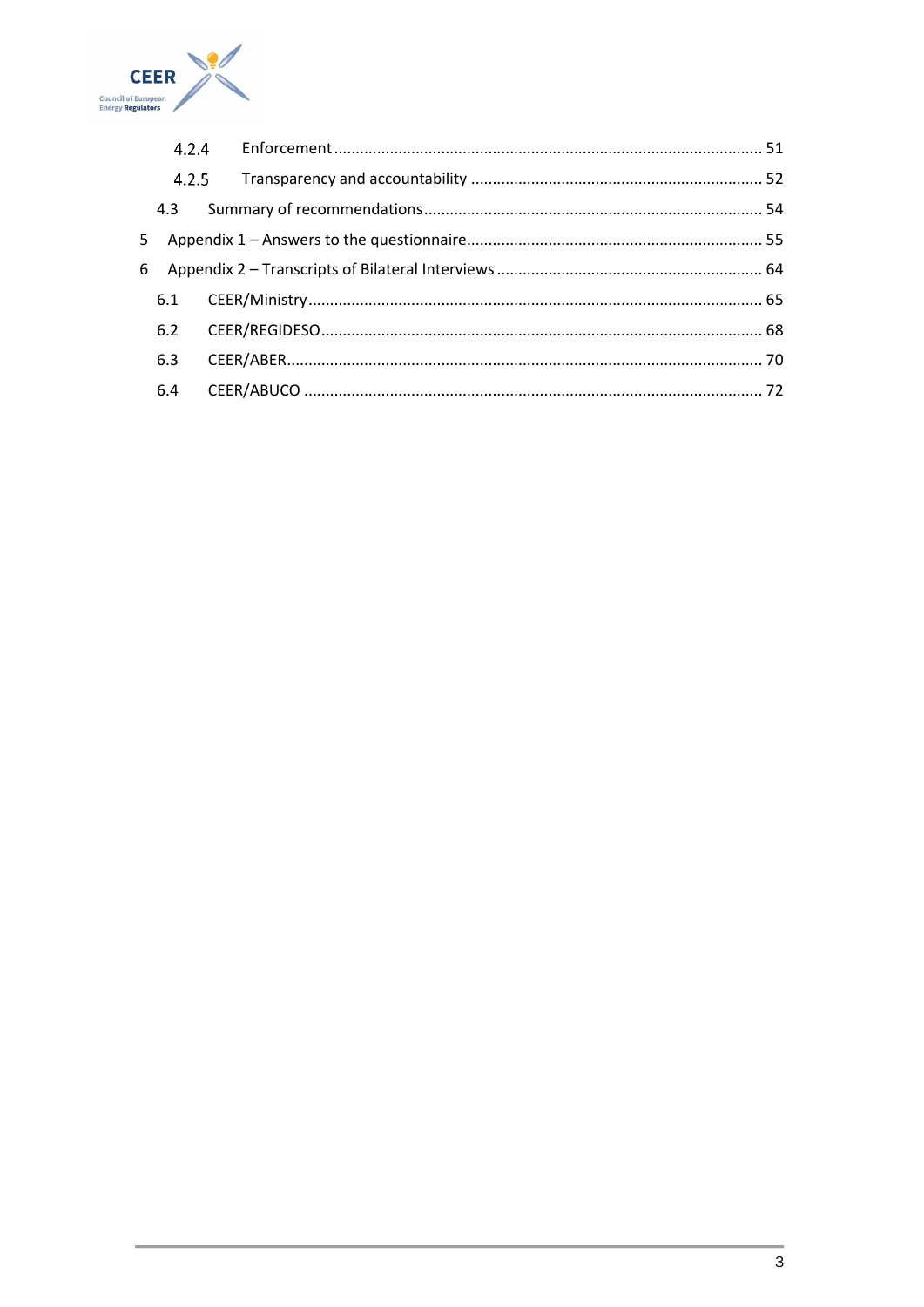- 4.2.4 Enforcement ... 51
- 4.2.5 Transparency and accountability ... 52
- 4.3 Summary of recommendations ... 54
- 5 Appendix 1 – Answers to the questionnaire ... 55
- 6 Appendix 2 – Transcripts of Bilateral Interviews ... 64
  - 6.1 CEER/Ministry ... 65
  - 6.2 CEER/REGIDESO ... 68
  - 6.3 CEER/ABER ... 70
  - 6.4 CEER/ABUCO ... 72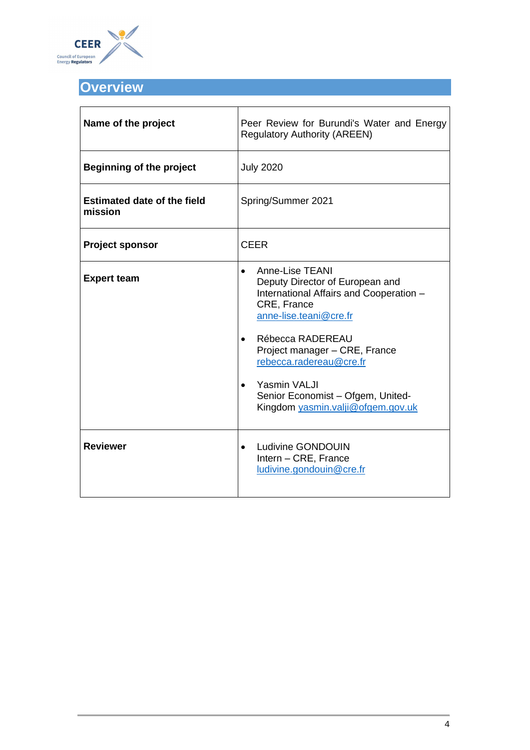# Overview

| | |
|---|---|
| **Name of the project** | Peer Review for Burundi's Water and Energy Regulatory Authority (AREEN) |
| **Beginning of the project** | July 2020 |
| **Estimated date of the field mission** | Spring/Summer 2021 |
| **Project sponsor** | CEER |
| **Expert team** | • Anne-Lise TEANI<br>Deputy Director of European and International Affairs and Cooperation – CRE, France<br>anne-lise.teani@cre.fr<br><br>• Rébecca RADEREAU<br>Project manager – CRE, France<br>rebecca.radereau@cre.fr<br><br>• Yasmin VALJI<br>Senior Economist – Ofgem, United-Kingdom yasmin.valji@ofgem.gov.uk |
| **Reviewer** | • Ludivine GONDOUIN<br>Intern – CRE, France<br>ludivine.gondouin@cre.fr |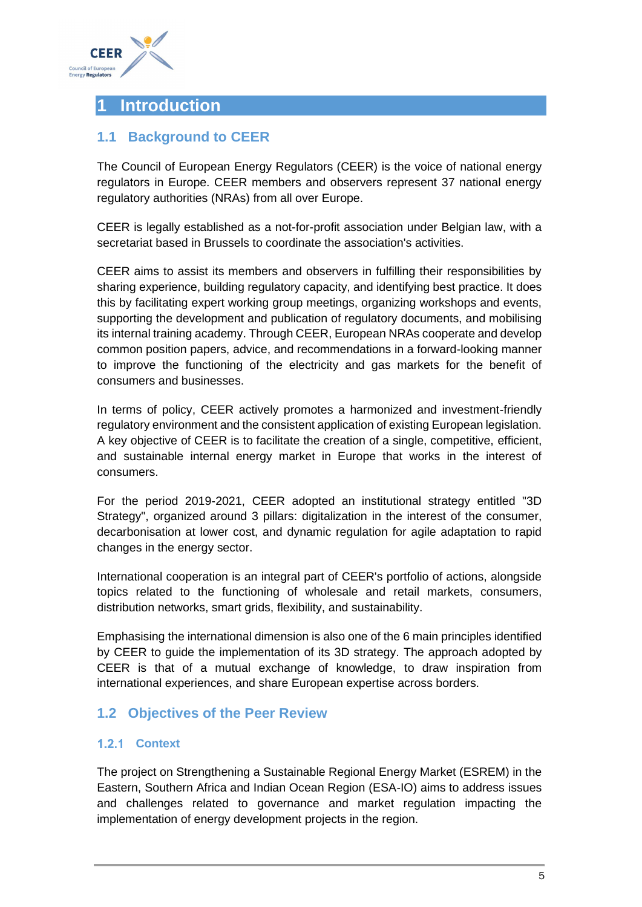# 1 Introduction

## 1.1 Background to CEER

The Council of European Energy Regulators (CEER) is the voice of national energy regulators in Europe. CEER members and observers represent 37 national energy regulatory authorities (NRAs) from all over Europe.

CEER is legally established as a not-for-profit association under Belgian law, with a secretariat based in Brussels to coordinate the association's activities.

CEER aims to assist its members and observers in fulfilling their responsibilities by sharing experience, building regulatory capacity, and identifying best practice. It does this by facilitating expert working group meetings, organizing workshops and events, supporting the development and publication of regulatory documents, and mobilising its internal training academy. Through CEER, European NRAs cooperate and develop common position papers, advice, and recommendations in a forward-looking manner to improve the functioning of the electricity and gas markets for the benefit of consumers and businesses.

In terms of policy, CEER actively promotes a harmonized and investment-friendly regulatory environment and the consistent application of existing European legislation. A key objective of CEER is to facilitate the creation of a single, competitive, efficient, and sustainable internal energy market in Europe that works in the interest of consumers.

For the period 2019-2021, CEER adopted an institutional strategy entitled "3D Strategy", organized around 3 pillars: digitalization in the interest of the consumer, decarbonisation at lower cost, and dynamic regulation for agile adaptation to rapid changes in the energy sector.

International cooperation is an integral part of CEER's portfolio of actions, alongside topics related to the functioning of wholesale and retail markets, consumers, distribution networks, smart grids, flexibility, and sustainability.

Emphasising the international dimension is also one of the 6 main principles identified by CEER to guide the implementation of its 3D strategy. The approach adopted by CEER is that of a mutual exchange of knowledge, to draw inspiration from international experiences, and share European expertise across borders.

## 1.2 Objectives of the Peer Review

### 1.2.1 Context

The project on Strengthening a Sustainable Regional Energy Market (ESREM) in the Eastern, Southern Africa and Indian Ocean Region (ESA-IO) aims to address issues and challenges related to governance and market regulation impacting the implementation of energy development projects in the region.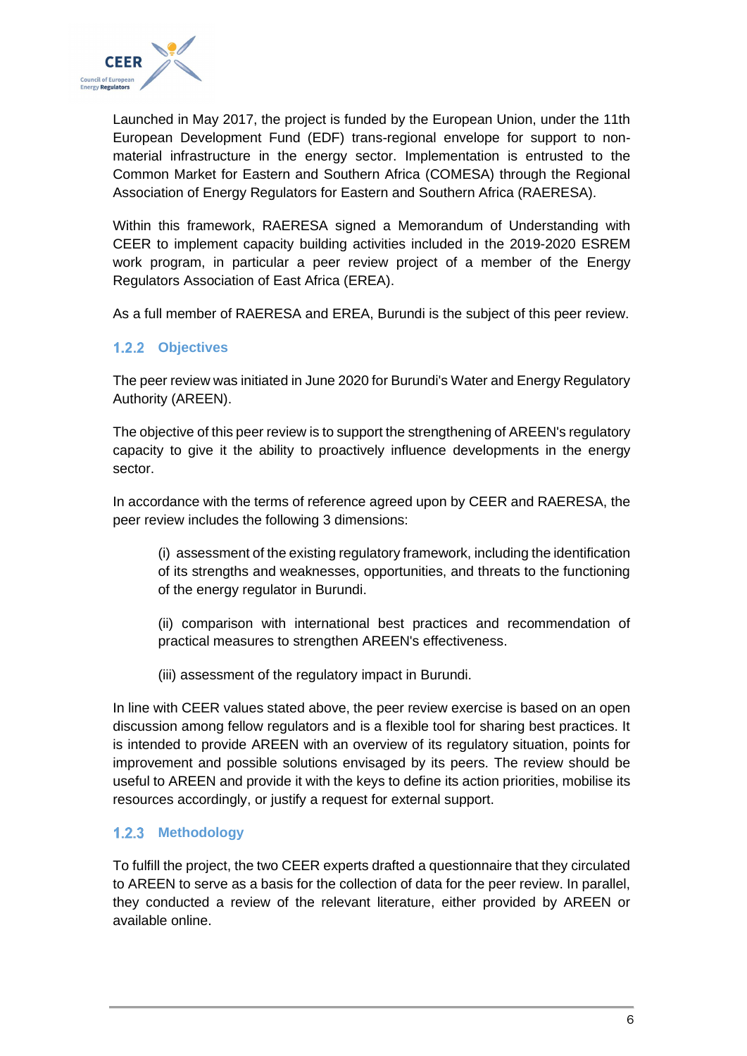Launched in May 2017, the project is funded by the European Union, under the 11th European Development Fund (EDF) trans-regional envelope for support to non-material infrastructure in the energy sector. Implementation is entrusted to the Common Market for Eastern and Southern Africa (COMESA) through the Regional Association of Energy Regulators for Eastern and Southern Africa (RAERESA).

Within this framework, RAERESA signed a Memorandum of Understanding with CEER to implement capacity building activities included in the 2019-2020 ESREM work program, in particular a peer review project of a member of the Energy Regulators Association of East Africa (EREA).

As a full member of RAERESA and EREA, Burundi is the subject of this peer review.

### 1.2.2 Objectives

The peer review was initiated in June 2020 for Burundi's Water and Energy Regulatory Authority (AREEN).

The objective of this peer review is to support the strengthening of AREEN's regulatory capacity to give it the ability to proactively influence developments in the energy sector.

In accordance with the terms of reference agreed upon by CEER and RAERESA, the peer review includes the following 3 dimensions:

(i) assessment of the existing regulatory framework, including the identification of its strengths and weaknesses, opportunities, and threats to the functioning of the energy regulator in Burundi.

(ii) comparison with international best practices and recommendation of practical measures to strengthen AREEN's effectiveness.

(iii) assessment of the regulatory impact in Burundi.

In line with CEER values stated above, the peer review exercise is based on an open discussion among fellow regulators and is a flexible tool for sharing best practices. It is intended to provide AREEN with an overview of its regulatory situation, points for improvement and possible solutions envisaged by its peers. The review should be useful to AREEN and provide it with the keys to define its action priorities, mobilise its resources accordingly, or justify a request for external support.

### 1.2.3 Methodology

To fulfill the project, the two CEER experts drafted a questionnaire that they circulated to AREEN to serve as a basis for the collection of data for the peer review. In parallel, they conducted a review of the relevant literature, either provided by AREEN or available online.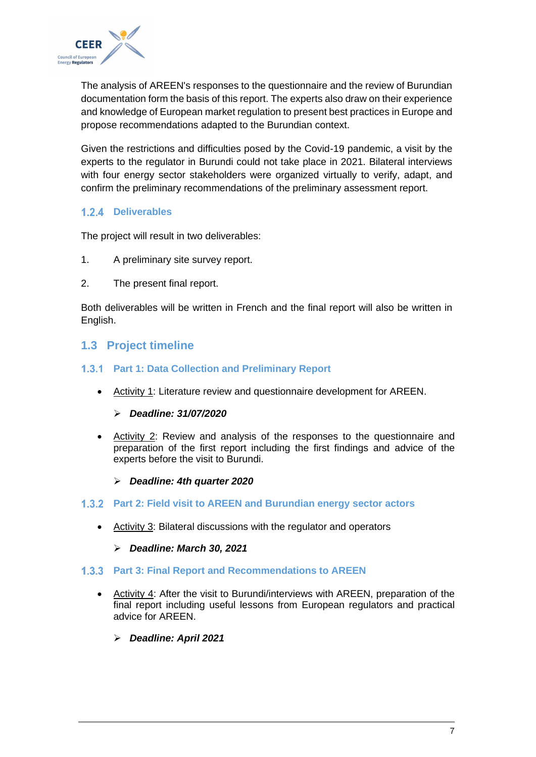The analysis of AREEN's responses to the questionnaire and the review of Burundian documentation form the basis of this report. The experts also draw on their experience and knowledge of European market regulation to present best practices in Europe and propose recommendations adapted to the Burundian context.

Given the restrictions and difficulties posed by the Covid-19 pandemic, a visit by the experts to the regulator in Burundi could not take place in 2021. Bilateral interviews with four energy sector stakeholders were organized virtually to verify, adapt, and confirm the preliminary recommendations of the preliminary assessment report.

#### 1.2.4 Deliverables

The project will result in two deliverables:

1. A preliminary site survey report.

2. The present final report.

Both deliverables will be written in French and the final report will also be written in English.

### 1.3 Project timeline

#### 1.3.1 Part 1: Data Collection and Preliminary Report

- Activity 1: Literature review and questionnaire development for AREEN.
  - ***Deadline: 31/07/2020***
- Activity 2: Review and analysis of the responses to the questionnaire and preparation of the first report including the first findings and advice of the experts before the visit to Burundi.
  - ***Deadline: 4th quarter 2020***

#### 1.3.2 Part 2: Field visit to AREEN and Burundian energy sector actors

- Activity 3: Bilateral discussions with the regulator and operators
  - ***Deadline: March 30, 2021***

#### 1.3.3 Part 3: Final Report and Recommendations to AREEN

- Activity 4: After the visit to Burundi/interviews with AREEN, preparation of the final report including useful lessons from European regulators and practical advice for AREEN.
  - ***Deadline: April 2021***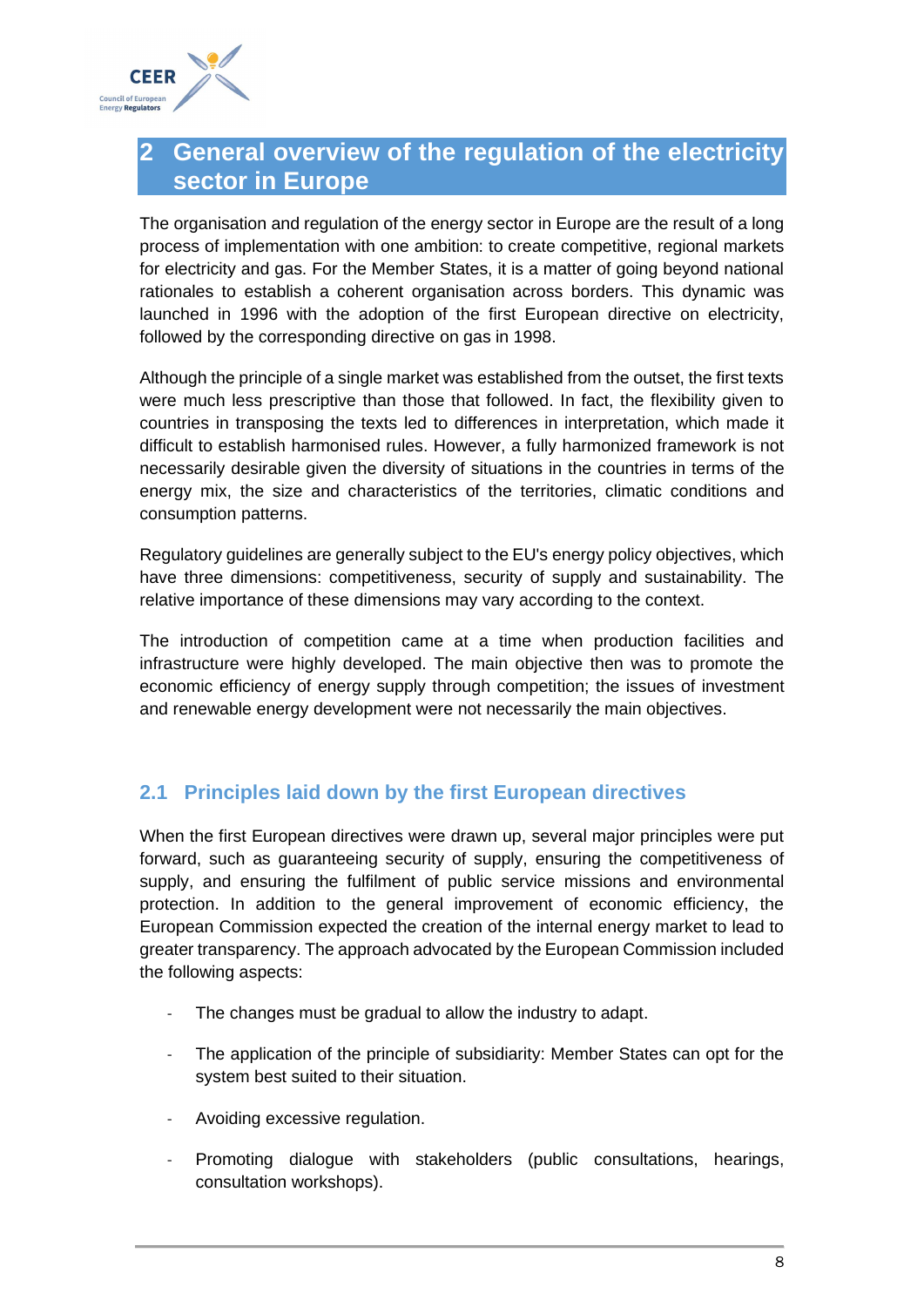# 2 General overview of the regulation of the electricity sector in Europe

The organisation and regulation of the energy sector in Europe are the result of a long process of implementation with one ambition: to create competitive, regional markets for electricity and gas. For the Member States, it is a matter of going beyond national rationales to establish a coherent organisation across borders. This dynamic was launched in 1996 with the adoption of the first European directive on electricity, followed by the corresponding directive on gas in 1998.

Although the principle of a single market was established from the outset, the first texts were much less prescriptive than those that followed. In fact, the flexibility given to countries in transposing the texts led to differences in interpretation, which made it difficult to establish harmonised rules. However, a fully harmonized framework is not necessarily desirable given the diversity of situations in the countries in terms of the energy mix, the size and characteristics of the territories, climatic conditions and consumption patterns.

Regulatory guidelines are generally subject to the EU's energy policy objectives, which have three dimensions: competitiveness, security of supply and sustainability. The relative importance of these dimensions may vary according to the context.

The introduction of competition came at a time when production facilities and infrastructure were highly developed. The main objective then was to promote the economic efficiency of energy supply through competition; the issues of investment and renewable energy development were not necessarily the main objectives.

## 2.1 Principles laid down by the first European directives

When the first European directives were drawn up, several major principles were put forward, such as guaranteeing security of supply, ensuring the competitiveness of supply, and ensuring the fulfilment of public service missions and environmental protection. In addition to the general improvement of economic efficiency, the European Commission expected the creation of the internal energy market to lead to greater transparency. The approach advocated by the European Commission included the following aspects:

- The changes must be gradual to allow the industry to adapt.
- The application of the principle of subsidiarity: Member States can opt for the system best suited to their situation.
- Avoiding excessive regulation.
- Promoting dialogue with stakeholders (public consultations, hearings, consultation workshops).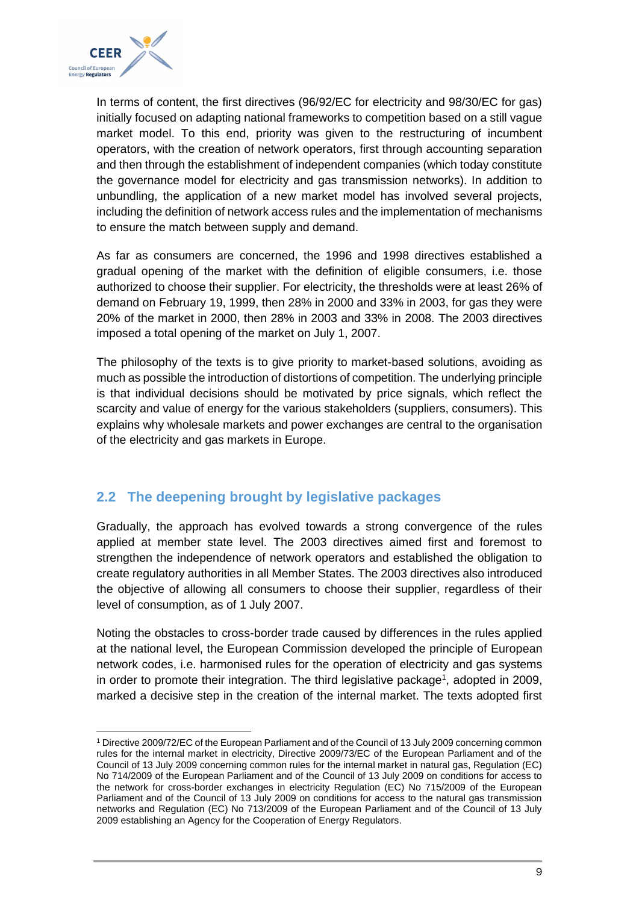In terms of content, the first directives (96/92/EC for electricity and 98/30/EC for gas) initially focused on adapting national frameworks to competition based on a still vague market model. To this end, priority was given to the restructuring of incumbent operators, with the creation of network operators, first through accounting separation and then through the establishment of independent companies (which today constitute the governance model for electricity and gas transmission networks). In addition to unbundling, the application of a new market model has involved several projects, including the definition of network access rules and the implementation of mechanisms to ensure the match between supply and demand.

As far as consumers are concerned, the 1996 and 1998 directives established a gradual opening of the market with the definition of eligible consumers, i.e. those authorized to choose their supplier. For electricity, the thresholds were at least 26% of demand on February 19, 1999, then 28% in 2000 and 33% in 2003, for gas they were 20% of the market in 2000, then 28% in 2003 and 33% in 2008. The 2003 directives imposed a total opening of the market on July 1, 2007.

The philosophy of the texts is to give priority to market-based solutions, avoiding as much as possible the introduction of distortions of competition. The underlying principle is that individual decisions should be motivated by price signals, which reflect the scarcity and value of energy for the various stakeholders (suppliers, consumers). This explains why wholesale markets and power exchanges are central to the organisation of the electricity and gas markets in Europe.

## 2.2 The deepening brought by legislative packages

Gradually, the approach has evolved towards a strong convergence of the rules applied at member state level. The 2003 directives aimed first and foremost to strengthen the independence of network operators and established the obligation to create regulatory authorities in all Member States. The 2003 directives also introduced the objective of allowing all consumers to choose their supplier, regardless of their level of consumption, as of 1 July 2007.

Noting the obstacles to cross-border trade caused by differences in the rules applied at the national level, the European Commission developed the principle of European network codes, i.e. harmonised rules for the operation of electricity and gas systems in order to promote their integration. The third legislative package[1], adopted in 2009, marked a decisive step in the creation of the internal market. The texts adopted first

[1] Directive 2009/72/EC of the European Parliament and of the Council of 13 July 2009 concerning common rules for the internal market in electricity, Directive 2009/73/EC of the European Parliament and of the Council of 13 July 2009 concerning common rules for the internal market in natural gas, Regulation (EC) No 714/2009 of the European Parliament and of the Council of 13 July 2009 on conditions for access to the network for cross-border exchanges in electricity Regulation (EC) No 715/2009 of the European Parliament and of the Council of 13 July 2009 on conditions for access to the natural gas transmission networks and Regulation (EC) No 713/2009 of the European Parliament and of the Council of 13 July 2009 establishing an Agency for the Cooperation of Energy Regulators.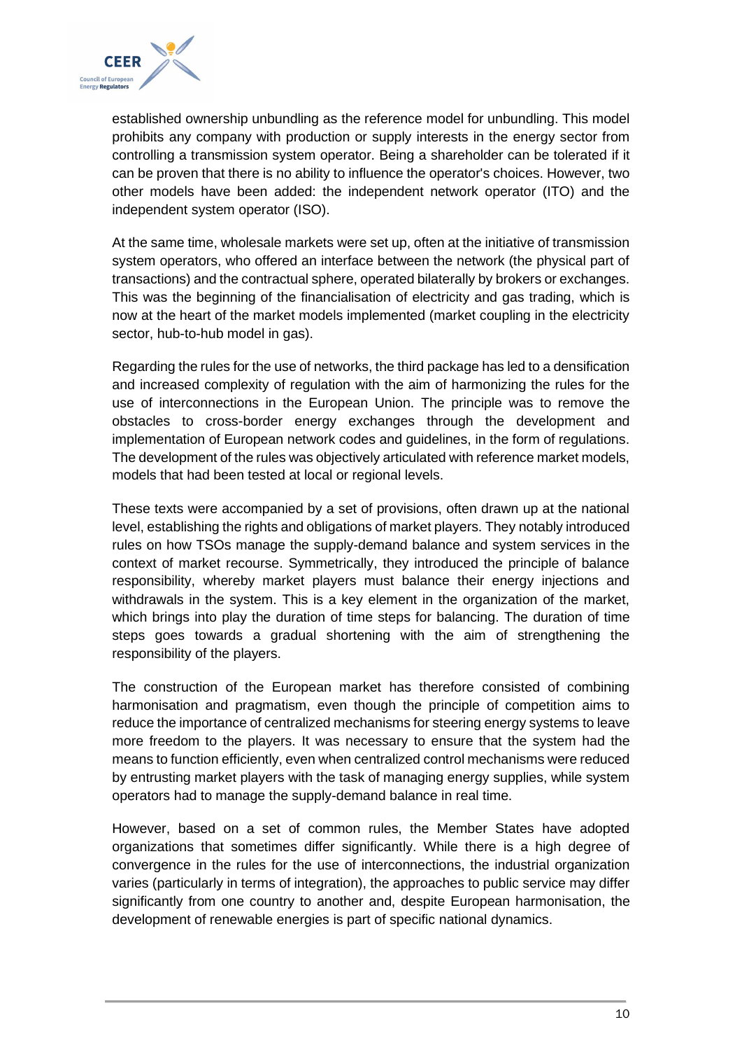established ownership unbundling as the reference model for unbundling. This model prohibits any company with production or supply interests in the energy sector from controlling a transmission system operator. Being a shareholder can be tolerated if it can be proven that there is no ability to influence the operator's choices. However, two other models have been added: the independent network operator (ITO) and the independent system operator (ISO).

At the same time, wholesale markets were set up, often at the initiative of transmission system operators, who offered an interface between the network (the physical part of transactions) and the contractual sphere, operated bilaterally by brokers or exchanges. This was the beginning of the financialisation of electricity and gas trading, which is now at the heart of the market models implemented (market coupling in the electricity sector, hub-to-hub model in gas).

Regarding the rules for the use of networks, the third package has led to a densification and increased complexity of regulation with the aim of harmonizing the rules for the use of interconnections in the European Union. The principle was to remove the obstacles to cross-border energy exchanges through the development and implementation of European network codes and guidelines, in the form of regulations. The development of the rules was objectively articulated with reference market models, models that had been tested at local or regional levels.

These texts were accompanied by a set of provisions, often drawn up at the national level, establishing the rights and obligations of market players. They notably introduced rules on how TSOs manage the supply-demand balance and system services in the context of market recourse. Symmetrically, they introduced the principle of balance responsibility, whereby market players must balance their energy injections and withdrawals in the system. This is a key element in the organization of the market, which brings into play the duration of time steps for balancing. The duration of time steps goes towards a gradual shortening with the aim of strengthening the responsibility of the players.

The construction of the European market has therefore consisted of combining harmonisation and pragmatism, even though the principle of competition aims to reduce the importance of centralized mechanisms for steering energy systems to leave more freedom to the players. It was necessary to ensure that the system had the means to function efficiently, even when centralized control mechanisms were reduced by entrusting market players with the task of managing energy supplies, while system operators had to manage the supply-demand balance in real time.

However, based on a set of common rules, the Member States have adopted organizations that sometimes differ significantly. While there is a high degree of convergence in the rules for the use of interconnections, the industrial organization varies (particularly in terms of integration), the approaches to public service may differ significantly from one country to another and, despite European harmonisation, the development of renewable energies is part of specific national dynamics.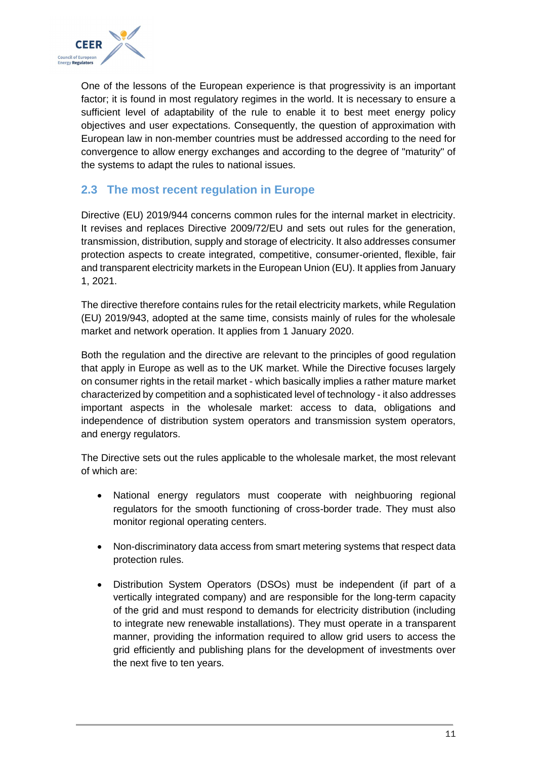One of the lessons of the European experience is that progressivity is an important factor; it is found in most regulatory regimes in the world. It is necessary to ensure a sufficient level of adaptability of the rule to enable it to best meet energy policy objectives and user expectations. Consequently, the question of approximation with European law in non-member countries must be addressed according to the need for convergence to allow energy exchanges and according to the degree of "maturity" of the systems to adapt the rules to national issues.

## 2.3 The most recent regulation in Europe

Directive (EU) 2019/944 concerns common rules for the internal market in electricity. It revises and replaces Directive 2009/72/EU and sets out rules for the generation, transmission, distribution, supply and storage of electricity. It also addresses consumer protection aspects to create integrated, competitive, consumer-oriented, flexible, fair and transparent electricity markets in the European Union (EU). It applies from January 1, 2021.

The directive therefore contains rules for the retail electricity markets, while Regulation (EU) 2019/943, adopted at the same time, consists mainly of rules for the wholesale market and network operation. It applies from 1 January 2020.

Both the regulation and the directive are relevant to the principles of good regulation that apply in Europe as well as to the UK market. While the Directive focuses largely on consumer rights in the retail market - which basically implies a rather mature market characterized by competition and a sophisticated level of technology - it also addresses important aspects in the wholesale market: access to data, obligations and independence of distribution system operators and transmission system operators, and energy regulators.

The Directive sets out the rules applicable to the wholesale market, the most relevant of which are:

- National energy regulators must cooperate with neighbouring regional regulators for the smooth functioning of cross-border trade. They must also monitor regional operating centers.
- Non-discriminatory data access from smart metering systems that respect data protection rules.
- Distribution System Operators (DSOs) must be independent (if part of a vertically integrated company) and are responsible for the long-term capacity of the grid and must respond to demands for electricity distribution (including to integrate new renewable installations). They must operate in a transparent manner, providing the information required to allow grid users to access the grid efficiently and publishing plans for the development of investments over the next five to ten years.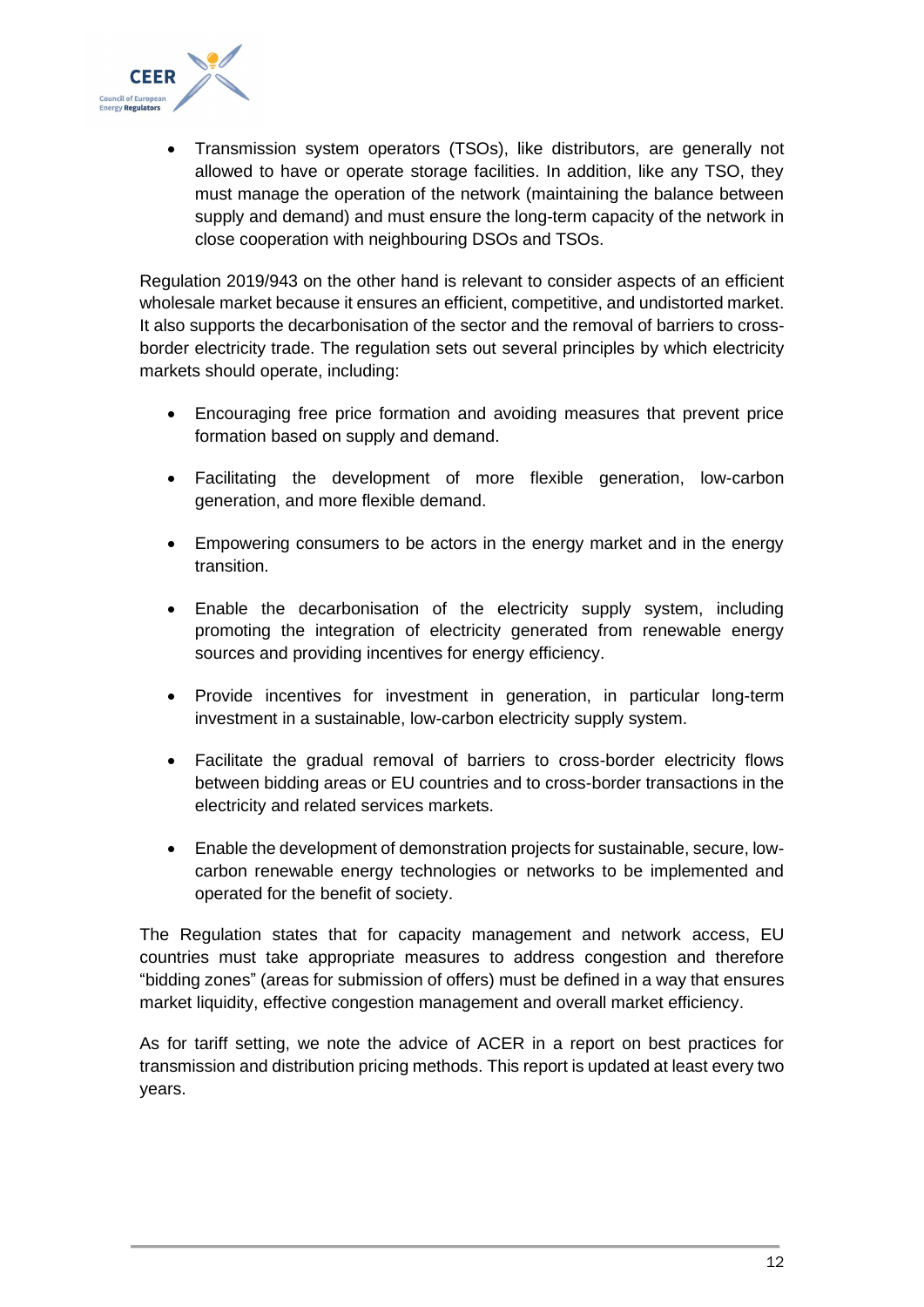- Transmission system operators (TSOs), like distributors, are generally not allowed to have or operate storage facilities. In addition, like any TSO, they must manage the operation of the network (maintaining the balance between supply and demand) and must ensure the long-term capacity of the network in close cooperation with neighbouring DSOs and TSOs.

Regulation 2019/943 on the other hand is relevant to consider aspects of an efficient wholesale market because it ensures an efficient, competitive, and undistorted market. It also supports the decarbonisation of the sector and the removal of barriers to cross-border electricity trade. The regulation sets out several principles by which electricity markets should operate, including:

- Encouraging free price formation and avoiding measures that prevent price formation based on supply and demand.
- Facilitating the development of more flexible generation, low-carbon generation, and more flexible demand.
- Empowering consumers to be actors in the energy market and in the energy transition.
- Enable the decarbonisation of the electricity supply system, including promoting the integration of electricity generated from renewable energy sources and providing incentives for energy efficiency.
- Provide incentives for investment in generation, in particular long-term investment in a sustainable, low-carbon electricity supply system.
- Facilitate the gradual removal of barriers to cross-border electricity flows between bidding areas or EU countries and to cross-border transactions in the electricity and related services markets.
- Enable the development of demonstration projects for sustainable, secure, low-carbon renewable energy technologies or networks to be implemented and operated for the benefit of society.

The Regulation states that for capacity management and network access, EU countries must take appropriate measures to address congestion and therefore "bidding zones" (areas for submission of offers) must be defined in a way that ensures market liquidity, effective congestion management and overall market efficiency.

As for tariff setting, we note the advice of ACER in a report on best practices for transmission and distribution pricing methods. This report is updated at least every two years.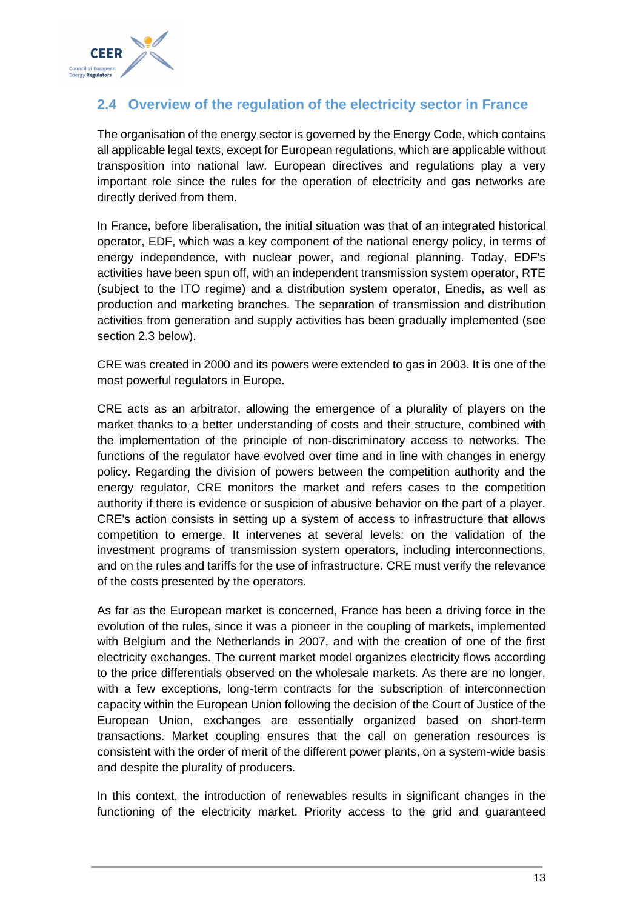## 2.4 Overview of the regulation of the electricity sector in France

The organisation of the energy sector is governed by the Energy Code, which contains all applicable legal texts, except for European regulations, which are applicable without transposition into national law. European directives and regulations play a very important role since the rules for the operation of electricity and gas networks are directly derived from them.

In France, before liberalisation, the initial situation was that of an integrated historical operator, EDF, which was a key component of the national energy policy, in terms of energy independence, with nuclear power, and regional planning. Today, EDF's activities have been spun off, with an independent transmission system operator, RTE (subject to the ITO regime) and a distribution system operator, Enedis, as well as production and marketing branches. The separation of transmission and distribution activities from generation and supply activities has been gradually implemented (see section 2.3 below).

CRE was created in 2000 and its powers were extended to gas in 2003. It is one of the most powerful regulators in Europe.

CRE acts as an arbitrator, allowing the emergence of a plurality of players on the market thanks to a better understanding of costs and their structure, combined with the implementation of the principle of non-discriminatory access to networks. The functions of the regulator have evolved over time and in line with changes in energy policy. Regarding the division of powers between the competition authority and the energy regulator, CRE monitors the market and refers cases to the competition authority if there is evidence or suspicion of abusive behavior on the part of a player. CRE's action consists in setting up a system of access to infrastructure that allows competition to emerge. It intervenes at several levels: on the validation of the investment programs of transmission system operators, including interconnections, and on the rules and tariffs for the use of infrastructure. CRE must verify the relevance of the costs presented by the operators.

As far as the European market is concerned, France has been a driving force in the evolution of the rules, since it was a pioneer in the coupling of markets, implemented with Belgium and the Netherlands in 2007, and with the creation of one of the first electricity exchanges. The current market model organizes electricity flows according to the price differentials observed on the wholesale markets. As there are no longer, with a few exceptions, long-term contracts for the subscription of interconnection capacity within the European Union following the decision of the Court of Justice of the European Union, exchanges are essentially organized based on short-term transactions. Market coupling ensures that the call on generation resources is consistent with the order of merit of the different power plants, on a system-wide basis and despite the plurality of producers.

In this context, the introduction of renewables results in significant changes in the functioning of the electricity market. Priority access to the grid and guaranteed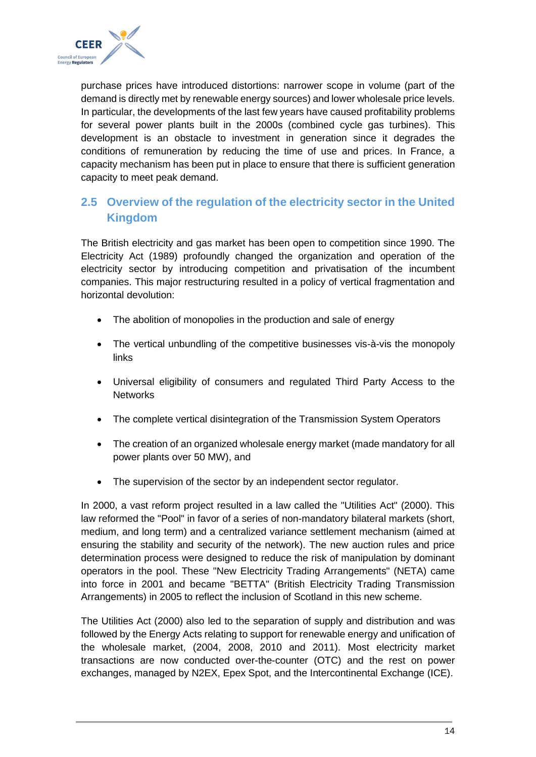purchase prices have introduced distortions: narrower scope in volume (part of the demand is directly met by renewable energy sources) and lower wholesale price levels. In particular, the developments of the last few years have caused profitability problems for several power plants built in the 2000s (combined cycle gas turbines). This development is an obstacle to investment in generation since it degrades the conditions of remuneration by reducing the time of use and prices. In France, a capacity mechanism has been put in place to ensure that there is sufficient generation capacity to meet peak demand.

## 2.5 Overview of the regulation of the electricity sector in the United Kingdom

The British electricity and gas market has been open to competition since 1990. The Electricity Act (1989) profoundly changed the organization and operation of the electricity sector by introducing competition and privatisation of the incumbent companies. This major restructuring resulted in a policy of vertical fragmentation and horizontal devolution:

- The abolition of monopolies in the production and sale of energy
- The vertical unbundling of the competitive businesses vis-à-vis the monopoly links
- Universal eligibility of consumers and regulated Third Party Access to the Networks
- The complete vertical disintegration of the Transmission System Operators
- The creation of an organized wholesale energy market (made mandatory for all power plants over 50 MW), and
- The supervision of the sector by an independent sector regulator.

In 2000, a vast reform project resulted in a law called the "Utilities Act" (2000). This law reformed the "Pool" in favor of a series of non-mandatory bilateral markets (short, medium, and long term) and a centralized variance settlement mechanism (aimed at ensuring the stability and security of the network). The new auction rules and price determination process were designed to reduce the risk of manipulation by dominant operators in the pool. These "New Electricity Trading Arrangements" (NETA) came into force in 2001 and became "BETTA" (British Electricity Trading Transmission Arrangements) in 2005 to reflect the inclusion of Scotland in this new scheme.

The Utilities Act (2000) also led to the separation of supply and distribution and was followed by the Energy Acts relating to support for renewable energy and unification of the wholesale market, (2004, 2008, 2010 and 2011). Most electricity market transactions are now conducted over-the-counter (OTC) and the rest on power exchanges, managed by N2EX, Epex Spot, and the Intercontinental Exchange (ICE).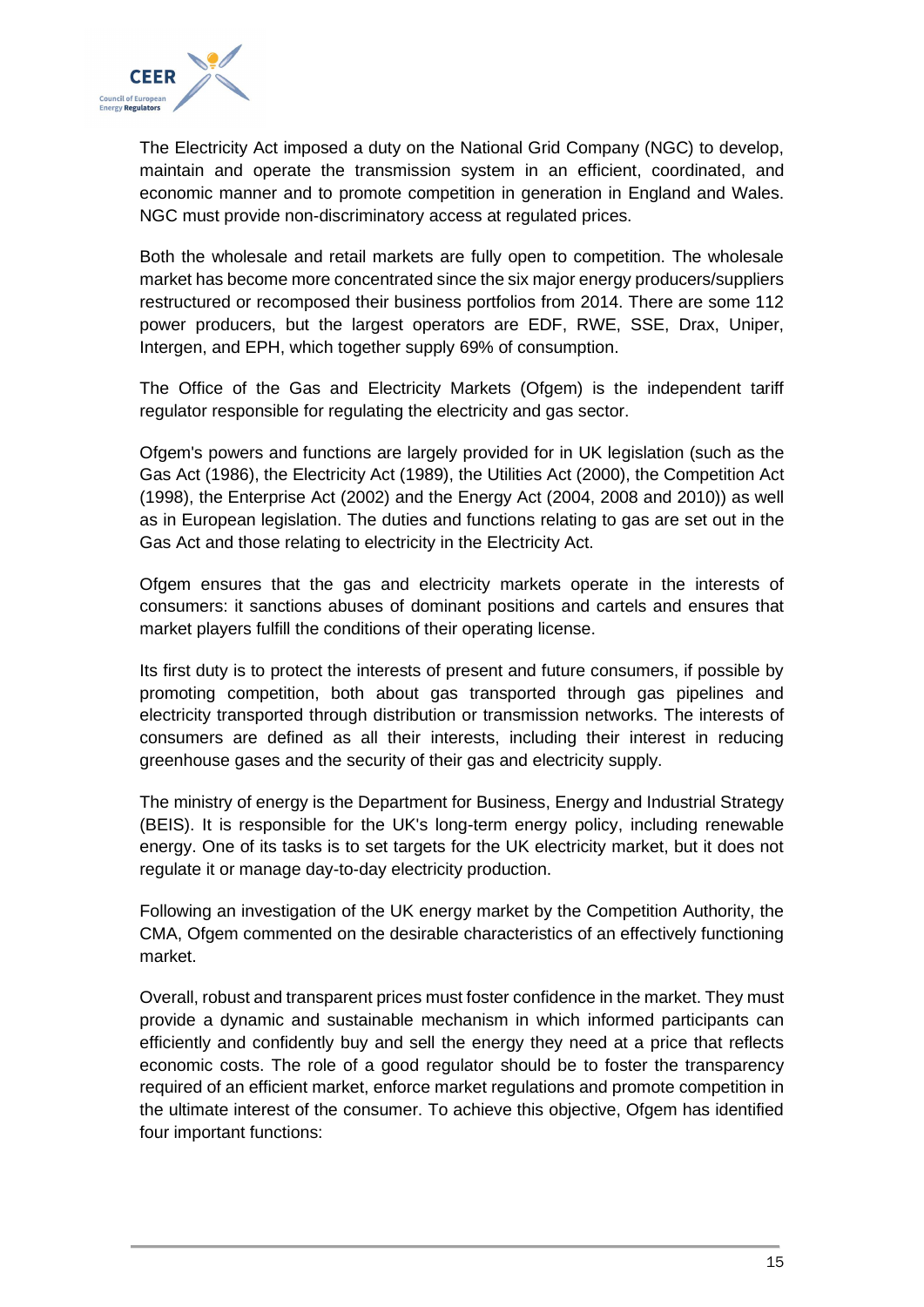The Electricity Act imposed a duty on the National Grid Company (NGC) to develop, maintain and operate the transmission system in an efficient, coordinated, and economic manner and to promote competition in generation in England and Wales. NGC must provide non-discriminatory access at regulated prices.

Both the wholesale and retail markets are fully open to competition. The wholesale market has become more concentrated since the six major energy producers/suppliers restructured or recomposed their business portfolios from 2014. There are some 112 power producers, but the largest operators are EDF, RWE, SSE, Drax, Uniper, Intergen, and EPH, which together supply 69% of consumption.

The Office of the Gas and Electricity Markets (Ofgem) is the independent tariff regulator responsible for regulating the electricity and gas sector.

Ofgem's powers and functions are largely provided for in UK legislation (such as the Gas Act (1986), the Electricity Act (1989), the Utilities Act (2000), the Competition Act (1998), the Enterprise Act (2002) and the Energy Act (2004, 2008 and 2010)) as well as in European legislation. The duties and functions relating to gas are set out in the Gas Act and those relating to electricity in the Electricity Act.

Ofgem ensures that the gas and electricity markets operate in the interests of consumers: it sanctions abuses of dominant positions and cartels and ensures that market players fulfill the conditions of their operating license.

Its first duty is to protect the interests of present and future consumers, if possible by promoting competition, both about gas transported through gas pipelines and electricity transported through distribution or transmission networks. The interests of consumers are defined as all their interests, including their interest in reducing greenhouse gases and the security of their gas and electricity supply.

The ministry of energy is the Department for Business, Energy and Industrial Strategy (BEIS). It is responsible for the UK's long-term energy policy, including renewable energy. One of its tasks is to set targets for the UK electricity market, but it does not regulate it or manage day-to-day electricity production.

Following an investigation of the UK energy market by the Competition Authority, the CMA, Ofgem commented on the desirable characteristics of an effectively functioning market.

Overall, robust and transparent prices must foster confidence in the market. They must provide a dynamic and sustainable mechanism in which informed participants can efficiently and confidently buy and sell the energy they need at a price that reflects economic costs. The role of a good regulator should be to foster the transparency required of an efficient market, enforce market regulations and promote competition in the ultimate interest of the consumer. To achieve this objective, Ofgem has identified four important functions: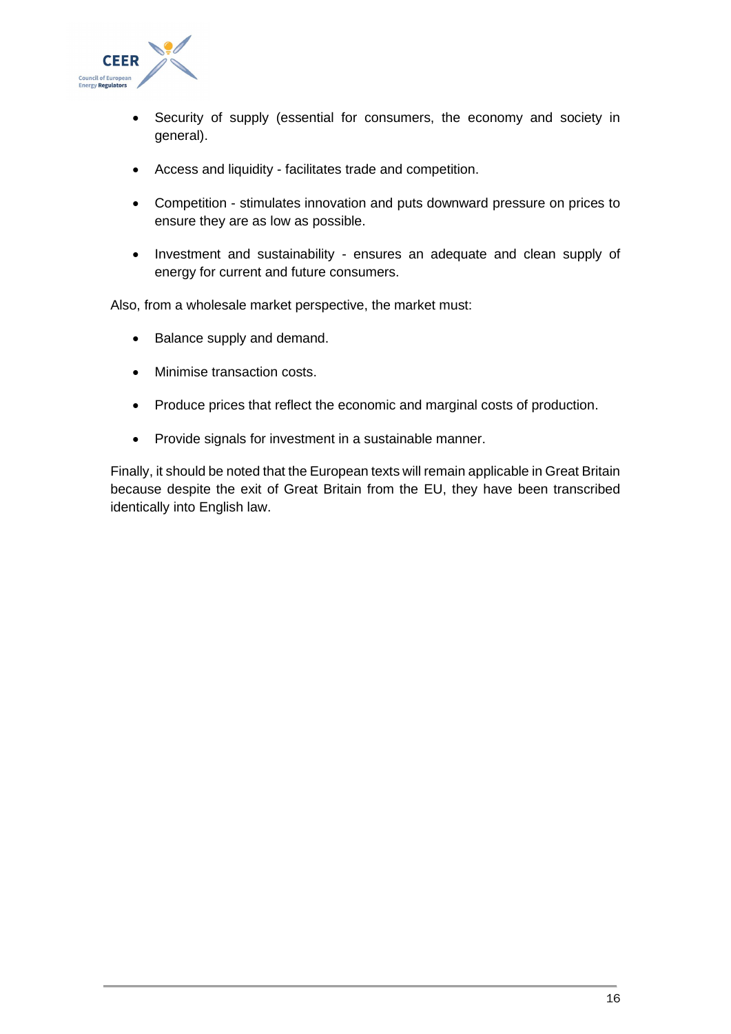- Security of supply (essential for consumers, the economy and society in general).
- Access and liquidity - facilitates trade and competition.
- Competition - stimulates innovation and puts downward pressure on prices to ensure they are as low as possible.
- Investment and sustainability - ensures an adequate and clean supply of energy for current and future consumers.

Also, from a wholesale market perspective, the market must:

- Balance supply and demand.
- Minimise transaction costs.
- Produce prices that reflect the economic and marginal costs of production.
- Provide signals for investment in a sustainable manner.

Finally, it should be noted that the European texts will remain applicable in Great Britain because despite the exit of Great Britain from the EU, they have been transcribed identically into English law.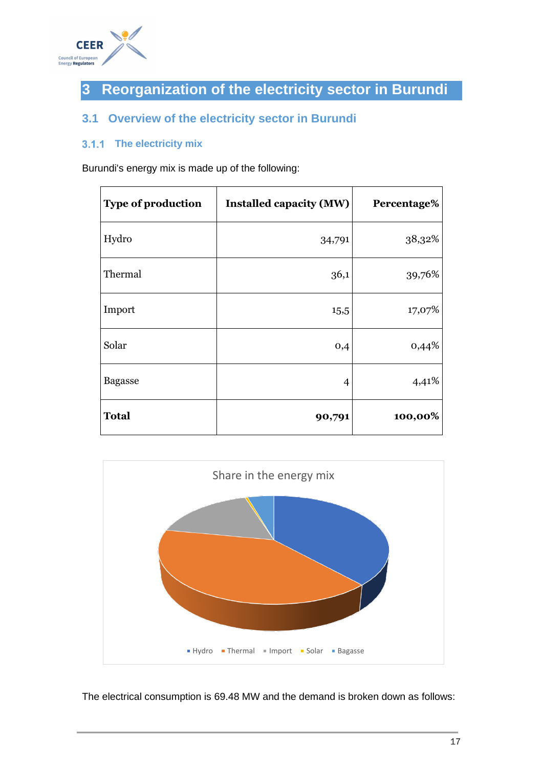# 3 Reorganization of the electricity sector in Burundi

## 3.1 Overview of the electricity sector in Burundi

### 3.1.1 The electricity mix

Burundi's energy mix is made up of the following:

| Type of production | Installed capacity (MW) | Percentage% |
|---|---:|---:|
| Hydro | 34,791 | 38,32% |
| Thermal | 36,1 | 39,76% |
| Import | 15,5 | 17,07% |
| Solar | 0,4 | 0,44% |
| Bagasse | 4 | 4,41% |
| **Total** | **90,791** | **100,00%** |

Share in the energy mix

Hydro · Thermal · Import · Solar · Bagasse

The electrical consumption is 69.48 MW and the demand is broken down as follows: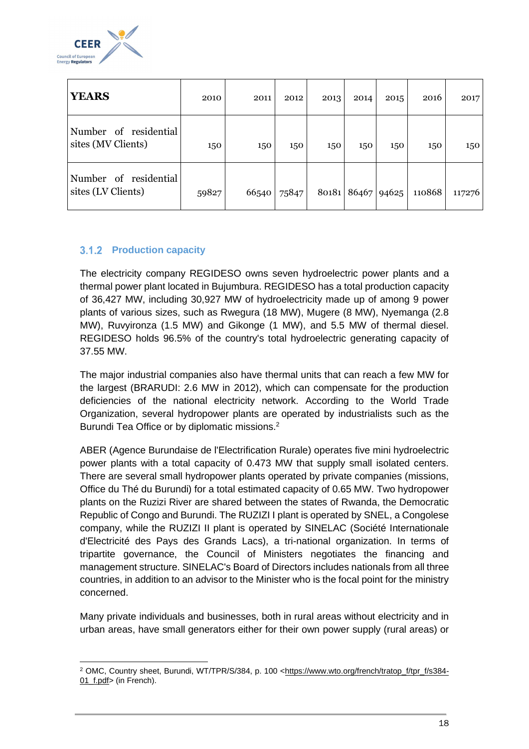| **YEARS** | 2010 | 2011 | 2012 | 2013 | 2014 | 2015 | 2016 | 2017 |
|---|---|---|---|---|---|---|---|---|
| Number of residential sites (MV Clients) | 150 | 150 | 150 | 150 | 150 | 150 | 150 | 150 |
| Number of residential sites (LV Clients) | 59827 | 66540 | 75847 | 80181 | 86467 | 94625 | 110868 | 117276 |

### 3.1.2 Production capacity

The electricity company REGIDESO owns seven hydroelectric power plants and a thermal power plant located in Bujumbura. REGIDESO has a total production capacity of 36,427 MW, including 30,927 MW of hydroelectricity made up of among 9 power plants of various sizes, such as Rwegura (18 MW), Mugere (8 MW), Nyemanga (2.8 MW), Ruvyironza (1.5 MW) and Gikonge (1 MW), and 5.5 MW of thermal diesel. REGIDESO holds 96.5% of the country's total hydroelectric generating capacity of 37.55 MW.

The major industrial companies also have thermal units that can reach a few MW for the largest (BRARUDI: 2.6 MW in 2012), which can compensate for the production deficiencies of the national electricity network. According to the World Trade Organization, several hydropower plants are operated by industrialists such as the Burundi Tea Office or by diplomatic missions.[2]

ABER (Agence Burundaise de l'Electrification Rurale) operates five mini hydroelectric power plants with a total capacity of 0.473 MW that supply small isolated centers. There are several small hydropower plants operated by private companies (missions, Office du Thé du Burundi) for a total estimated capacity of 0.65 MW. Two hydropower plants on the Ruzizi River are shared between the states of Rwanda, the Democratic Republic of Congo and Burundi. The RUZIZI I plant is operated by SNEL, a Congolese company, while the RUZIZI II plant is operated by SINELAC (Société Internationale d'Electricité des Pays des Grands Lacs), a tri-national organization. In terms of tripartite governance, the Council of Ministers negotiates the financing and management structure. SINELAC's Board of Directors includes nationals from all three countries, in addition to an advisor to the Minister who is the focal point for the ministry concerned.

Many private individuals and businesses, both in rural areas without electricity and in urban areas, have small generators either for their own power supply (rural areas) or

[2] OMC, Country sheet, Burundi, WT/TPR/S/384, p. 100 <https://www.wto.org/french/tratop_f/tpr_f/s384-01_f.pdf> (in French).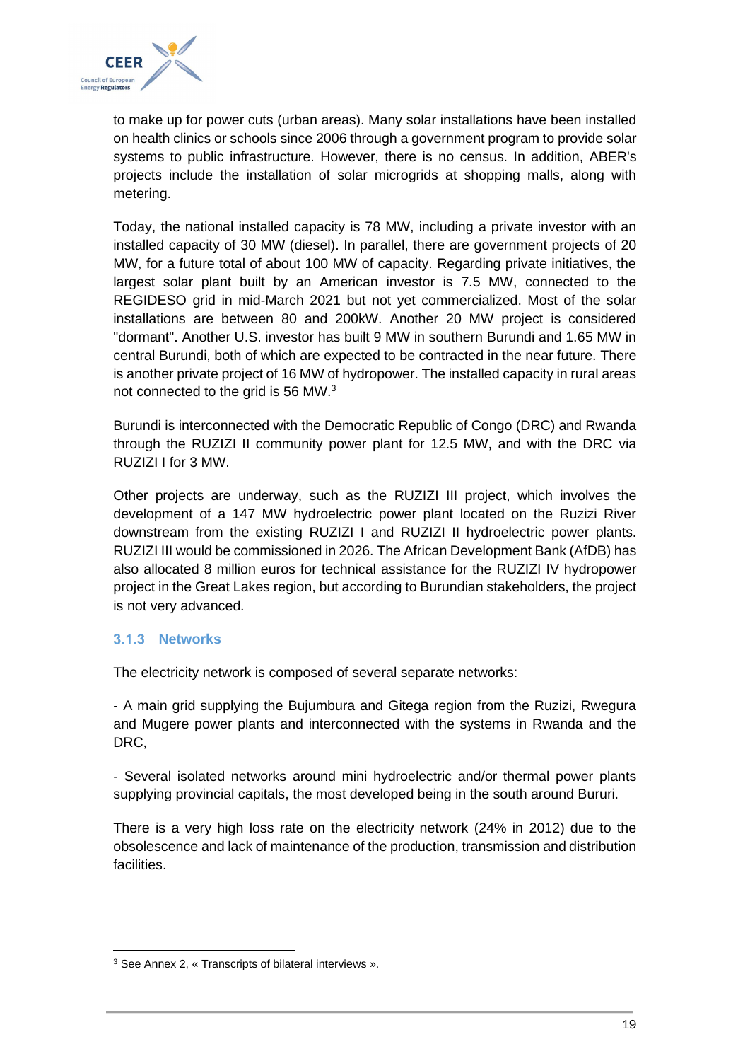to make up for power cuts (urban areas). Many solar installations have been installed on health clinics or schools since 2006 through a government program to provide solar systems to public infrastructure. However, there is no census. In addition, ABER's projects include the installation of solar microgrids at shopping malls, along with metering.

Today, the national installed capacity is 78 MW, including a private investor with an installed capacity of 30 MW (diesel). In parallel, there are government projects of 20 MW, for a future total of about 100 MW of capacity. Regarding private initiatives, the largest solar plant built by an American investor is 7.5 MW, connected to the REGIDESO grid in mid-March 2021 but not yet commercialized. Most of the solar installations are between 80 and 200kW. Another 20 MW project is considered "dormant". Another U.S. investor has built 9 MW in southern Burundi and 1.65 MW in central Burundi, both of which are expected to be contracted in the near future. There is another private project of 16 MW of hydropower. The installed capacity in rural areas not connected to the grid is 56 MW.[3]

Burundi is interconnected with the Democratic Republic of Congo (DRC) and Rwanda through the RUZIZI II community power plant for 12.5 MW, and with the DRC via RUZIZI I for 3 MW.

Other projects are underway, such as the RUZIZI III project, which involves the development of a 147 MW hydroelectric power plant located on the Ruzizi River downstream from the existing RUZIZI I and RUZIZI II hydroelectric power plants. RUZIZI III would be commissioned in 2026. The African Development Bank (AfDB) has also allocated 8 million euros for technical assistance for the RUZIZI IV hydropower project in the Great Lakes region, but according to Burundian stakeholders, the project is not very advanced.

### 3.1.3 Networks

The electricity network is composed of several separate networks:

- A main grid supplying the Bujumbura and Gitega region from the Ruzizi, Rwegura and Mugere power plants and interconnected with the systems in Rwanda and the DRC,

- Several isolated networks around mini hydroelectric and/or thermal power plants supplying provincial capitals, the most developed being in the south around Bururi.

There is a very high loss rate on the electricity network (24% in 2012) due to the obsolescence and lack of maintenance of the production, transmission and distribution facilities.

---

[3] See Annex 2, « Transcripts of bilateral interviews ».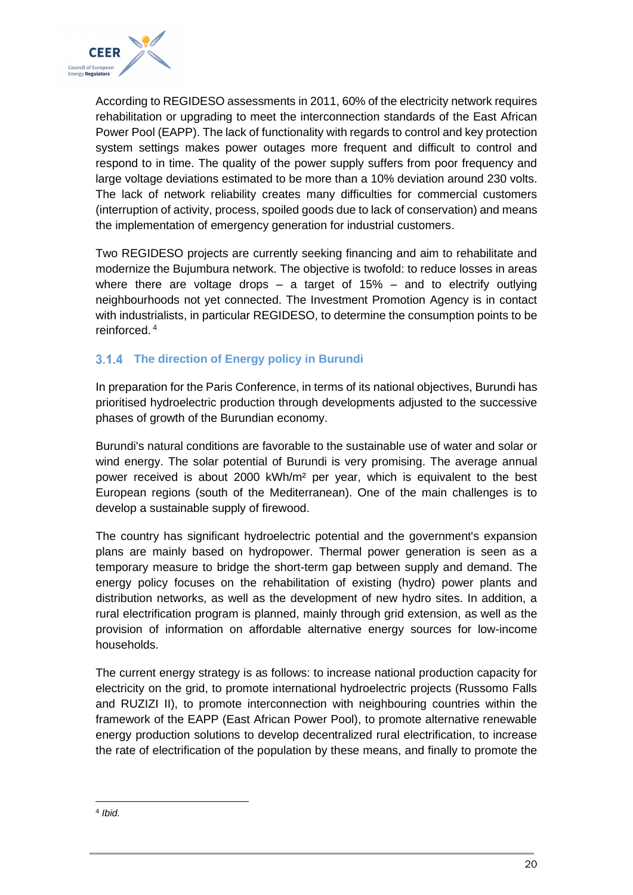According to REGIDESO assessments in 2011, 60% of the electricity network requires rehabilitation or upgrading to meet the interconnection standards of the East African Power Pool (EAPP). The lack of functionality with regards to control and key protection system settings makes power outages more frequent and difficult to control and respond to in time. The quality of the power supply suffers from poor frequency and large voltage deviations estimated to be more than a 10% deviation around 230 volts. The lack of network reliability creates many difficulties for commercial customers (interruption of activity, process, spoiled goods due to lack of conservation) and means the implementation of emergency generation for industrial customers.

Two REGIDESO projects are currently seeking financing and aim to rehabilitate and modernize the Bujumbura network. The objective is twofold: to reduce losses in areas where there are voltage drops – a target of 15% – and to electrify outlying neighbourhoods not yet connected. The Investment Promotion Agency is in contact with industrialists, in particular REGIDESO, to determine the consumption points to be reinforced. [4]

### 3.1.4 The direction of Energy policy in Burundi

In preparation for the Paris Conference, in terms of its national objectives, Burundi has prioritised hydroelectric production through developments adjusted to the successive phases of growth of the Burundian economy.

Burundi's natural conditions are favorable to the sustainable use of water and solar or wind energy. The solar potential of Burundi is very promising. The average annual power received is about 2000 kWh/m² per year, which is equivalent to the best European regions (south of the Mediterranean). One of the main challenges is to develop a sustainable supply of firewood.

The country has significant hydroelectric potential and the government's expansion plans are mainly based on hydropower. Thermal power generation is seen as a temporary measure to bridge the short-term gap between supply and demand. The energy policy focuses on the rehabilitation of existing (hydro) power plants and distribution networks, as well as the development of new hydro sites. In addition, a rural electrification program is planned, mainly through grid extension, as well as the provision of information on affordable alternative energy sources for low-income households.

The current energy strategy is as follows: to increase national production capacity for electricity on the grid, to promote international hydroelectric projects (Russomo Falls and RUZIZI II), to promote interconnection with neighbouring countries within the framework of the EAPP (East African Power Pool), to promote alternative renewable energy production solutions to develop decentralized rural electrification, to increase the rate of electrification of the population by these means, and finally to promote the

[4] *Ibid.*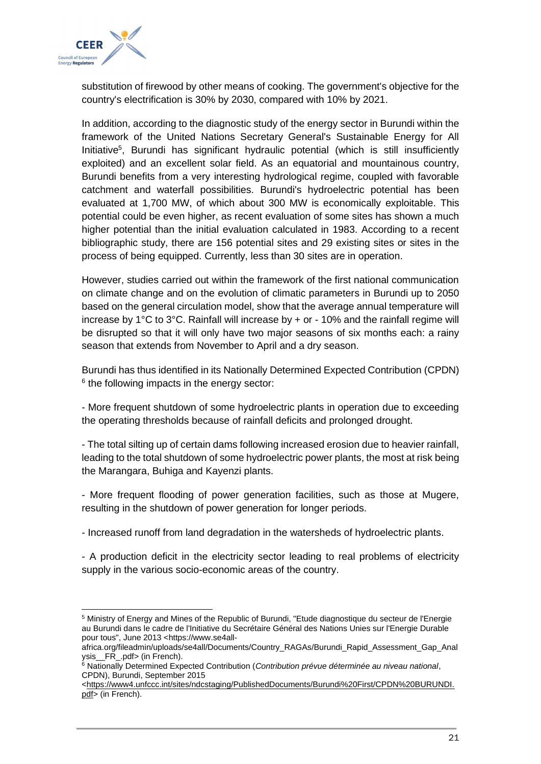substitution of firewood by other means of cooking. The government's objective for the country's electrification is 30% by 2030, compared with 10% by 2021.

In addition, according to the diagnostic study of the energy sector in Burundi within the framework of the United Nations Secretary General's Sustainable Energy for All Initiative[5], Burundi has significant hydraulic potential (which is still insufficiently exploited) and an excellent solar field. As an equatorial and mountainous country, Burundi benefits from a very interesting hydrological regime, coupled with favorable catchment and waterfall possibilities. Burundi's hydroelectric potential has been evaluated at 1,700 MW, of which about 300 MW is economically exploitable. This potential could be even higher, as recent evaluation of some sites has shown a much higher potential than the initial evaluation calculated in 1983. According to a recent bibliographic study, there are 156 potential sites and 29 existing sites or sites in the process of being equipped. Currently, less than 30 sites are in operation.

However, studies carried out within the framework of the first national communication on climate change and on the evolution of climatic parameters in Burundi up to 2050 based on the general circulation model, show that the average annual temperature will increase by 1°C to 3°C. Rainfall will increase by + or - 10% and the rainfall regime will be disrupted so that it will only have two major seasons of six months each: a rainy season that extends from November to April and a dry season.

Burundi has thus identified in its Nationally Determined Expected Contribution (CPDN) [6] the following impacts in the energy sector:

- More frequent shutdown of some hydroelectric plants in operation due to exceeding the operating thresholds because of rainfall deficits and prolonged drought.

- The total silting up of certain dams following increased erosion due to heavier rainfall, leading to the total shutdown of some hydroelectric power plants, the most at risk being the Marangara, Buhiga and Kayenzi plants.

- More frequent flooding of power generation facilities, such as those at Mugere, resulting in the shutdown of power generation for longer periods.

- Increased runoff from land degradation in the watersheds of hydroelectric plants.

- A production deficit in the electricity sector leading to real problems of electricity supply in the various socio-economic areas of the country.

---

[5] Ministry of Energy and Mines of the Republic of Burundi, "Etude diagnostique du secteur de l'Energie au Burundi dans le cadre de l'Initiative du Secrétaire Général des Nations Unies sur l'Energie Durable pour tous", June 2013 <https://www.se4all-africa.org/fileadmin/uploads/se4all/Documents/Country_RAGAs/Burundi_Rapid_Assessment_Gap_Analysis__FR_.pdf> (in French).

[6] Nationally Determined Expected Contribution (*Contribution prévue déterminée au niveau national*, CPDN), Burundi, September 2015 <https://www4.unfccc.int/sites/ndcstaging/PublishedDocuments/Burundi%20First/CPDN%20BURUNDI.pdf> (in French).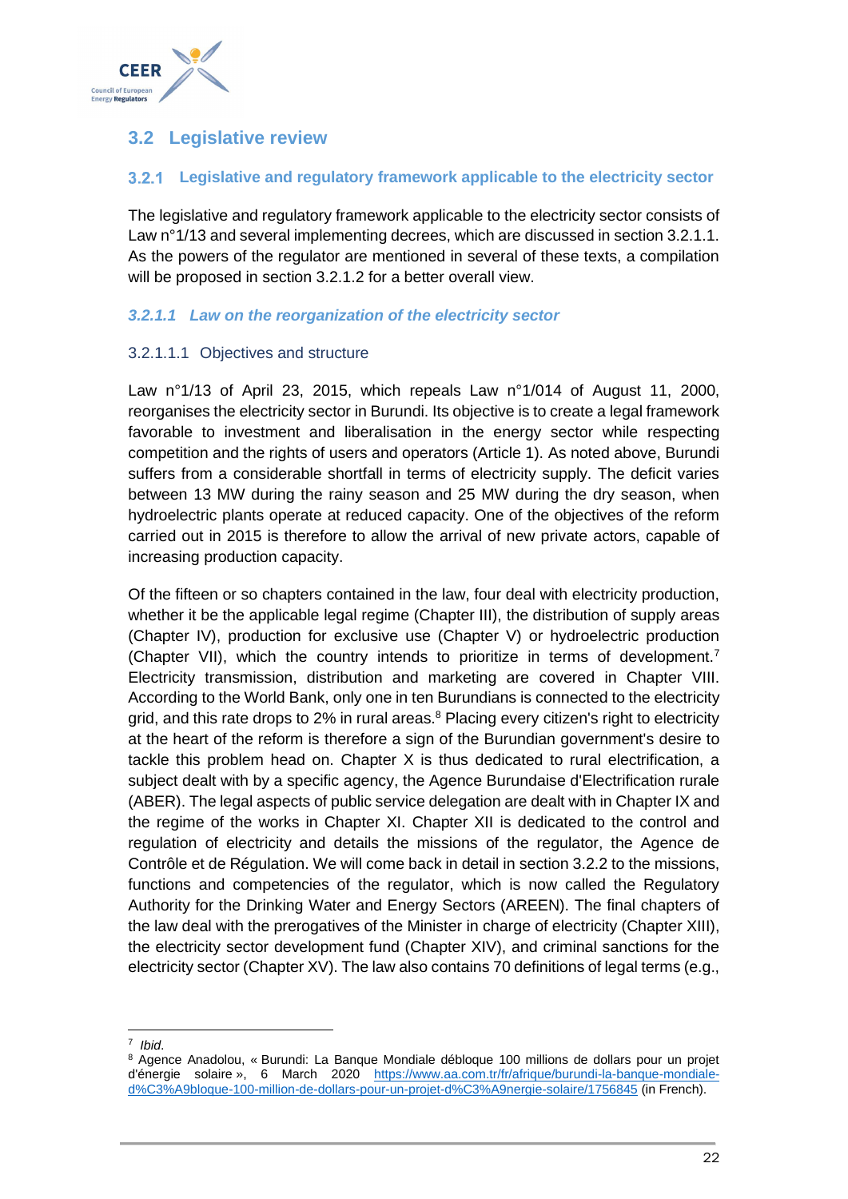## 3.2 Legislative review

### 3.2.1 Legislative and regulatory framework applicable to the electricity sector

The legislative and regulatory framework applicable to the electricity sector consists of Law n°1/13 and several implementing decrees, which are discussed in section 3.2.1.1. As the powers of the regulator are mentioned in several of these texts, a compilation will be proposed in section 3.2.1.2 for a better overall view.

#### *3.2.1.1 Law on the reorganization of the electricity sector*

##### 3.2.1.1.1 Objectives and structure

Law n°1/13 of April 23, 2015, which repeals Law n°1/014 of August 11, 2000, reorganises the electricity sector in Burundi. Its objective is to create a legal framework favorable to investment and liberalisation in the energy sector while respecting competition and the rights of users and operators (Article 1). As noted above, Burundi suffers from a considerable shortfall in terms of electricity supply. The deficit varies between 13 MW during the rainy season and 25 MW during the dry season, when hydroelectric plants operate at reduced capacity. One of the objectives of the reform carried out in 2015 is therefore to allow the arrival of new private actors, capable of increasing production capacity.

Of the fifteen or so chapters contained in the law, four deal with electricity production, whether it be the applicable legal regime (Chapter III), the distribution of supply areas (Chapter IV), production for exclusive use (Chapter V) or hydroelectric production (Chapter VII), which the country intends to prioritize in terms of development.[7] Electricity transmission, distribution and marketing are covered in Chapter VIII. According to the World Bank, only one in ten Burundians is connected to the electricity grid, and this rate drops to 2% in rural areas.[8] Placing every citizen's right to electricity at the heart of the reform is therefore a sign of the Burundian government's desire to tackle this problem head on. Chapter X is thus dedicated to rural electrification, a subject dealt with by a specific agency, the Agence Burundaise d'Electrification rurale (ABER). The legal aspects of public service delegation are dealt with in Chapter IX and the regime of the works in Chapter XI. Chapter XII is dedicated to the control and regulation of electricity and details the missions of the regulator, the Agence de Contrôle et de Régulation. We will come back in detail in section 3.2.2 to the missions, functions and competencies of the regulator, which is now called the Regulatory Authority for the Drinking Water and Energy Sectors (AREEN). The final chapters of the law deal with the prerogatives of the Minister in charge of electricity (Chapter XIII), the electricity sector development fund (Chapter XIV), and criminal sanctions for the electricity sector (Chapter XV). The law also contains 70 definitions of legal terms (e.g.,

---

[7] *Ibid.*

[8] Agence Anadolou, « Burundi: La Banque Mondiale débloque 100 millions de dollars pour un projet d'énergie solaire », 6 March 2020 https://www.aa.com.tr/fr/afrique/burundi-la-banque-mondiale-d%C3%A9bloque-100-million-de-dollars-pour-un-projet-d%C3%A9nergie-solaire/1756845 (in French).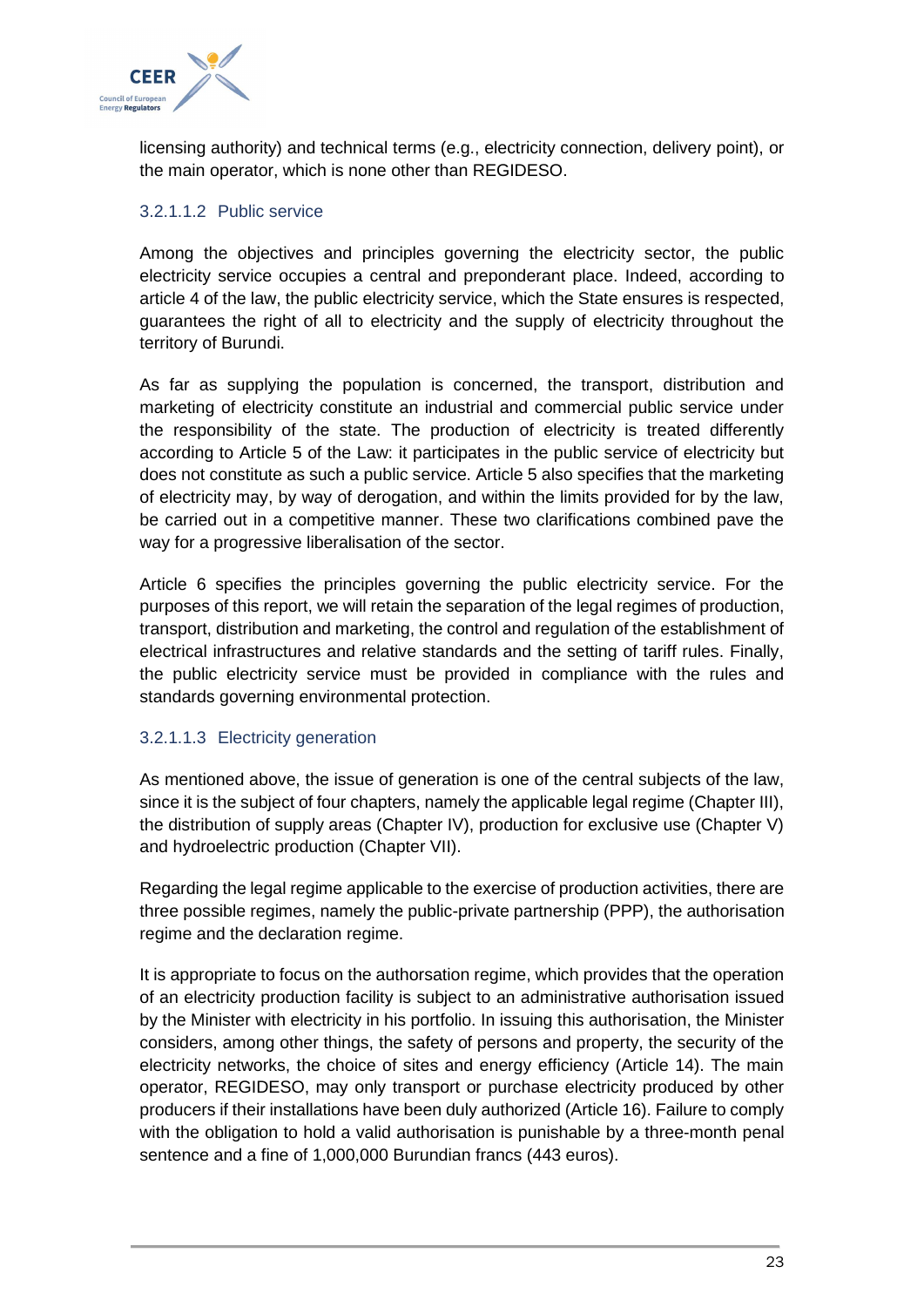licensing authority) and technical terms (e.g., electricity connection, delivery point), or the main operator, which is none other than REGIDESO.

#### 3.2.1.1.2 Public service

Among the objectives and principles governing the electricity sector, the public electricity service occupies a central and preponderant place. Indeed, according to article 4 of the law, the public electricity service, which the State ensures is respected, guarantees the right of all to electricity and the supply of electricity throughout the territory of Burundi.

As far as supplying the population is concerned, the transport, distribution and marketing of electricity constitute an industrial and commercial public service under the responsibility of the state. The production of electricity is treated differently according to Article 5 of the Law: it participates in the public service of electricity but does not constitute as such a public service. Article 5 also specifies that the marketing of electricity may, by way of derogation, and within the limits provided for by the law, be carried out in a competitive manner. These two clarifications combined pave the way for a progressive liberalisation of the sector.

Article 6 specifies the principles governing the public electricity service. For the purposes of this report, we will retain the separation of the legal regimes of production, transport, distribution and marketing, the control and regulation of the establishment of electrical infrastructures and relative standards and the setting of tariff rules. Finally, the public electricity service must be provided in compliance with the rules and standards governing environmental protection.

#### 3.2.1.1.3 Electricity generation

As mentioned above, the issue of generation is one of the central subjects of the law, since it is the subject of four chapters, namely the applicable legal regime (Chapter III), the distribution of supply areas (Chapter IV), production for exclusive use (Chapter V) and hydroelectric production (Chapter VII).

Regarding the legal regime applicable to the exercise of production activities, there are three possible regimes, namely the public-private partnership (PPP), the authorisation regime and the declaration regime.

It is appropriate to focus on the authorsation regime, which provides that the operation of an electricity production facility is subject to an administrative authorisation issued by the Minister with electricity in his portfolio. In issuing this authorisation, the Minister considers, among other things, the safety of persons and property, the security of the electricity networks, the choice of sites and energy efficiency (Article 14). The main operator, REGIDESO, may only transport or purchase electricity produced by other producers if their installations have been duly authorized (Article 16). Failure to comply with the obligation to hold a valid authorisation is punishable by a three-month penal sentence and a fine of 1,000,000 Burundian francs (443 euros).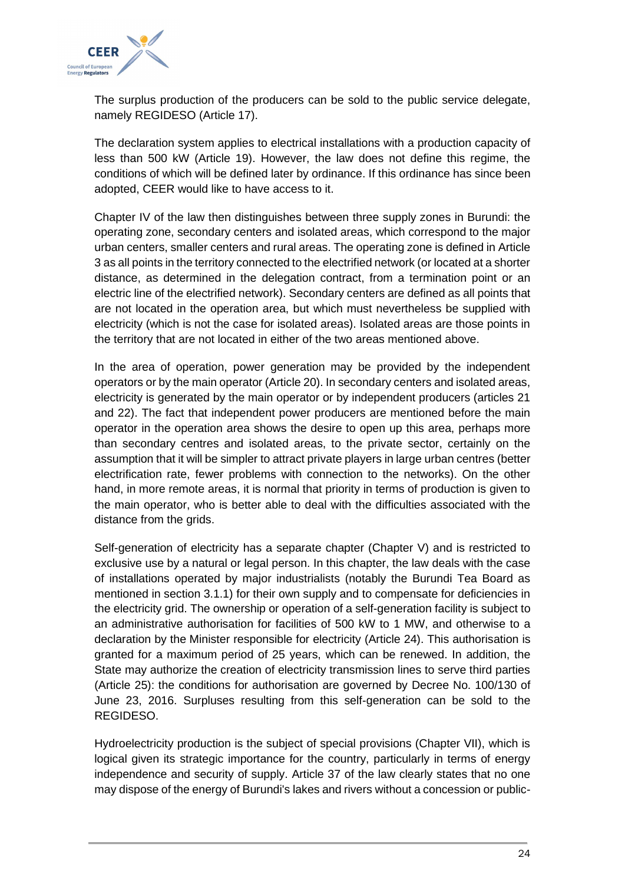The surplus production of the producers can be sold to the public service delegate, namely REGIDESO (Article 17).

The declaration system applies to electrical installations with a production capacity of less than 500 kW (Article 19). However, the law does not define this regime, the conditions of which will be defined later by ordinance. If this ordinance has since been adopted, CEER would like to have access to it.

Chapter IV of the law then distinguishes between three supply zones in Burundi: the operating zone, secondary centers and isolated areas, which correspond to the major urban centers, smaller centers and rural areas. The operating zone is defined in Article 3 as all points in the territory connected to the electrified network (or located at a shorter distance, as determined in the delegation contract, from a termination point or an electric line of the electrified network). Secondary centers are defined as all points that are not located in the operation area, but which must nevertheless be supplied with electricity (which is not the case for isolated areas). Isolated areas are those points in the territory that are not located in either of the two areas mentioned above.

In the area of operation, power generation may be provided by the independent operators or by the main operator (Article 20). In secondary centers and isolated areas, electricity is generated by the main operator or by independent producers (articles 21 and 22). The fact that independent power producers are mentioned before the main operator in the operation area shows the desire to open up this area, perhaps more than secondary centres and isolated areas, to the private sector, certainly on the assumption that it will be simpler to attract private players in large urban centres (better electrification rate, fewer problems with connection to the networks). On the other hand, in more remote areas, it is normal that priority in terms of production is given to the main operator, who is better able to deal with the difficulties associated with the distance from the grids.

Self-generation of electricity has a separate chapter (Chapter V) and is restricted to exclusive use by a natural or legal person. In this chapter, the law deals with the case of installations operated by major industrialists (notably the Burundi Tea Board as mentioned in section 3.1.1) for their own supply and to compensate for deficiencies in the electricity grid. The ownership or operation of a self-generation facility is subject to an administrative authorisation for facilities of 500 kW to 1 MW, and otherwise to a declaration by the Minister responsible for electricity (Article 24). This authorisation is granted for a maximum period of 25 years, which can be renewed. In addition, the State may authorize the creation of electricity transmission lines to serve third parties (Article 25): the conditions for authorisation are governed by Decree No. 100/130 of June 23, 2016. Surpluses resulting from this self-generation can be sold to the REGIDESO.

Hydroelectricity production is the subject of special provisions (Chapter VII), which is logical given its strategic importance for the country, particularly in terms of energy independence and security of supply. Article 37 of the law clearly states that no one may dispose of the energy of Burundi's lakes and rivers without a concession or public-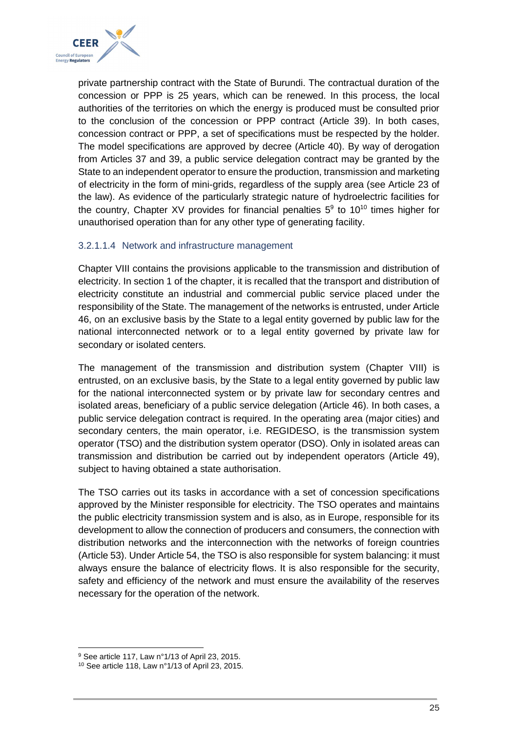private partnership contract with the State of Burundi. The contractual duration of the concession or PPP is 25 years, which can be renewed. In this process, the local authorities of the territories on which the energy is produced must be consulted prior to the conclusion of the concession or PPP contract (Article 39). In both cases, concession contract or PPP, a set of specifications must be respected by the holder. The model specifications are approved by decree (Article 40). By way of derogation from Articles 37 and 39, a public service delegation contract may be granted by the State to an independent operator to ensure the production, transmission and marketing of electricity in the form of mini-grids, regardless of the supply area (see Article 23 of the law). As evidence of the particularly strategic nature of hydroelectric facilities for the country, Chapter XV provides for financial penalties 5[9] to 10[10] times higher for unauthorised operation than for any other type of generating facility.

#### 3.2.1.1.4 Network and infrastructure management

Chapter VIII contains the provisions applicable to the transmission and distribution of electricity. In section 1 of the chapter, it is recalled that the transport and distribution of electricity constitute an industrial and commercial public service placed under the responsibility of the State. The management of the networks is entrusted, under Article 46, on an exclusive basis by the State to a legal entity governed by public law for the national interconnected network or to a legal entity governed by private law for secondary or isolated centers.

The management of the transmission and distribution system (Chapter VIII) is entrusted, on an exclusive basis, by the State to a legal entity governed by public law for the national interconnected system or by private law for secondary centres and isolated areas, beneficiary of a public service delegation (Article 46). In both cases, a public service delegation contract is required. In the operating area (major cities) and secondary centers, the main operator, i.e. REGIDESO, is the transmission system operator (TSO) and the distribution system operator (DSO). Only in isolated areas can transmission and distribution be carried out by independent operators (Article 49), subject to having obtained a state authorisation.

The TSO carries out its tasks in accordance with a set of concession specifications approved by the Minister responsible for electricity. The TSO operates and maintains the public electricity transmission system and is also, as in Europe, responsible for its development to allow the connection of producers and consumers, the connection with distribution networks and the interconnection with the networks of foreign countries (Article 53). Under Article 54, the TSO is also responsible for system balancing: it must always ensure the balance of electricity flows. It is also responsible for the security, safety and efficiency of the network and must ensure the availability of the reserves necessary for the operation of the network.

---

[9] See article 117, Law n°1/13 of April 23, 2015.

[10] See article 118, Law n°1/13 of April 23, 2015.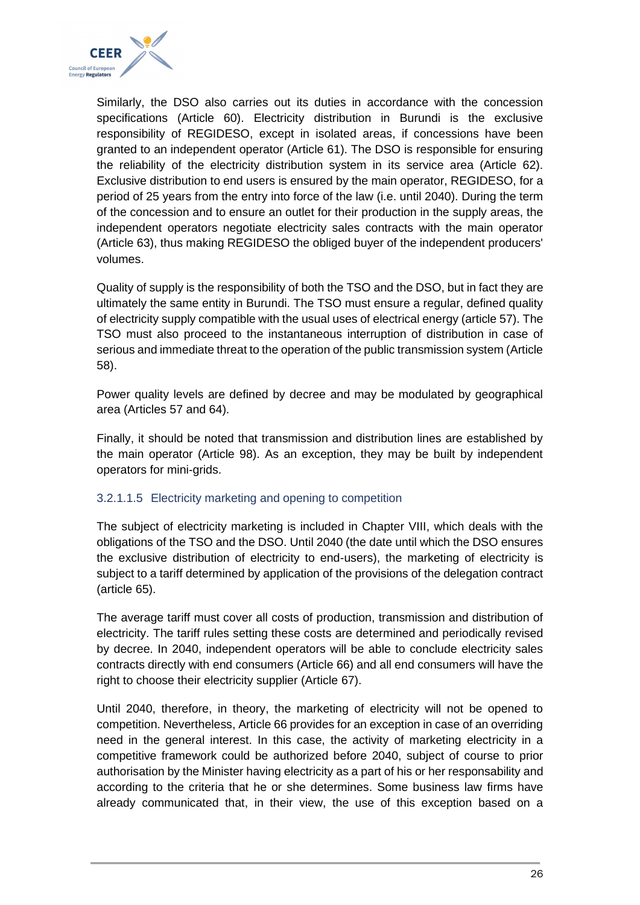Similarly, the DSO also carries out its duties in accordance with the concession specifications (Article 60). Electricity distribution in Burundi is the exclusive responsibility of REGIDESO, except in isolated areas, if concessions have been granted to an independent operator (Article 61). The DSO is responsible for ensuring the reliability of the electricity distribution system in its service area (Article 62). Exclusive distribution to end users is ensured by the main operator, REGIDESO, for a period of 25 years from the entry into force of the law (i.e. until 2040). During the term of the concession and to ensure an outlet for their production in the supply areas, the independent operators negotiate electricity sales contracts with the main operator (Article 63), thus making REGIDESO the obliged buyer of the independent producers' volumes.

Quality of supply is the responsibility of both the TSO and the DSO, but in fact they are ultimately the same entity in Burundi. The TSO must ensure a regular, defined quality of electricity supply compatible with the usual uses of electrical energy (article 57). The TSO must also proceed to the instantaneous interruption of distribution in case of serious and immediate threat to the operation of the public transmission system (Article 58).

Power quality levels are defined by decree and may be modulated by geographical area (Articles 57 and 64).

Finally, it should be noted that transmission and distribution lines are established by the main operator (Article 98). As an exception, they may be built by independent operators for mini-grids.

##### 3.2.1.1.5 Electricity marketing and opening to competition

The subject of electricity marketing is included in Chapter VIII, which deals with the obligations of the TSO and the DSO. Until 2040 (the date until which the DSO ensures the exclusive distribution of electricity to end-users), the marketing of electricity is subject to a tariff determined by application of the provisions of the delegation contract (article 65).

The average tariff must cover all costs of production, transmission and distribution of electricity. The tariff rules setting these costs are determined and periodically revised by decree. In 2040, independent operators will be able to conclude electricity sales contracts directly with end consumers (Article 66) and all end consumers will have the right to choose their electricity supplier (Article 67).

Until 2040, therefore, in theory, the marketing of electricity will not be opened to competition. Nevertheless, Article 66 provides for an exception in case of an overriding need in the general interest. In this case, the activity of marketing electricity in a competitive framework could be authorized before 2040, subject of course to prior authorisation by the Minister having electricity as a part of his or her responsability and according to the criteria that he or she determines. Some business law firms have already communicated that, in their view, the use of this exception based on a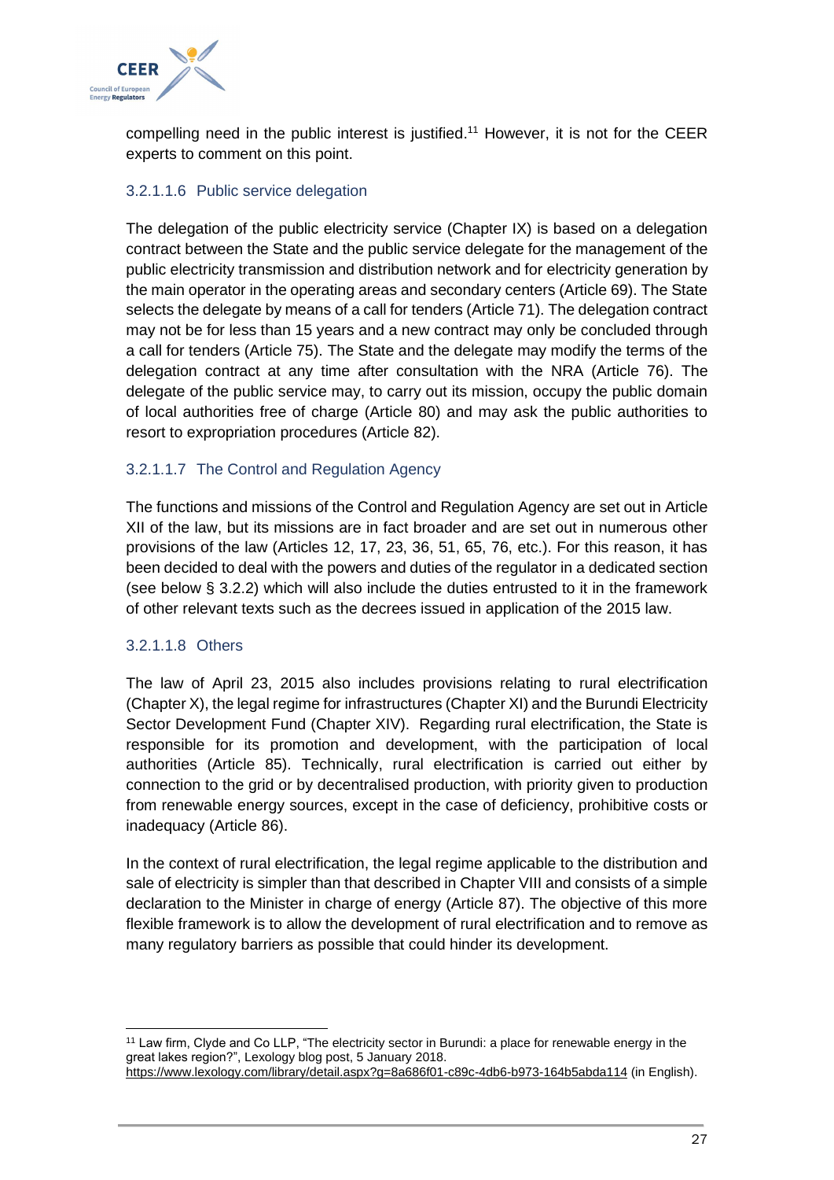compelling need in the public interest is justified.[11] However, it is not for the CEER experts to comment on this point.

#### 3.2.1.1.6 Public service delegation

The delegation of the public electricity service (Chapter IX) is based on a delegation contract between the State and the public service delegate for the management of the public electricity transmission and distribution network and for electricity generation by the main operator in the operating areas and secondary centers (Article 69). The State selects the delegate by means of a call for tenders (Article 71). The delegation contract may not be for less than 15 years and a new contract may only be concluded through a call for tenders (Article 75). The State and the delegate may modify the terms of the delegation contract at any time after consultation with the NRA (Article 76). The delegate of the public service may, to carry out its mission, occupy the public domain of local authorities free of charge (Article 80) and may ask the public authorities to resort to expropriation procedures (Article 82).

#### 3.2.1.1.7 The Control and Regulation Agency

The functions and missions of the Control and Regulation Agency are set out in Article XII of the law, but its missions are in fact broader and are set out in numerous other provisions of the law (Articles 12, 17, 23, 36, 51, 65, 76, etc.). For this reason, it has been decided to deal with the powers and duties of the regulator in a dedicated section (see below § 3.2.2) which will also include the duties entrusted to it in the framework of other relevant texts such as the decrees issued in application of the 2015 law.

#### 3.2.1.1.8 Others

The law of April 23, 2015 also includes provisions relating to rural electrification (Chapter X), the legal regime for infrastructures (Chapter XI) and the Burundi Electricity Sector Development Fund (Chapter XIV). Regarding rural electrification, the State is responsible for its promotion and development, with the participation of local authorities (Article 85). Technically, rural electrification is carried out either by connection to the grid or by decentralised production, with priority given to production from renewable energy sources, except in the case of deficiency, prohibitive costs or inadequacy (Article 86).

In the context of rural electrification, the legal regime applicable to the distribution and sale of electricity is simpler than that described in Chapter VIII and consists of a simple declaration to the Minister in charge of energy (Article 87). The objective of this more flexible framework is to allow the development of rural electrification and to remove as many regulatory barriers as possible that could hinder its development.

---

[11] Law firm, Clyde and Co LLP, "The electricity sector in Burundi: a place for renewable energy in the great lakes region?", Lexology blog post, 5 January 2018. https://www.lexology.com/library/detail.aspx?g=8a686f01-c89c-4db6-b973-164b5abda114 (in English).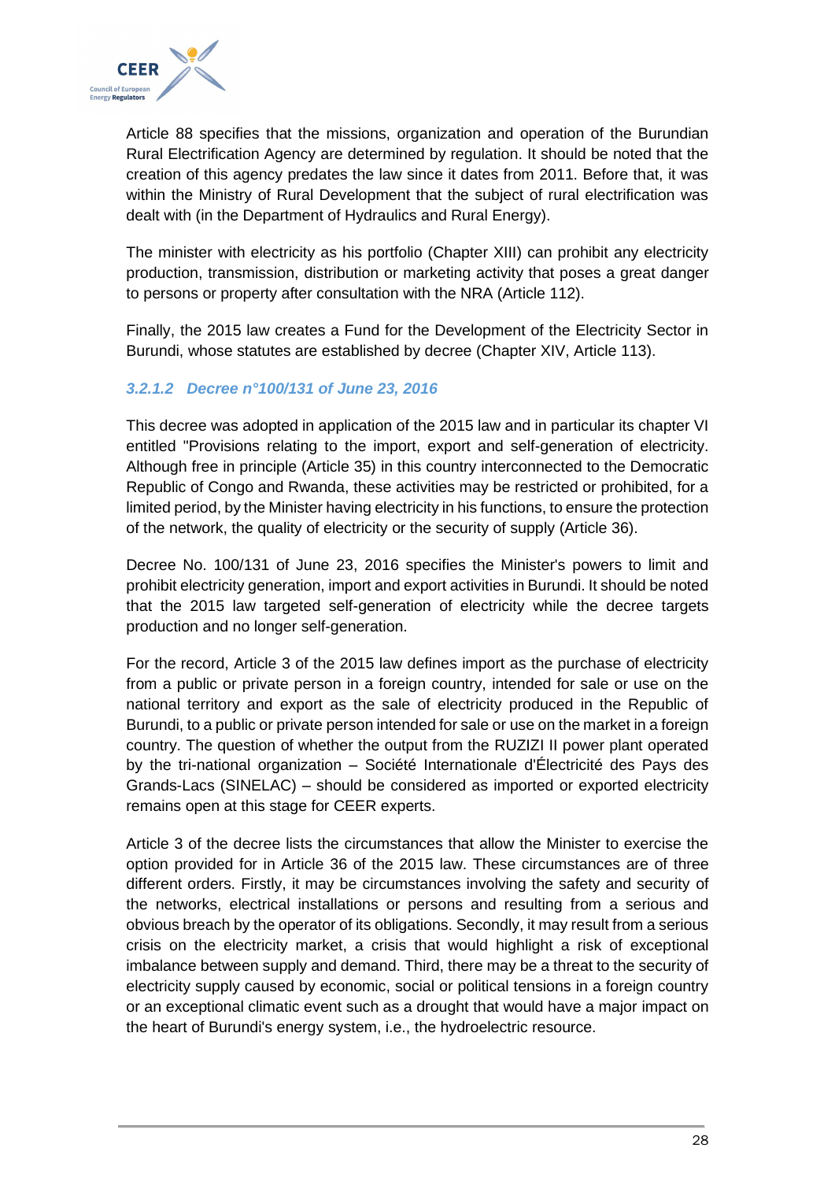Article 88 specifies that the missions, organization and operation of the Burundian Rural Electrification Agency are determined by regulation. It should be noted that the creation of this agency predates the law since it dates from 2011. Before that, it was within the Ministry of Rural Development that the subject of rural electrification was dealt with (in the Department of Hydraulics and Rural Energy).

The minister with electricity as his portfolio (Chapter XIII) can prohibit any electricity production, transmission, distribution or marketing activity that poses a great danger to persons or property after consultation with the NRA (Article 112).

Finally, the 2015 law creates a Fund for the Development of the Electricity Sector in Burundi, whose statutes are established by decree (Chapter XIV, Article 113).

#### *3.2.1.2 Decree n°100/131 of June 23, 2016*

This decree was adopted in application of the 2015 law and in particular its chapter VI entitled "Provisions relating to the import, export and self-generation of electricity. Although free in principle (Article 35) in this country interconnected to the Democratic Republic of Congo and Rwanda, these activities may be restricted or prohibited, for a limited period, by the Minister having electricity in his functions, to ensure the protection of the network, the quality of electricity or the security of supply (Article 36).

Decree No. 100/131 of June 23, 2016 specifies the Minister's powers to limit and prohibit electricity generation, import and export activities in Burundi. It should be noted that the 2015 law targeted self-generation of electricity while the decree targets production and no longer self-generation.

For the record, Article 3 of the 2015 law defines import as the purchase of electricity from a public or private person in a foreign country, intended for sale or use on the national territory and export as the sale of electricity produced in the Republic of Burundi, to a public or private person intended for sale or use on the market in a foreign country. The question of whether the output from the RUZIZI II power plant operated by the tri-national organization – Société Internationale d'Électricité des Pays des Grands-Lacs (SINELAC) – should be considered as imported or exported electricity remains open at this stage for CEER experts.

Article 3 of the decree lists the circumstances that allow the Minister to exercise the option provided for in Article 36 of the 2015 law. These circumstances are of three different orders. Firstly, it may be circumstances involving the safety and security of the networks, electrical installations or persons and resulting from a serious and obvious breach by the operator of its obligations. Secondly, it may result from a serious crisis on the electricity market, a crisis that would highlight a risk of exceptional imbalance between supply and demand. Third, there may be a threat to the security of electricity supply caused by economic, social or political tensions in a foreign country or an exceptional climatic event such as a drought that would have a major impact on the heart of Burundi's energy system, i.e., the hydroelectric resource.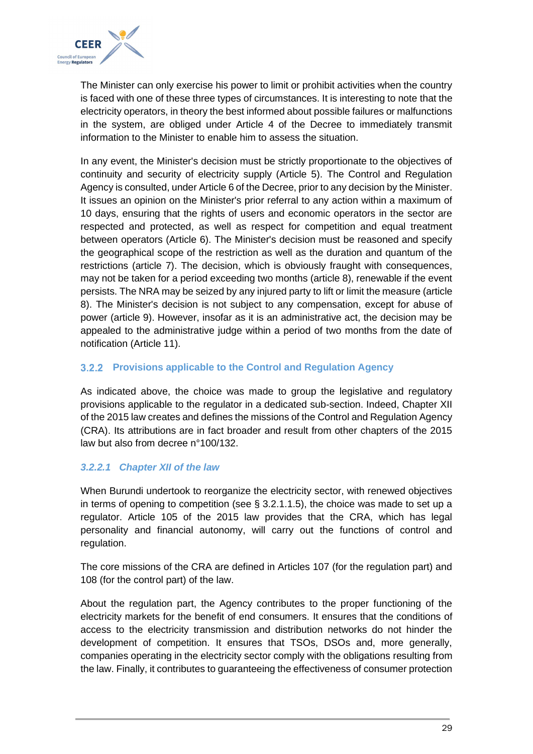The Minister can only exercise his power to limit or prohibit activities when the country is faced with one of these three types of circumstances. It is interesting to note that the electricity operators, in theory the best informed about possible failures or malfunctions in the system, are obliged under Article 4 of the Decree to immediately transmit information to the Minister to enable him to assess the situation.

In any event, the Minister's decision must be strictly proportionate to the objectives of continuity and security of electricity supply (Article 5). The Control and Regulation Agency is consulted, under Article 6 of the Decree, prior to any decision by the Minister. It issues an opinion on the Minister's prior referral to any action within a maximum of 10 days, ensuring that the rights of users and economic operators in the sector are respected and protected, as well as respect for competition and equal treatment between operators (Article 6). The Minister's decision must be reasoned and specify the geographical scope of the restriction as well as the duration and quantum of the restrictions (article 7). The decision, which is obviously fraught with consequences, may not be taken for a period exceeding two months (article 8), renewable if the event persists. The NRA may be seized by any injured party to lift or limit the measure (article 8). The Minister's decision is not subject to any compensation, except for abuse of power (article 9). However, insofar as it is an administrative act, the decision may be appealed to the administrative judge within a period of two months from the date of notification (Article 11).

### 3.2.2 Provisions applicable to the Control and Regulation Agency

As indicated above, the choice was made to group the legislative and regulatory provisions applicable to the regulator in a dedicated sub-section. Indeed, Chapter XII of the 2015 law creates and defines the missions of the Control and Regulation Agency (CRA). Its attributions are in fact broader and result from other chapters of the 2015 law but also from decree n°100/132.

#### *3.2.2.1 Chapter XII of the law*

When Burundi undertook to reorganize the electricity sector, with renewed objectives in terms of opening to competition (see § 3.2.1.1.5), the choice was made to set up a regulator. Article 105 of the 2015 law provides that the CRA, which has legal personality and financial autonomy, will carry out the functions of control and regulation.

The core missions of the CRA are defined in Articles 107 (for the regulation part) and 108 (for the control part) of the law.

About the regulation part, the Agency contributes to the proper functioning of the electricity markets for the benefit of end consumers. It ensures that the conditions of access to the electricity transmission and distribution networks do not hinder the development of competition. It ensures that TSOs, DSOs and, more generally, companies operating in the electricity sector comply with the obligations resulting from the law. Finally, it contributes to guaranteeing the effectiveness of consumer protection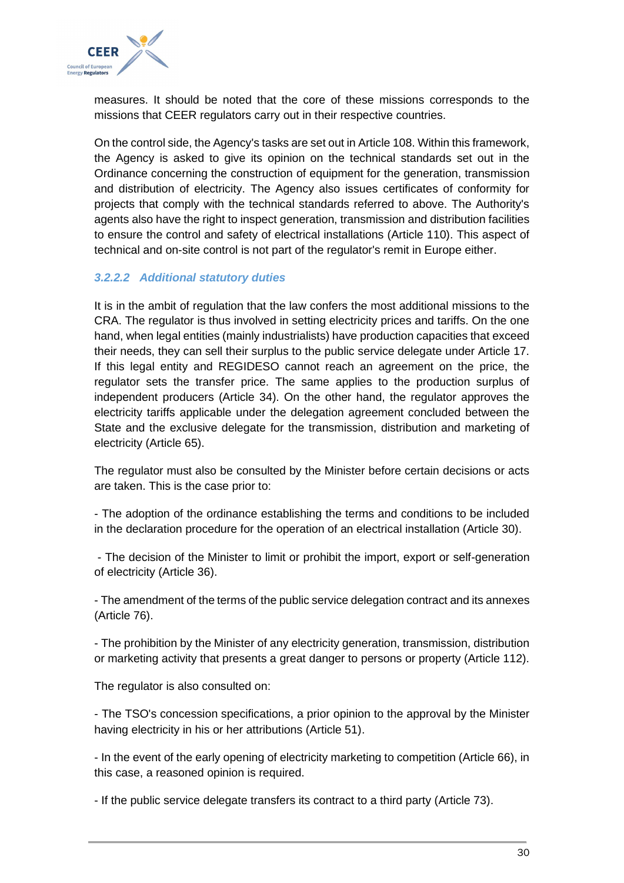measures. It should be noted that the core of these missions corresponds to the missions that CEER regulators carry out in their respective countries.

On the control side, the Agency's tasks are set out in Article 108. Within this framework, the Agency is asked to give its opinion on the technical standards set out in the Ordinance concerning the construction of equipment for the generation, transmission and distribution of electricity. The Agency also issues certificates of conformity for projects that comply with the technical standards referred to above. The Authority's agents also have the right to inspect generation, transmission and distribution facilities to ensure the control and safety of electrical installations (Article 110). This aspect of technical and on-site control is not part of the regulator's remit in Europe either.

#### *3.2.2.2 Additional statutory duties*

It is in the ambit of regulation that the law confers the most additional missions to the CRA. The regulator is thus involved in setting electricity prices and tariffs. On the one hand, when legal entities (mainly industrialists) have production capacities that exceed their needs, they can sell their surplus to the public service delegate under Article 17. If this legal entity and REGIDESO cannot reach an agreement on the price, the regulator sets the transfer price. The same applies to the production surplus of independent producers (Article 34). On the other hand, the regulator approves the electricity tariffs applicable under the delegation agreement concluded between the State and the exclusive delegate for the transmission, distribution and marketing of electricity (Article 65).

The regulator must also be consulted by the Minister before certain decisions or acts are taken. This is the case prior to:

- The adoption of the ordinance establishing the terms and conditions to be included in the declaration procedure for the operation of an electrical installation (Article 30).

- The decision of the Minister to limit or prohibit the import, export or self-generation of electricity (Article 36).

- The amendment of the terms of the public service delegation contract and its annexes (Article 76).

- The prohibition by the Minister of any electricity generation, transmission, distribution or marketing activity that presents a great danger to persons or property (Article 112).

The regulator is also consulted on:

- The TSO's concession specifications, a prior opinion to the approval by the Minister having electricity in his or her attributions (Article 51).

- In the event of the early opening of electricity marketing to competition (Article 66), in this case, a reasoned opinion is required.

- If the public service delegate transfers its contract to a third party (Article 73).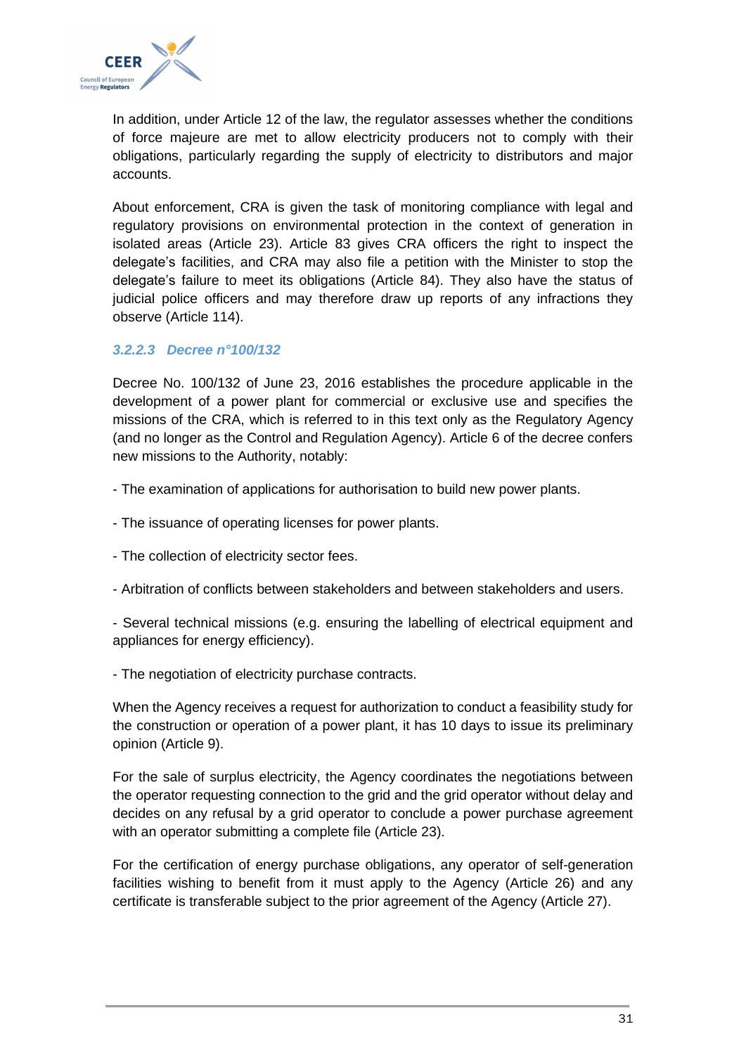In addition, under Article 12 of the law, the regulator assesses whether the conditions of force majeure are met to allow electricity producers not to comply with their obligations, particularly regarding the supply of electricity to distributors and major accounts.

About enforcement, CRA is given the task of monitoring compliance with legal and regulatory provisions on environmental protection in the context of generation in isolated areas (Article 23). Article 83 gives CRA officers the right to inspect the delegate's facilities, and CRA may also file a petition with the Minister to stop the delegate's failure to meet its obligations (Article 84). They also have the status of judicial police officers and may therefore draw up reports of any infractions they observe (Article 114).

#### *3.2.2.3 Decree n°100/132*

Decree No. 100/132 of June 23, 2016 establishes the procedure applicable in the development of a power plant for commercial or exclusive use and specifies the missions of the CRA, which is referred to in this text only as the Regulatory Agency (and no longer as the Control and Regulation Agency). Article 6 of the decree confers new missions to the Authority, notably:

- The examination of applications for authorisation to build new power plants.
- The issuance of operating licenses for power plants.
- The collection of electricity sector fees.
- Arbitration of conflicts between stakeholders and between stakeholders and users.
- Several technical missions (e.g. ensuring the labelling of electrical equipment and appliances for energy efficiency).
- The negotiation of electricity purchase contracts.

When the Agency receives a request for authorization to conduct a feasibility study for the construction or operation of a power plant, it has 10 days to issue its preliminary opinion (Article 9).

For the sale of surplus electricity, the Agency coordinates the negotiations between the operator requesting connection to the grid and the grid operator without delay and decides on any refusal by a grid operator to conclude a power purchase agreement with an operator submitting a complete file (Article 23).

For the certification of energy purchase obligations, any operator of self-generation facilities wishing to benefit from it must apply to the Agency (Article 26) and any certificate is transferable subject to the prior agreement of the Agency (Article 27).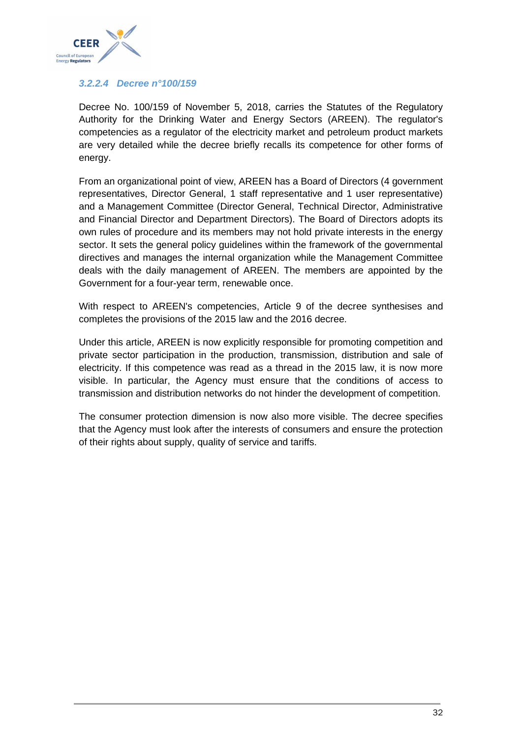#### 3.2.2.4 Decree n°100/159

Decree No. 100/159 of November 5, 2018, carries the Statutes of the Regulatory Authority for the Drinking Water and Energy Sectors (AREEN). The regulator's competencies as a regulator of the electricity market and petroleum product markets are very detailed while the decree briefly recalls its competence for other forms of energy.

From an organizational point of view, AREEN has a Board of Directors (4 government representatives, Director General, 1 staff representative and 1 user representative) and a Management Committee (Director General, Technical Director, Administrative and Financial Director and Department Directors). The Board of Directors adopts its own rules of procedure and its members may not hold private interests in the energy sector. It sets the general policy guidelines within the framework of the governmental directives and manages the internal organization while the Management Committee deals with the daily management of AREEN. The members are appointed by the Government for a four-year term, renewable once.

With respect to AREEN's competencies, Article 9 of the decree synthesises and completes the provisions of the 2015 law and the 2016 decree.

Under this article, AREEN is now explicitly responsible for promoting competition and private sector participation in the production, transmission, distribution and sale of electricity. If this competence was read as a thread in the 2015 law, it is now more visible. In particular, the Agency must ensure that the conditions of access to transmission and distribution networks do not hinder the development of competition.

The consumer protection dimension is now also more visible. The decree specifies that the Agency must look after the interests of consumers and ensure the protection of their rights about supply, quality of service and tariffs.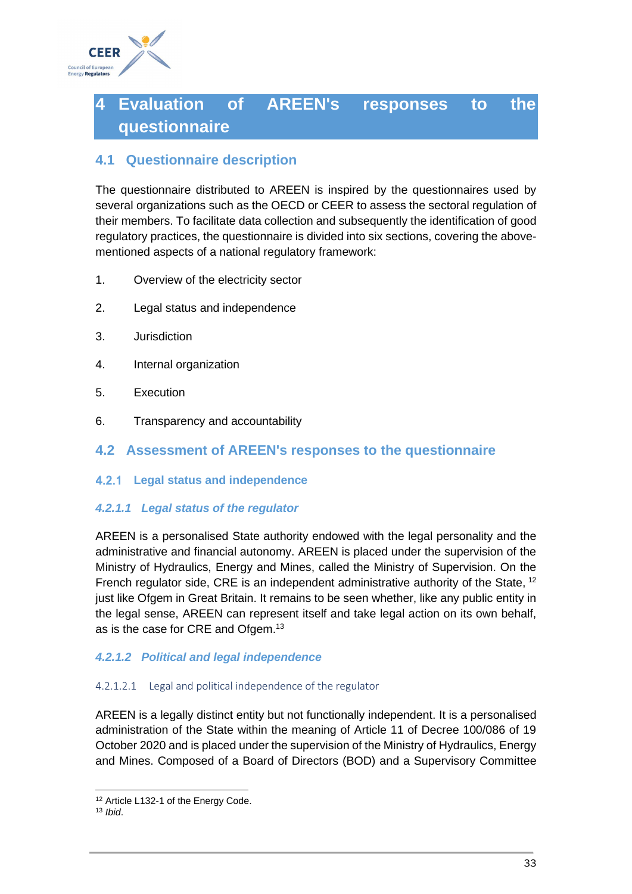# 4 Evaluation of AREEN's responses to the questionnaire

## 4.1 Questionnaire description

The questionnaire distributed to AREEN is inspired by the questionnaires used by several organizations such as the OECD or CEER to assess the sectoral regulation of their members. To facilitate data collection and subsequently the identification of good regulatory practices, the questionnaire is divided into six sections, covering the above-mentioned aspects of a national regulatory framework:

1. Overview of the electricity sector
2. Legal status and independence
3. Jurisdiction
4. Internal organization
5. Execution
6. Transparency and accountability

## 4.2 Assessment of AREEN's responses to the questionnaire

### 4.2.1 Legal status and independence

#### *4.2.1.1 Legal status of the regulator*

AREEN is a personalised State authority endowed with the legal personality and the administrative and financial autonomy. AREEN is placed under the supervision of the Ministry of Hydraulics, Energy and Mines, called the Ministry of Supervision. On the French regulator side, CRE is an independent administrative authority of the State, [12] just like Ofgem in Great Britain. It remains to be seen whether, like any public entity in the legal sense, AREEN can represent itself and take legal action on its own behalf, as is the case for CRE and Ofgem.[13]

#### *4.2.1.2 Political and legal independence*

##### 4.2.1.2.1 Legal and political independence of the regulator

AREEN is a legally distinct entity but not functionally independent. It is a personalised administration of the State within the meaning of Article 11 of Decree 100/086 of 19 October 2020 and is placed under the supervision of the Ministry of Hydraulics, Energy and Mines. Composed of a Board of Directors (BOD) and a Supervisory Committee

---

[12] Article L132-1 of the Energy Code.

[13] *Ibid*.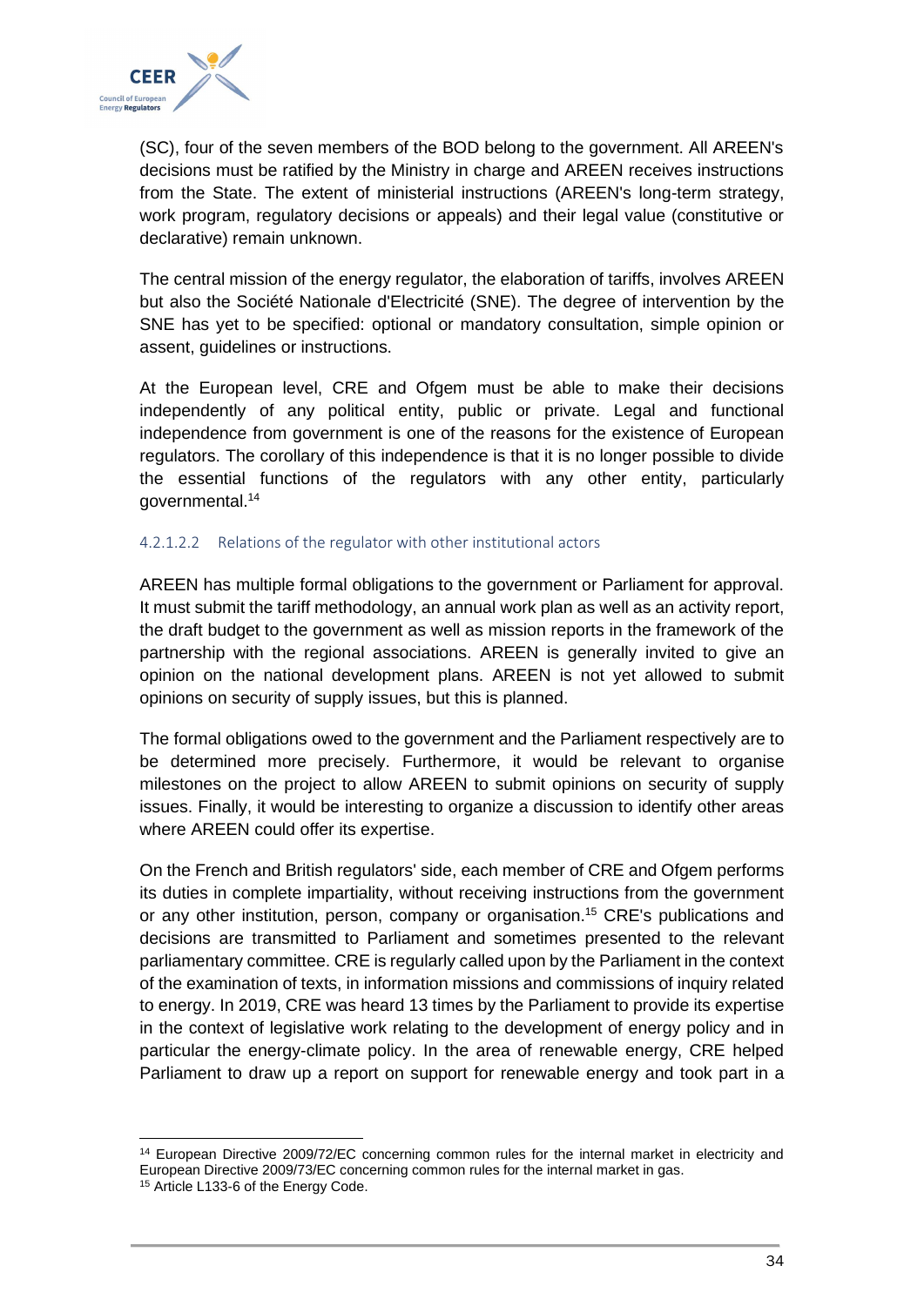(SC), four of the seven members of the BOD belong to the government. All AREEN's decisions must be ratified by the Ministry in charge and AREEN receives instructions from the State. The extent of ministerial instructions (AREEN's long-term strategy, work program, regulatory decisions or appeals) and their legal value (constitutive or declarative) remain unknown.

The central mission of the energy regulator, the elaboration of tariffs, involves AREEN but also the Société Nationale d'Electricité (SNE). The degree of intervention by the SNE has yet to be specified: optional or mandatory consultation, simple opinion or assent, guidelines or instructions.

At the European level, CRE and Ofgem must be able to make their decisions independently of any political entity, public or private. Legal and functional independence from government is one of the reasons for the existence of European regulators. The corollary of this independence is that it is no longer possible to divide the essential functions of the regulators with any other entity, particularly governmental.[14]

##### 4.2.1.2.2 Relations of the regulator with other institutional actors

AREEN has multiple formal obligations to the government or Parliament for approval. It must submit the tariff methodology, an annual work plan as well as an activity report, the draft budget to the government as well as mission reports in the framework of the partnership with the regional associations. AREEN is generally invited to give an opinion on the national development plans. AREEN is not yet allowed to submit opinions on security of supply issues, but this is planned.

The formal obligations owed to the government and the Parliament respectively are to be determined more precisely. Furthermore, it would be relevant to organise milestones on the project to allow AREEN to submit opinions on security of supply issues. Finally, it would be interesting to organize a discussion to identify other areas where AREEN could offer its expertise.

On the French and British regulators' side, each member of CRE and Ofgem performs its duties in complete impartiality, without receiving instructions from the government or any other institution, person, company or organisation.[15] CRE's publications and decisions are transmitted to Parliament and sometimes presented to the relevant parliamentary committee. CRE is regularly called upon by the Parliament in the context of the examination of texts, in information missions and commissions of inquiry related to energy. In 2019, CRE was heard 13 times by the Parliament to provide its expertise in the context of legislative work relating to the development of energy policy and in particular the energy-climate policy. In the area of renewable energy, CRE helped Parliament to draw up a report on support for renewable energy and took part in a

---

[14] European Directive 2009/72/EC concerning common rules for the internal market in electricity and European Directive 2009/73/EC concerning common rules for the internal market in gas.

[15] Article L133-6 of the Energy Code.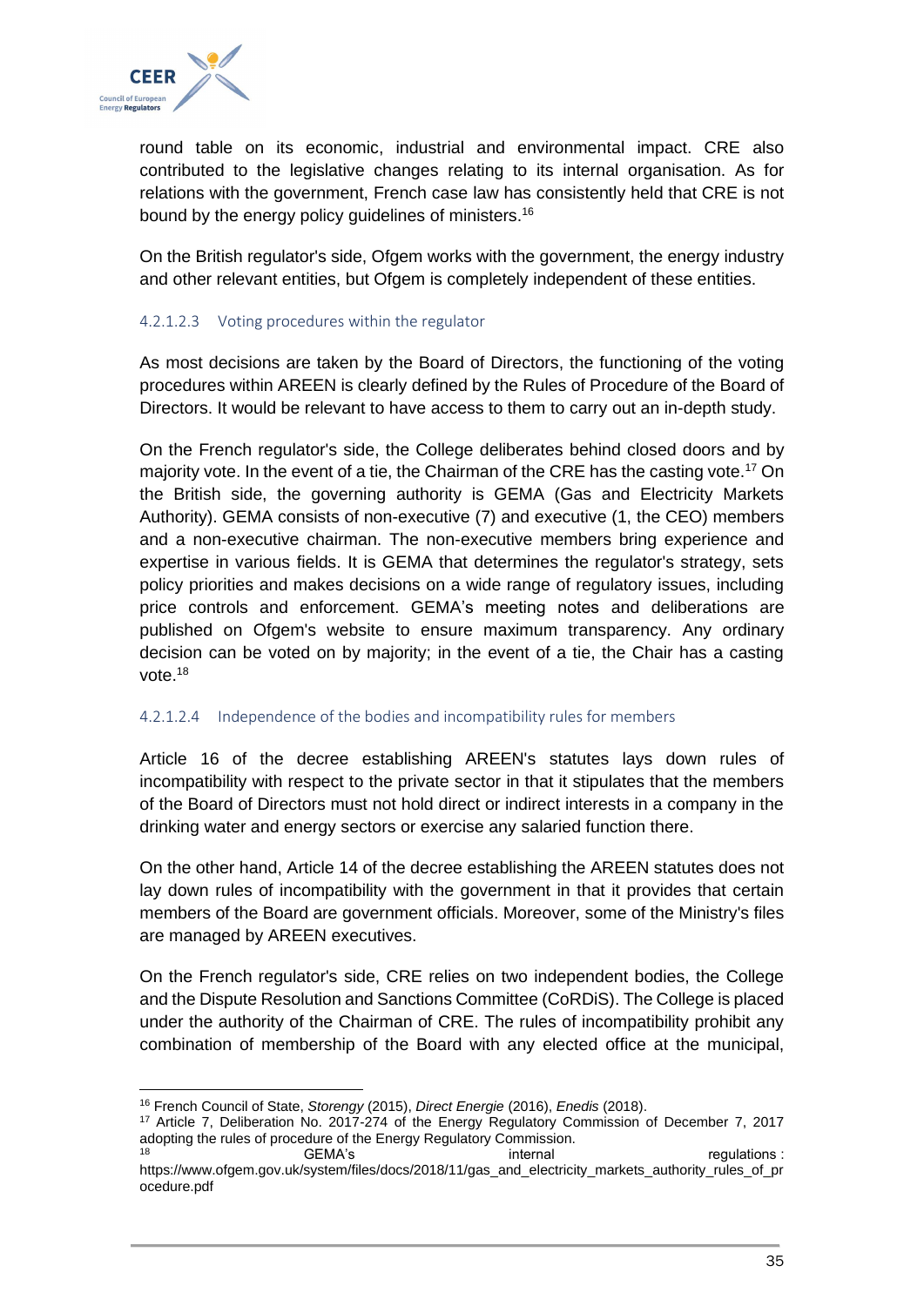round table on its economic, industrial and environmental impact. CRE also contributed to the legislative changes relating to its internal organisation. As for relations with the government, French case law has consistently held that CRE is not bound by the energy policy guidelines of ministers.[16]

On the British regulator's side, Ofgem works with the government, the energy industry and other relevant entities, but Ofgem is completely independent of these entities.

##### 4.2.1.2.3 Voting procedures within the regulator

As most decisions are taken by the Board of Directors, the functioning of the voting procedures within AREEN is clearly defined by the Rules of Procedure of the Board of Directors. It would be relevant to have access to them to carry out an in-depth study.

On the French regulator's side, the College deliberates behind closed doors and by majority vote. In the event of a tie, the Chairman of the CRE has the casting vote.[17] On the British side, the governing authority is GEMA (Gas and Electricity Markets Authority). GEMA consists of non-executive (7) and executive (1, the CEO) members and a non-executive chairman. The non-executive members bring experience and expertise in various fields. It is GEMA that determines the regulator's strategy, sets policy priorities and makes decisions on a wide range of regulatory issues, including price controls and enforcement. GEMA's meeting notes and deliberations are published on Ofgem's website to ensure maximum transparency. Any ordinary decision can be voted on by majority; in the event of a tie, the Chair has a casting vote.[18]

##### 4.2.1.2.4 Independence of the bodies and incompatibility rules for members

Article 16 of the decree establishing AREEN's statutes lays down rules of incompatibility with respect to the private sector in that it stipulates that the members of the Board of Directors must not hold direct or indirect interests in a company in the drinking water and energy sectors or exercise any salaried function there.

On the other hand, Article 14 of the decree establishing the AREEN statutes does not lay down rules of incompatibility with the government in that it provides that certain members of the Board are government officials. Moreover, some of the Ministry's files are managed by AREEN executives.

On the French regulator's side, CRE relies on two independent bodies, the College and the Dispute Resolution and Sanctions Committee (CoRDiS). The College is placed under the authority of the Chairman of CRE. The rules of incompatibility prohibit any combination of membership of the Board with any elected office at the municipal,

---

[16] French Council of State, *Storengy* (2015), *Direct Energie* (2016), *Enedis* (2018).

[17] Article 7, Deliberation No. 2017-274 of the Energy Regulatory Commission of December 7, 2017 adopting the rules of procedure of the Energy Regulatory Commission.

[18] GEMA's internal regulations : https://www.ofgem.gov.uk/system/files/docs/2018/11/gas_and_electricity_markets_authority_rules_of_procedure.pdf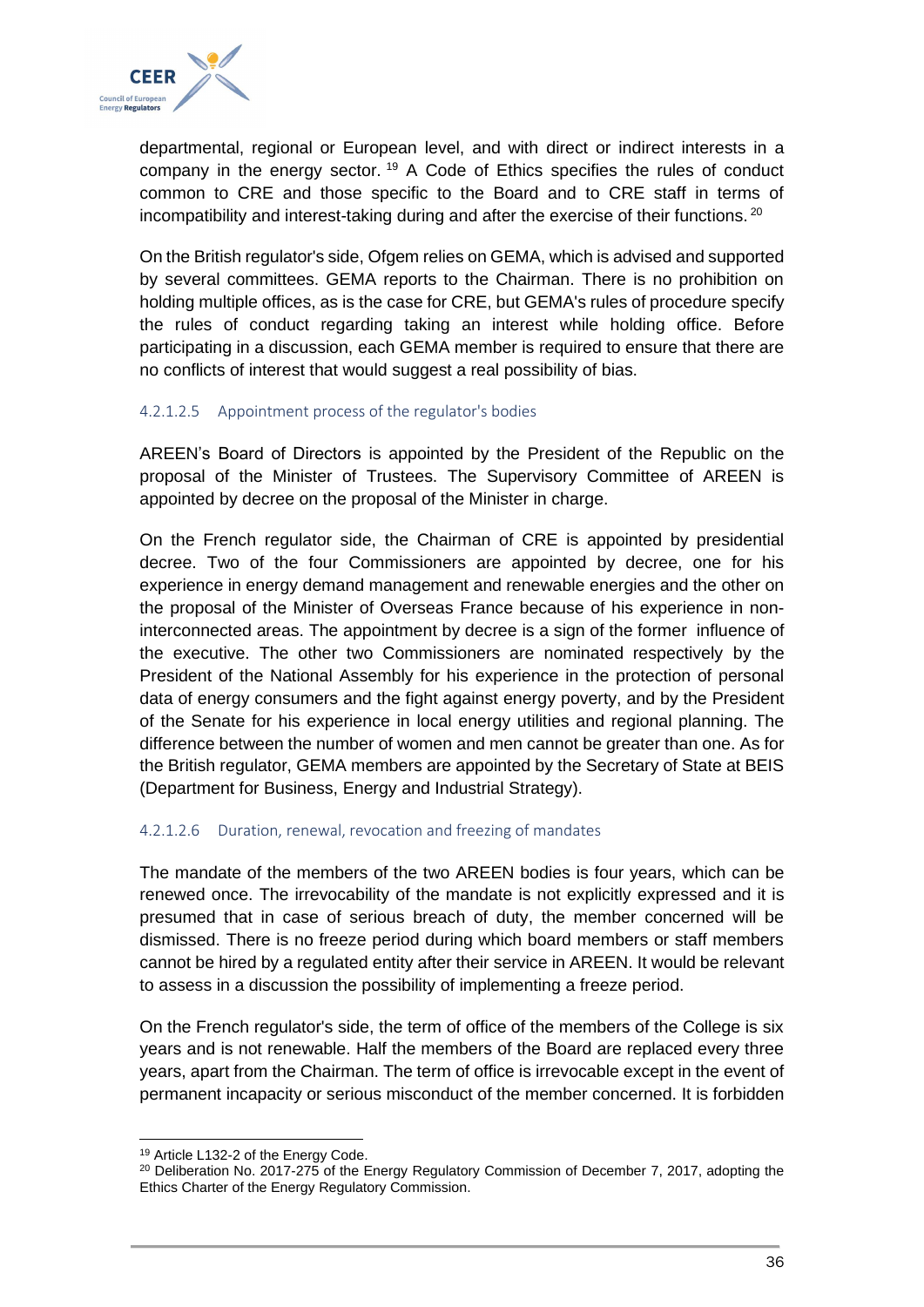departmental, regional or European level, and with direct or indirect interests in a company in the energy sector. [19] A Code of Ethics specifies the rules of conduct common to CRE and those specific to the Board and to CRE staff in terms of incompatibility and interest-taking during and after the exercise of their functions. [20]

On the British regulator's side, Ofgem relies on GEMA, which is advised and supported by several committees. GEMA reports to the Chairman. There is no prohibition on holding multiple offices, as is the case for CRE, but GEMA's rules of procedure specify the rules of conduct regarding taking an interest while holding office. Before participating in a discussion, each GEMA member is required to ensure that there are no conflicts of interest that would suggest a real possibility of bias.

#### 4.2.1.2.5 Appointment process of the regulator's bodies

AREEN's Board of Directors is appointed by the President of the Republic on the proposal of the Minister of Trustees. The Supervisory Committee of AREEN is appointed by decree on the proposal of the Minister in charge.

On the French regulator side, the Chairman of CRE is appointed by presidential decree. Two of the four Commissioners are appointed by decree, one for his experience in energy demand management and renewable energies and the other on the proposal of the Minister of Overseas France because of his experience in non-interconnected areas. The appointment by decree is a sign of the former influence of the executive. The other two Commissioners are nominated respectively by the President of the National Assembly for his experience in the protection of personal data of energy consumers and the fight against energy poverty, and by the President of the Senate for his experience in local energy utilities and regional planning. The difference between the number of women and men cannot be greater than one. As for the British regulator, GEMA members are appointed by the Secretary of State at BEIS (Department for Business, Energy and Industrial Strategy).

#### 4.2.1.2.6 Duration, renewal, revocation and freezing of mandates

The mandate of the members of the two AREEN bodies is four years, which can be renewed once. The irrevocability of the mandate is not explicitly expressed and it is presumed that in case of serious breach of duty, the member concerned will be dismissed. There is no freeze period during which board members or staff members cannot be hired by a regulated entity after their service in AREEN. It would be relevant to assess in a discussion the possibility of implementing a freeze period.

On the French regulator's side, the term of office of the members of the College is six years and is not renewable. Half the members of the Board are replaced every three years, apart from the Chairman. The term of office is irrevocable except in the event of permanent incapacity or serious misconduct of the member concerned. It is forbidden

---

[19] Article L132-2 of the Energy Code.

[20] Deliberation No. 2017-275 of the Energy Regulatory Commission of December 7, 2017, adopting the Ethics Charter of the Energy Regulatory Commission.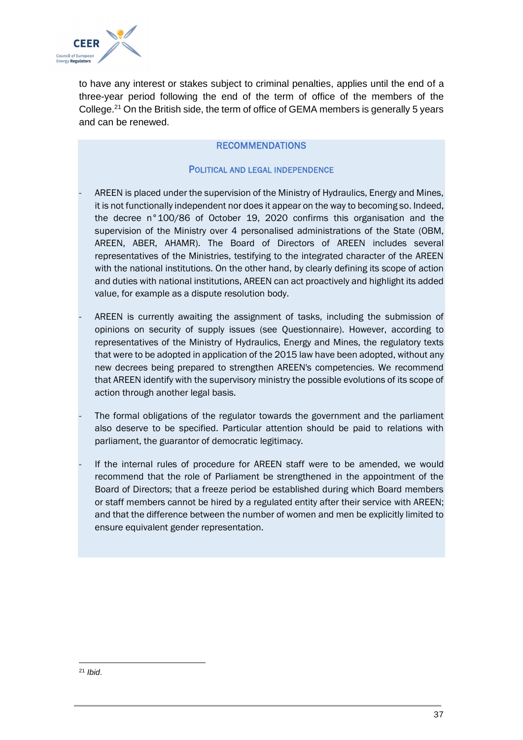to have any interest or stakes subject to criminal penalties, applies until the end of a three-year period following the end of the term of office of the members of the College.[21] On the British side, the term of office of GEMA members is generally 5 years and can be renewed.

## RECOMMENDATIONS

### POLITICAL AND LEGAL INDEPENDENCE

- AREEN is placed under the supervision of the Ministry of Hydraulics, Energy and Mines, it is not functionally independent nor does it appear on the way to becoming so. Indeed, the decree n°100/86 of October 19, 2020 confirms this organisation and the supervision of the Ministry over 4 personalised administrations of the State (OBM, AREEN, ABER, AHAMR). The Board of Directors of AREEN includes several representatives of the Ministries, testifying to the integrated character of the AREEN with the national institutions. On the other hand, by clearly defining its scope of action and duties with national institutions, AREEN can act proactively and highlight its added value, for example as a dispute resolution body.

- AREEN is currently awaiting the assignment of tasks, including the submission of opinions on security of supply issues (see Questionnaire). However, according to representatives of the Ministry of Hydraulics, Energy and Mines, the regulatory texts that were to be adopted in application of the 2015 law have been adopted, without any new decrees being prepared to strengthen AREEN's competencies. We recommend that AREEN identify with the supervisory ministry the possible evolutions of its scope of action through another legal basis.

- The formal obligations of the regulator towards the government and the parliament also deserve to be specified. Particular attention should be paid to relations with parliament, the guarantor of democratic legitimacy.

- If the internal rules of procedure for AREEN staff were to be amended, we would recommend that the role of Parliament be strengthened in the appointment of the Board of Directors; that a freeze period be established during which Board members or staff members cannot be hired by a regulated entity after their service with AREEN; and that the difference between the number of women and men be explicitly limited to ensure equivalent gender representation.

---

[21] *Ibid*.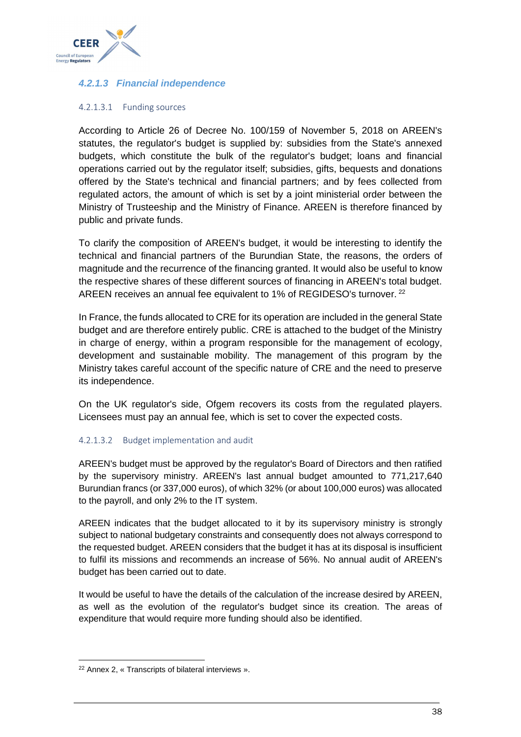#### *4.2.1.3 Financial independence*

##### 4.2.1.3.1 Funding sources

According to Article 26 of Decree No. 100/159 of November 5, 2018 on AREEN's statutes, the regulator's budget is supplied by: subsidies from the State's annexed budgets, which constitute the bulk of the regulator's budget; loans and financial operations carried out by the regulator itself; subsidies, gifts, bequests and donations offered by the State's technical and financial partners; and by fees collected from regulated actors, the amount of which is set by a joint ministerial order between the Ministry of Trusteeship and the Ministry of Finance. AREEN is therefore financed by public and private funds.

To clarify the composition of AREEN's budget, it would be interesting to identify the technical and financial partners of the Burundian State, the reasons, the orders of magnitude and the recurrence of the financing granted. It would also be useful to know the respective shares of these different sources of financing in AREEN's total budget. AREEN receives an annual fee equivalent to 1% of REGIDESO's turnover. [22]

In France, the funds allocated to CRE for its operation are included in the general State budget and are therefore entirely public. CRE is attached to the budget of the Ministry in charge of energy, within a program responsible for the management of ecology, development and sustainable mobility. The management of this program by the Ministry takes careful account of the specific nature of CRE and the need to preserve its independence.

On the UK regulator's side, Ofgem recovers its costs from the regulated players. Licensees must pay an annual fee, which is set to cover the expected costs.

##### 4.2.1.3.2 Budget implementation and audit

AREEN's budget must be approved by the regulator's Board of Directors and then ratified by the supervisory ministry. AREEN's last annual budget amounted to 771,217,640 Burundian francs (or 337,000 euros), of which 32% (or about 100,000 euros) was allocated to the payroll, and only 2% to the IT system.

AREEN indicates that the budget allocated to it by its supervisory ministry is strongly subject to national budgetary constraints and consequently does not always correspond to the requested budget. AREEN considers that the budget it has at its disposal is insufficient to fulfil its missions and recommends an increase of 56%. No annual audit of AREEN's budget has been carried out to date.

It would be useful to have the details of the calculation of the increase desired by AREEN, as well as the evolution of the regulator's budget since its creation. The areas of expenditure that would require more funding should also be identified.

---

[22] Annex 2, « Transcripts of bilateral interviews ».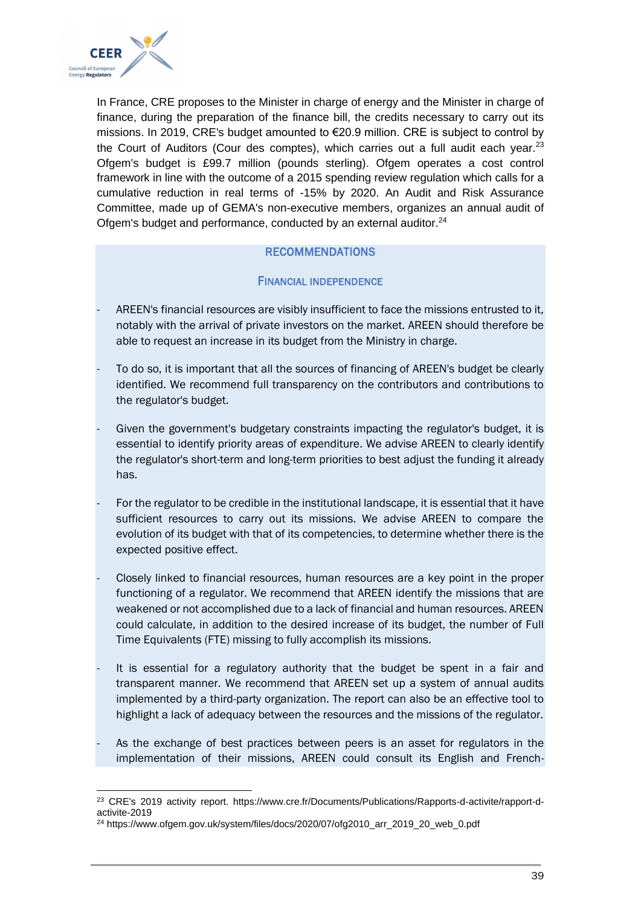In France, CRE proposes to the Minister in charge of energy and the Minister in charge of finance, during the preparation of the finance bill, the credits necessary to carry out its missions. In 2019, CRE's budget amounted to €20.9 million. CRE is subject to control by the Court of Auditors (Cour des comptes), which carries out a full audit each year.[23] Ofgem's budget is £99.7 million (pounds sterling). Ofgem operates a cost control framework in line with the outcome of a 2015 spending review regulation which calls for a cumulative reduction in real terms of -15% by 2020. An Audit and Risk Assurance Committee, made up of GEMA's non-executive members, organizes an annual audit of Ofgem's budget and performance, conducted by an external auditor.[24]

## RECOMMENDATIONS

### FINANCIAL INDEPENDENCE

- AREEN's financial resources are visibly insufficient to face the missions entrusted to it, notably with the arrival of private investors on the market. AREEN should therefore be able to request an increase in its budget from the Ministry in charge.
- To do so, it is important that all the sources of financing of AREEN's budget be clearly identified. We recommend full transparency on the contributors and contributions to the regulator's budget.
- Given the government's budgetary constraints impacting the regulator's budget, it is essential to identify priority areas of expenditure. We advise AREEN to clearly identify the regulator's short-term and long-term priorities to best adjust the funding it already has.
- For the regulator to be credible in the institutional landscape, it is essential that it have sufficient resources to carry out its missions. We advise AREEN to compare the evolution of its budget with that of its competencies, to determine whether there is the expected positive effect.
- Closely linked to financial resources, human resources are a key point in the proper functioning of a regulator. We recommend that AREEN identify the missions that are weakened or not accomplished due to a lack of financial and human resources. AREEN could calculate, in addition to the desired increase of its budget, the number of Full Time Equivalents (FTE) missing to fully accomplish its missions.
- It is essential for a regulatory authority that the budget be spent in a fair and transparent manner. We recommend that AREEN set up a system of annual audits implemented by a third-party organization. The report can also be an effective tool to highlight a lack of adequacy between the resources and the missions of the regulator.
- As the exchange of best practices between peers is an asset for regulators in the implementation of their missions, AREEN could consult its English and French-

---

[23] CRE's 2019 activity report. https://www.cre.fr/Documents/Publications/Rapports-d-activite/rapport-d-activite-2019

[24] https://www.ofgem.gov.uk/system/files/docs/2020/07/ofg2010_arr_2019_20_web_0.pdf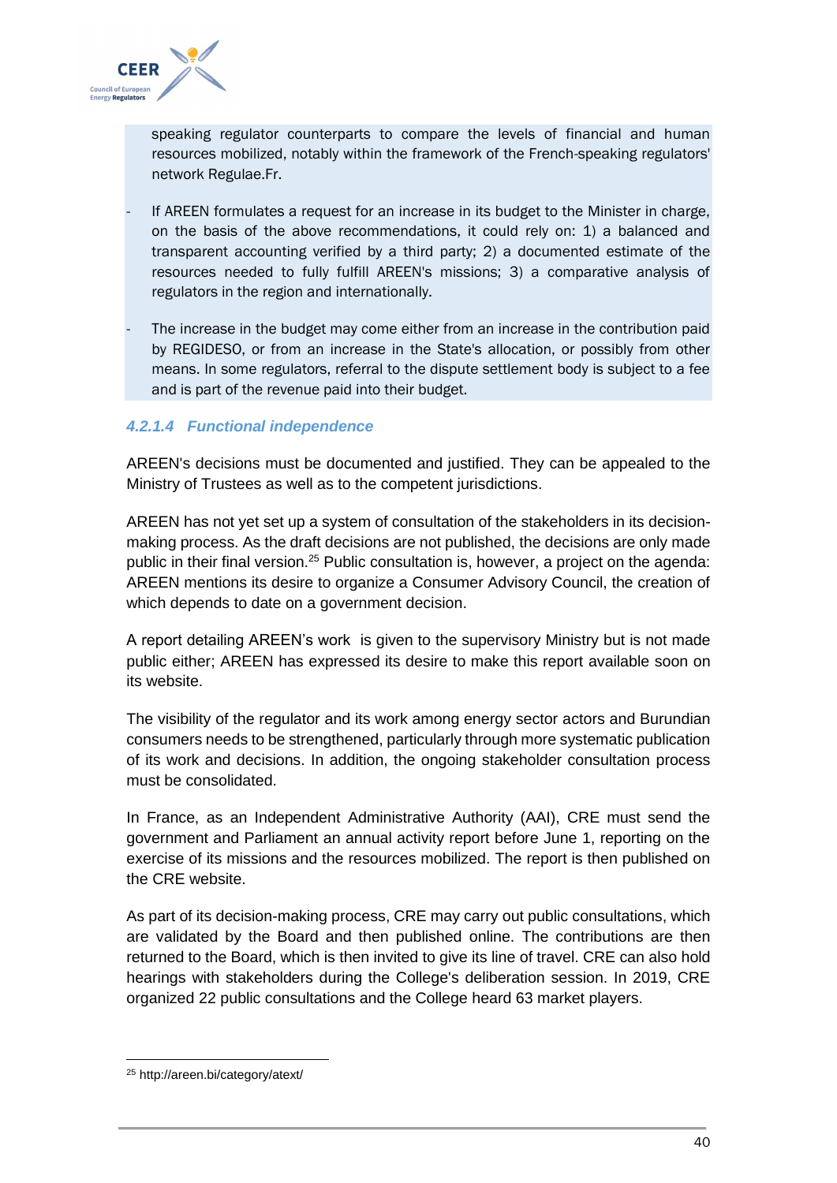speaking regulator counterparts to compare the levels of financial and human resources mobilized, notably within the framework of the French-speaking regulators' network Regulae.Fr.

- If AREEN formulates a request for an increase in its budget to the Minister in charge, on the basis of the above recommendations, it could rely on: 1) a balanced and transparent accounting verified by a third party; 2) a documented estimate of the resources needed to fully fulfill AREEN's missions; 3) a comparative analysis of regulators in the region and internationally.
- The increase in the budget may come either from an increase in the contribution paid by REGIDESO, or from an increase in the State's allocation, or possibly from other means. In some regulators, referral to the dispute settlement body is subject to a fee and is part of the revenue paid into their budget.

#### *4.2.1.4 Functional independence*

AREEN's decisions must be documented and justified. They can be appealed to the Ministry of Trustees as well as to the competent jurisdictions.

AREEN has not yet set up a system of consultation of the stakeholders in its decision-making process. As the draft decisions are not published, the decisions are only made public in their final version.[25] Public consultation is, however, a project on the agenda: AREEN mentions its desire to organize a Consumer Advisory Council, the creation of which depends to date on a government decision.

A report detailing AREEN's work is given to the supervisory Ministry but is not made public either; AREEN has expressed its desire to make this report available soon on its website.

The visibility of the regulator and its work among energy sector actors and Burundian consumers needs to be strengthened, particularly through more systematic publication of its work and decisions. In addition, the ongoing stakeholder consultation process must be consolidated.

In France, as an Independent Administrative Authority (AAI), CRE must send the government and Parliament an annual activity report before June 1, reporting on the exercise of its missions and the resources mobilized. The report is then published on the CRE website.

As part of its decision-making process, CRE may carry out public consultations, which are validated by the Board and then published online. The contributions are then returned to the Board, which is then invited to give its line of travel. CRE can also hold hearings with stakeholders during the College's deliberation session. In 2019, CRE organized 22 public consultations and the College heard 63 market players.

[25] http://areen.bi/category/atext/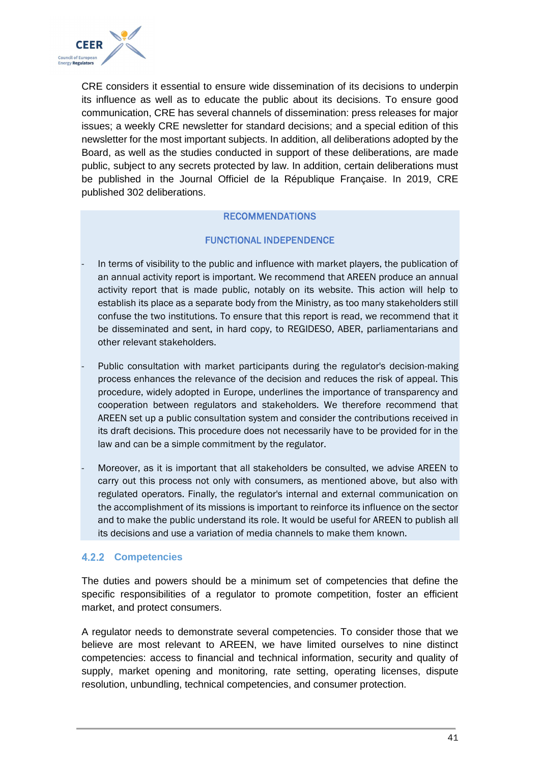CRE considers it essential to ensure wide dissemination of its decisions to underpin its influence as well as to educate the public about its decisions. To ensure good communication, CRE has several channels of dissemination: press releases for major issues; a weekly CRE newsletter for standard decisions; and a special edition of this newsletter for the most important subjects. In addition, all deliberations adopted by the Board, as well as the studies conducted in support of these deliberations, are made public, subject to any secrets protected by law. In addition, certain deliberations must be published in the Journal Officiel de la République Française. In 2019, CRE published 302 deliberations.

**RECOMMENDATIONS**

**FUNCTIONAL INDEPENDENCE**

- In terms of visibility to the public and influence with market players, the publication of an annual activity report is important. We recommend that AREEN produce an annual activity report that is made public, notably on its website. This action will help to establish its place as a separate body from the Ministry, as too many stakeholders still confuse the two institutions. To ensure that this report is read, we recommend that it be disseminated and sent, in hard copy, to REGIDESO, ABER, parliamentarians and other relevant stakeholders.
- Public consultation with market participants during the regulator's decision-making process enhances the relevance of the decision and reduces the risk of appeal. This procedure, widely adopted in Europe, underlines the importance of transparency and cooperation between regulators and stakeholders. We therefore recommend that AREEN set up a public consultation system and consider the contributions received in its draft decisions. This procedure does not necessarily have to be provided for in the law and can be a simple commitment by the regulator.
- Moreover, as it is important that all stakeholders be consulted, we advise AREEN to carry out this process not only with consumers, as mentioned above, but also with regulated operators. Finally, the regulator's internal and external communication on the accomplishment of its missions is important to reinforce its influence on the sector and to make the public understand its role. It would be useful for AREEN to publish all its decisions and use a variation of media channels to make them known.

### 4.2.2 Competencies

The duties and powers should be a minimum set of competencies that define the specific responsibilities of a regulator to promote competition, foster an efficient market, and protect consumers.

A regulator needs to demonstrate several competencies. To consider those that we believe are most relevant to AREEN, we have limited ourselves to nine distinct competencies: access to financial and technical information, security and quality of supply, market opening and monitoring, rate setting, operating licenses, dispute resolution, unbundling, technical competencies, and consumer protection.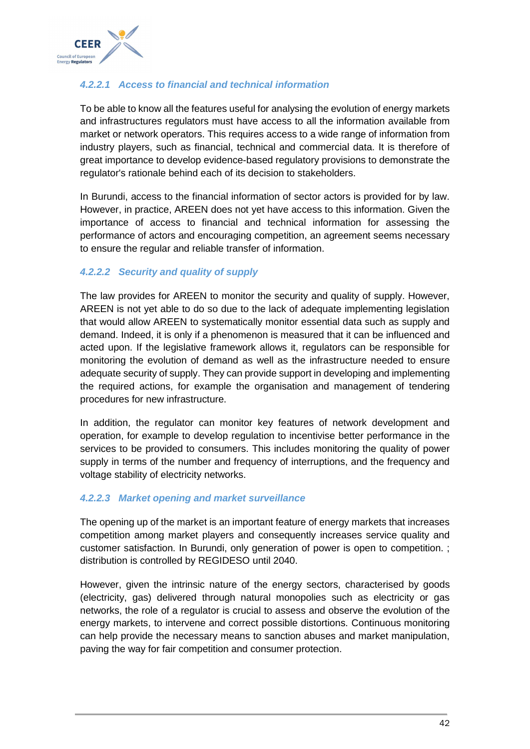#### *4.2.2.1 Access to financial and technical information*

To be able to know all the features useful for analysing the evolution of energy markets and infrastructures regulators must have access to all the information available from market or network operators. This requires access to a wide range of information from industry players, such as financial, technical and commercial data. It is therefore of great importance to develop evidence-based regulatory provisions to demonstrate the regulator's rationale behind each of its decision to stakeholders.

In Burundi, access to the financial information of sector actors is provided for by law. However, in practice, AREEN does not yet have access to this information. Given the importance of access to financial and technical information for assessing the performance of actors and encouraging competition, an agreement seems necessary to ensure the regular and reliable transfer of information.

#### *4.2.2.2 Security and quality of supply*

The law provides for AREEN to monitor the security and quality of supply. However, AREEN is not yet able to do so due to the lack of adequate implementing legislation that would allow AREEN to systematically monitor essential data such as supply and demand. Indeed, it is only if a phenomenon is measured that it can be influenced and acted upon. If the legislative framework allows it, regulators can be responsible for monitoring the evolution of demand as well as the infrastructure needed to ensure adequate security of supply. They can provide support in developing and implementing the required actions, for example the organisation and management of tendering procedures for new infrastructure.

In addition, the regulator can monitor key features of network development and operation, for example to develop regulation to incentivise better performance in the services to be provided to consumers. This includes monitoring the quality of power supply in terms of the number and frequency of interruptions, and the frequency and voltage stability of electricity networks.

#### *4.2.2.3 Market opening and market surveillance*

The opening up of the market is an important feature of energy markets that increases competition among market players and consequently increases service quality and customer satisfaction. In Burundi, only generation of power is open to competition. ; distribution is controlled by REGIDESO until 2040.

However, given the intrinsic nature of the energy sectors, characterised by goods (electricity, gas) delivered through natural monopolies such as electricity or gas networks, the role of a regulator is crucial to assess and observe the evolution of the energy markets, to intervene and correct possible distortions. Continuous monitoring can help provide the necessary means to sanction abuses and market manipulation, paving the way for fair competition and consumer protection.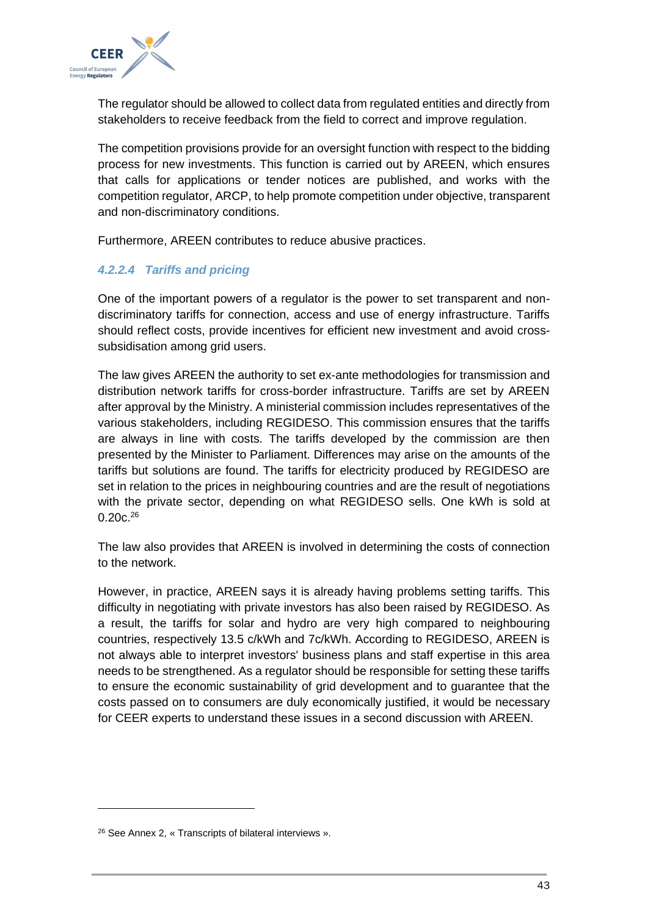The regulator should be allowed to collect data from regulated entities and directly from stakeholders to receive feedback from the field to correct and improve regulation.

The competition provisions provide for an oversight function with respect to the bidding process for new investments. This function is carried out by AREEN, which ensures that calls for applications or tender notices are published, and works with the competition regulator, ARCP, to help promote competition under objective, transparent and non-discriminatory conditions.

Furthermore, AREEN contributes to reduce abusive practices.

#### *4.2.2.4 Tariffs and pricing*

One of the important powers of a regulator is the power to set transparent and non-discriminatory tariffs for connection, access and use of energy infrastructure. Tariffs should reflect costs, provide incentives for efficient new investment and avoid cross-subsidisation among grid users.

The law gives AREEN the authority to set ex-ante methodologies for transmission and distribution network tariffs for cross-border infrastructure. Tariffs are set by AREEN after approval by the Ministry. A ministerial commission includes representatives of the various stakeholders, including REGIDESO. This commission ensures that the tariffs are always in line with costs. The tariffs developed by the commission are then presented by the Minister to Parliament. Differences may arise on the amounts of the tariffs but solutions are found. The tariffs for electricity produced by REGIDESO are set in relation to the prices in neighbouring countries and are the result of negotiations with the private sector, depending on what REGIDESO sells. One kWh is sold at 0.20c.[26]

The law also provides that AREEN is involved in determining the costs of connection to the network.

However, in practice, AREEN says it is already having problems setting tariffs. This difficulty in negotiating with private investors has also been raised by REGIDESO. As a result, the tariffs for solar and hydro are very high compared to neighbouring countries, respectively 13.5 c/kWh and 7c/kWh. According to REGIDESO, AREEN is not always able to interpret investors' business plans and staff expertise in this area needs to be strengthened. As a regulator should be responsible for setting these tariffs to ensure the economic sustainability of grid development and to guarantee that the costs passed on to consumers are duly economically justified, it would be necessary for CEER experts to understand these issues in a second discussion with AREEN.

---

[26] See Annex 2, « Transcripts of bilateral interviews ».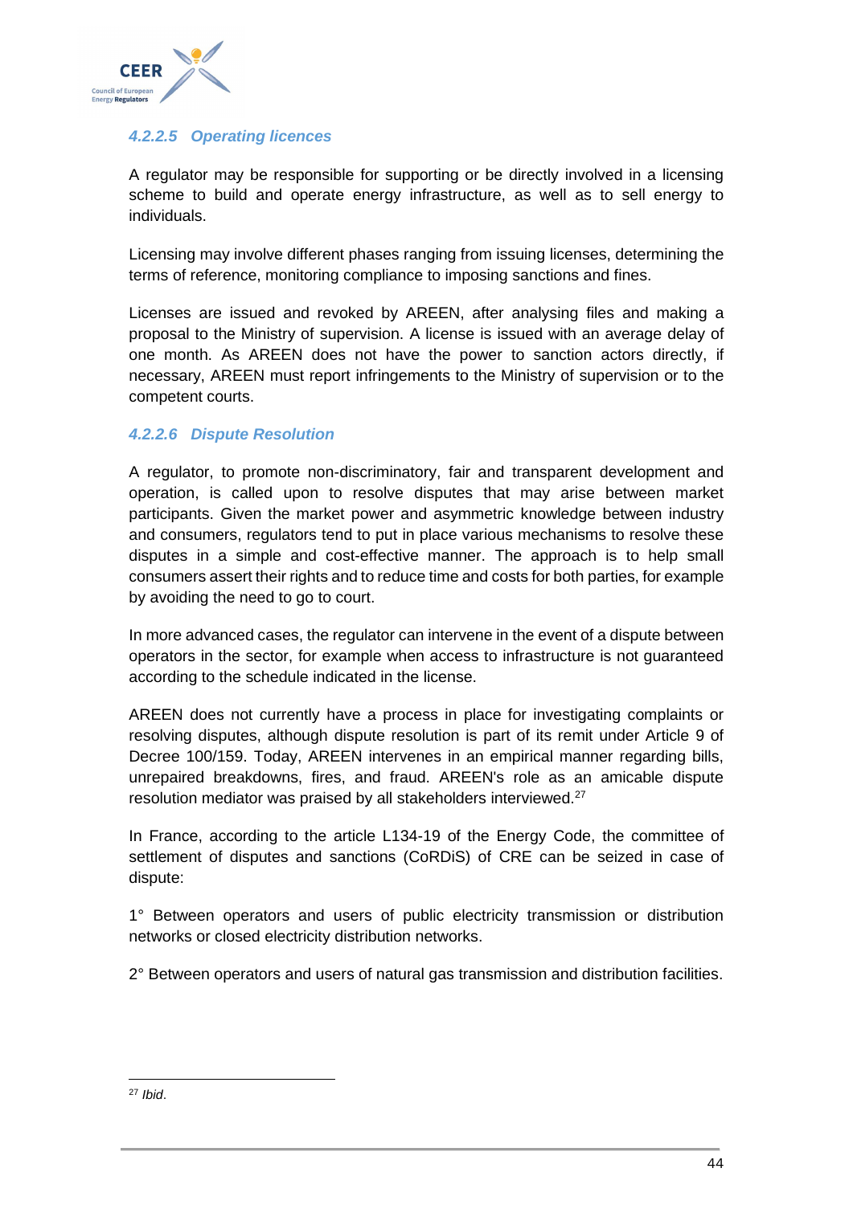#### *4.2.2.5 Operating licences*

A regulator may be responsible for supporting or be directly involved in a licensing scheme to build and operate energy infrastructure, as well as to sell energy to individuals.

Licensing may involve different phases ranging from issuing licenses, determining the terms of reference, monitoring compliance to imposing sanctions and fines.

Licenses are issued and revoked by AREEN, after analysing files and making a proposal to the Ministry of supervision. A license is issued with an average delay of one month. As AREEN does not have the power to sanction actors directly, if necessary, AREEN must report infringements to the Ministry of supervision or to the competent courts.

#### *4.2.2.6 Dispute Resolution*

A regulator, to promote non-discriminatory, fair and transparent development and operation, is called upon to resolve disputes that may arise between market participants. Given the market power and asymmetric knowledge between industry and consumers, regulators tend to put in place various mechanisms to resolve these disputes in a simple and cost-effective manner. The approach is to help small consumers assert their rights and to reduce time and costs for both parties, for example by avoiding the need to go to court.

In more advanced cases, the regulator can intervene in the event of a dispute between operators in the sector, for example when access to infrastructure is not guaranteed according to the schedule indicated in the license.

AREEN does not currently have a process in place for investigating complaints or resolving disputes, although dispute resolution is part of its remit under Article 9 of Decree 100/159. Today, AREEN intervenes in an empirical manner regarding bills, unrepaired breakdowns, fires, and fraud. AREEN's role as an amicable dispute resolution mediator was praised by all stakeholders interviewed.[27]

In France, according to the article L134-19 of the Energy Code, the committee of settlement of disputes and sanctions (CoRDiS) of CRE can be seized in case of dispute:

1° Between operators and users of public electricity transmission or distribution networks or closed electricity distribution networks.

2° Between operators and users of natural gas transmission and distribution facilities.

---

[27] *Ibid*.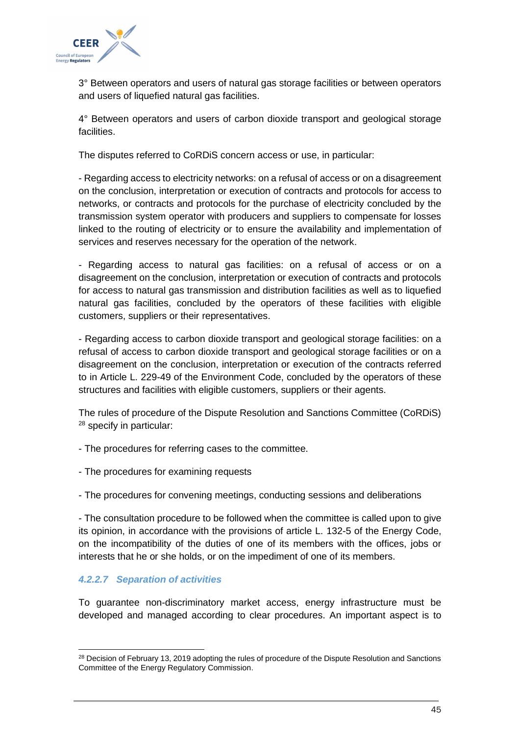3° Between operators and users of natural gas storage facilities or between operators and users of liquefied natural gas facilities.

4° Between operators and users of carbon dioxide transport and geological storage facilities.

The disputes referred to CoRDiS concern access or use, in particular:

- Regarding access to electricity networks: on a refusal of access or on a disagreement on the conclusion, interpretation or execution of contracts and protocols for access to networks, or contracts and protocols for the purchase of electricity concluded by the transmission system operator with producers and suppliers to compensate for losses linked to the routing of electricity or to ensure the availability and implementation of services and reserves necessary for the operation of the network.

- Regarding access to natural gas facilities: on a refusal of access or on a disagreement on the conclusion, interpretation or execution of contracts and protocols for access to natural gas transmission and distribution facilities as well as to liquefied natural gas facilities, concluded by the operators of these facilities with eligible customers, suppliers or their representatives.

- Regarding access to carbon dioxide transport and geological storage facilities: on a refusal of access to carbon dioxide transport and geological storage facilities or on a disagreement on the conclusion, interpretation or execution of the contracts referred to in Article L. 229-49 of the Environment Code, concluded by the operators of these structures and facilities with eligible customers, suppliers or their agents.

The rules of procedure of the Dispute Resolution and Sanctions Committee (CoRDiS) [28] specify in particular:

- The procedures for referring cases to the committee.

- The procedures for examining requests

- The procedures for convening meetings, conducting sessions and deliberations

- The consultation procedure to be followed when the committee is called upon to give its opinion, in accordance with the provisions of article L. 132-5 of the Energy Code, on the incompatibility of the duties of one of its members with the offices, jobs or interests that he or she holds, or on the impediment of one of its members.

#### *4.2.2.7 Separation of activities*

To guarantee non-discriminatory market access, energy infrastructure must be developed and managed according to clear procedures. An important aspect is to

[28] Decision of February 13, 2019 adopting the rules of procedure of the Dispute Resolution and Sanctions Committee of the Energy Regulatory Commission.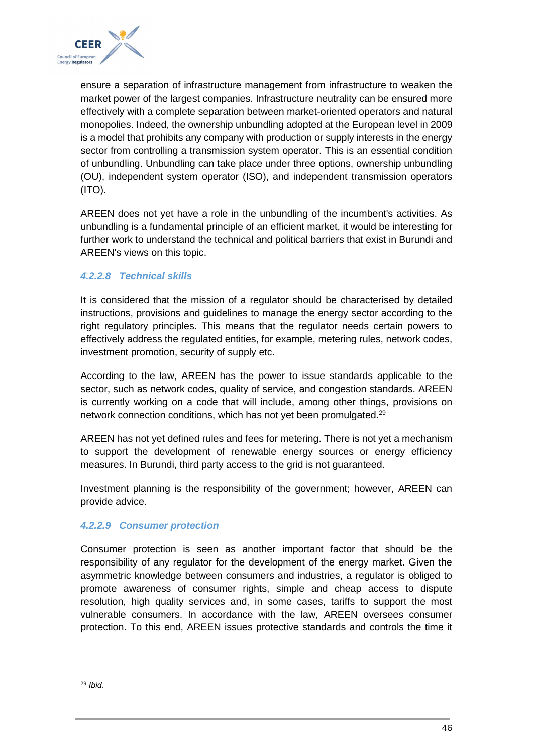ensure a separation of infrastructure management from infrastructure to weaken the market power of the largest companies. Infrastructure neutrality can be ensured more effectively with a complete separation between market-oriented operators and natural monopolies. Indeed, the ownership unbundling adopted at the European level in 2009 is a model that prohibits any company with production or supply interests in the energy sector from controlling a transmission system operator. This is an essential condition of unbundling. Unbundling can take place under three options, ownership unbundling (OU), independent system operator (ISO), and independent transmission operators (ITO).

AREEN does not yet have a role in the unbundling of the incumbent's activities. As unbundling is a fundamental principle of an efficient market, it would be interesting for further work to understand the technical and political barriers that exist in Burundi and AREEN's views on this topic.

#### *4.2.2.8 Technical skills*

It is considered that the mission of a regulator should be characterised by detailed instructions, provisions and guidelines to manage the energy sector according to the right regulatory principles. This means that the regulator needs certain powers to effectively address the regulated entities, for example, metering rules, network codes, investment promotion, security of supply etc.

According to the law, AREEN has the power to issue standards applicable to the sector, such as network codes, quality of service, and congestion standards. AREEN is currently working on a code that will include, among other things, provisions on network connection conditions, which has not yet been promulgated.[29]

AREEN has not yet defined rules and fees for metering. There is not yet a mechanism to support the development of renewable energy sources or energy efficiency measures. In Burundi, third party access to the grid is not guaranteed.

Investment planning is the responsibility of the government; however, AREEN can provide advice.

#### *4.2.2.9 Consumer protection*

Consumer protection is seen as another important factor that should be the responsibility of any regulator for the development of the energy market. Given the asymmetric knowledge between consumers and industries, a regulator is obliged to promote awareness of consumer rights, simple and cheap access to dispute resolution, high quality services and, in some cases, tariffs to support the most vulnerable consumers. In accordance with the law, AREEN oversees consumer protection. To this end, AREEN issues protective standards and controls the time it

---

[29] *Ibid*.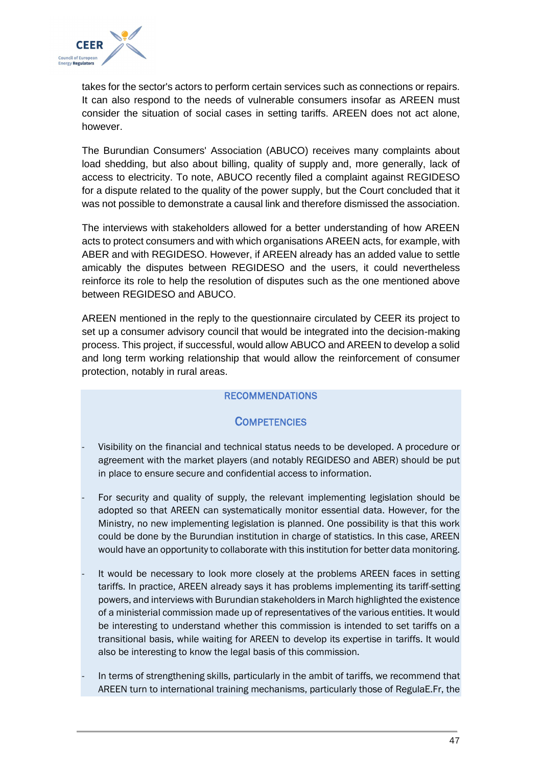takes for the sector's actors to perform certain services such as connections or repairs. It can also respond to the needs of vulnerable consumers insofar as AREEN must consider the situation of social cases in setting tariffs. AREEN does not act alone, however.

The Burundian Consumers' Association (ABUCO) receives many complaints about load shedding, but also about billing, quality of supply and, more generally, lack of access to electricity. To note, ABUCO recently filed a complaint against REGIDESO for a dispute related to the quality of the power supply, but the Court concluded that it was not possible to demonstrate a causal link and therefore dismissed the association.

The interviews with stakeholders allowed for a better understanding of how AREEN acts to protect consumers and with which organisations AREEN acts, for example, with ABER and with REGIDESO. However, if AREEN already has an added value to settle amicably the disputes between REGIDESO and the users, it could nevertheless reinforce its role to help the resolution of disputes such as the one mentioned above between REGIDESO and ABUCO.

AREEN mentioned in the reply to the questionnaire circulated by CEER its project to set up a consumer advisory council that would be integrated into the decision-making process. This project, if successful, would allow ABUCO and AREEN to develop a solid and long term working relationship that would allow the reinforcement of consumer protection, notably in rural areas.

## RECOMMENDATIONS

### COMPETENCIES

- Visibility on the financial and technical status needs to be developed. A procedure or agreement with the market players (and notably REGIDESO and ABER) should be put in place to ensure secure and confidential access to information.
- For security and quality of supply, the relevant implementing legislation should be adopted so that AREEN can systematically monitor essential data. However, for the Ministry, no new implementing legislation is planned. One possibility is that this work could be done by the Burundian institution in charge of statistics. In this case, AREEN would have an opportunity to collaborate with this institution for better data monitoring.
- It would be necessary to look more closely at the problems AREEN faces in setting tariffs. In practice, AREEN already says it has problems implementing its tariff-setting powers, and interviews with Burundian stakeholders in March highlighted the existence of a ministerial commission made up of representatives of the various entities. It would be interesting to understand whether this commission is intended to set tariffs on a transitional basis, while waiting for AREEN to develop its expertise in tariffs. It would also be interesting to know the legal basis of this commission.
- In terms of strengthening skills, particularly in the ambit of tariffs, we recommend that AREEN turn to international training mechanisms, particularly those of RegulaE.Fr, the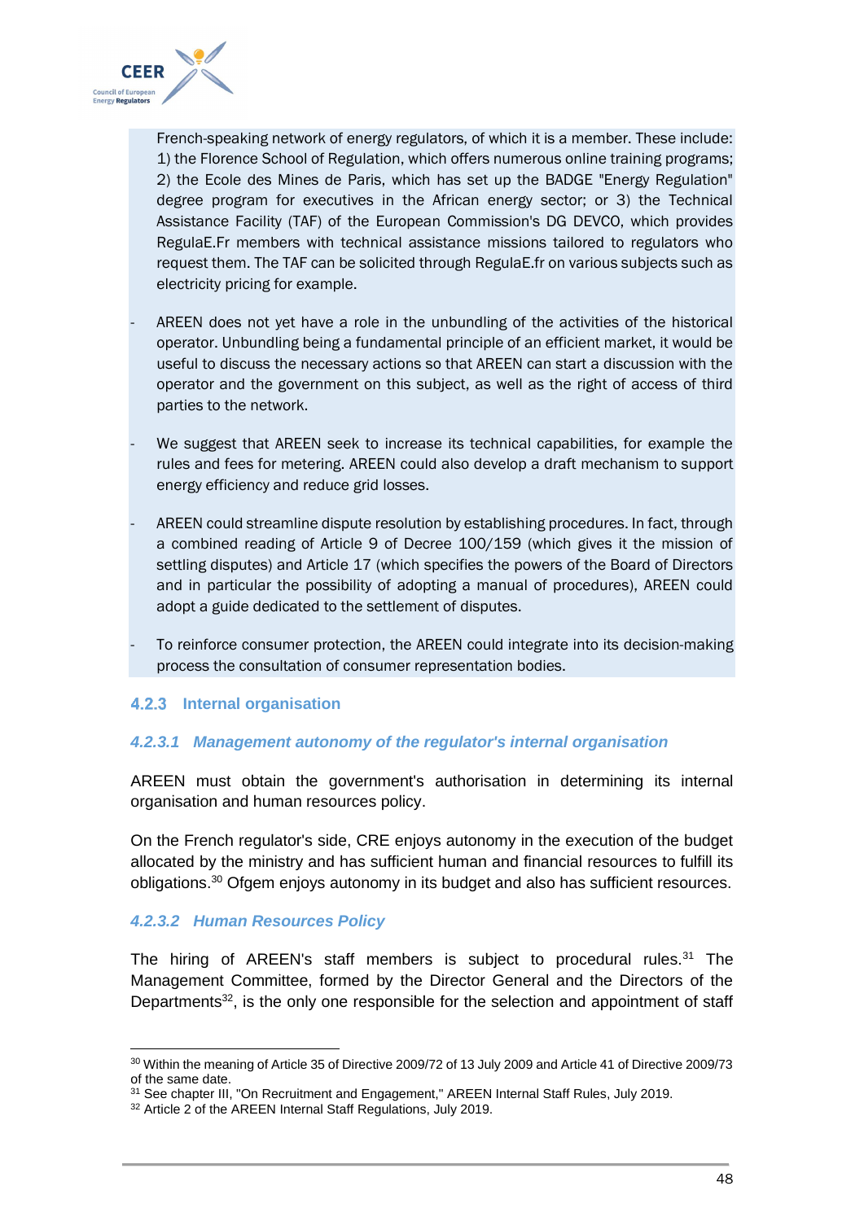French-speaking network of energy regulators, of which it is a member. These include: 1) the Florence School of Regulation, which offers numerous online training programs; 2) the Ecole des Mines de Paris, which has set up the BADGE "Energy Regulation" degree program for executives in the African energy sector; or 3) the Technical Assistance Facility (TAF) of the European Commission's DG DEVCO, which provides RegulaE.Fr members with technical assistance missions tailored to regulators who request them. The TAF can be solicited through RegulaE.fr on various subjects such as electricity pricing for example.

- AREEN does not yet have a role in the unbundling of the activities of the historical operator. Unbundling being a fundamental principle of an efficient market, it would be useful to discuss the necessary actions so that AREEN can start a discussion with the operator and the government on this subject, as well as the right of access of third parties to the network.

- We suggest that AREEN seek to increase its technical capabilities, for example the rules and fees for metering. AREEN could also develop a draft mechanism to support energy efficiency and reduce grid losses.

- AREEN could streamline dispute resolution by establishing procedures. In fact, through a combined reading of Article 9 of Decree 100/159 (which gives it the mission of settling disputes) and Article 17 (which specifies the powers of the Board of Directors and in particular the possibility of adopting a manual of procedures), AREEN could adopt a guide dedicated to the settlement of disputes.

- To reinforce consumer protection, the AREEN could integrate into its decision-making process the consultation of consumer representation bodies.

### 4.2.3 Internal organisation

#### *4.2.3.1 Management autonomy of the regulator's internal organisation*

AREEN must obtain the government's authorisation in determining its internal organisation and human resources policy.

On the French regulator's side, CRE enjoys autonomy in the execution of the budget allocated by the ministry and has sufficient human and financial resources to fulfill its obligations.[30] Ofgem enjoys autonomy in its budget and also has sufficient resources.

#### *4.2.3.2 Human Resources Policy*

The hiring of AREEN's staff members is subject to procedural rules.[31] The Management Committee, formed by the Director General and the Directors of the Departments[32], is the only one responsible for the selection and appointment of staff

---

[30] Within the meaning of Article 35 of Directive 2009/72 of 13 July 2009 and Article 41 of Directive 2009/73 of the same date.

[31] See chapter III, "On Recruitment and Engagement," AREEN Internal Staff Rules, July 2019.

[32] Article 2 of the AREEN Internal Staff Regulations, July 2019.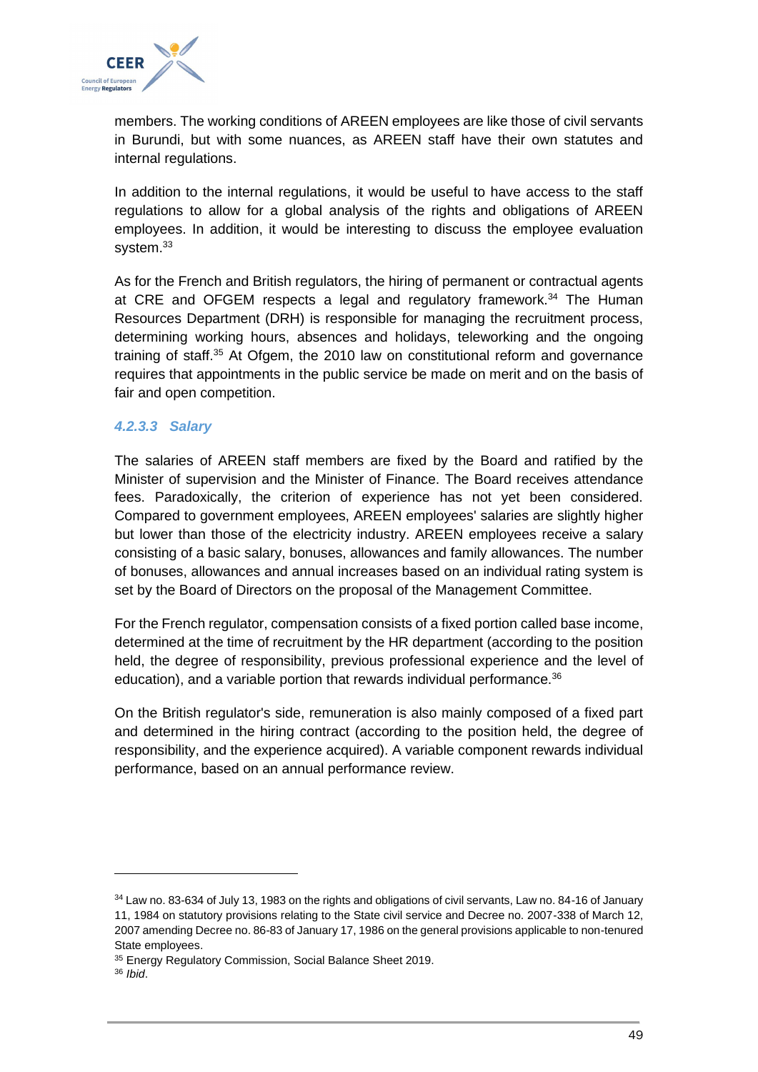members. The working conditions of AREEN employees are like those of civil servants in Burundi, but with some nuances, as AREEN staff have their own statutes and internal regulations.

In addition to the internal regulations, it would be useful to have access to the staff regulations to allow for a global analysis of the rights and obligations of AREEN employees. In addition, it would be interesting to discuss the employee evaluation system.[33]

As for the French and British regulators, the hiring of permanent or contractual agents at CRE and OFGEM respects a legal and regulatory framework.[34] The Human Resources Department (DRH) is responsible for managing the recruitment process, determining working hours, absences and holidays, teleworking and the ongoing training of staff.[35] At Ofgem, the 2010 law on constitutional reform and governance requires that appointments in the public service be made on merit and on the basis of fair and open competition.

#### *4.2.3.3 Salary*

The salaries of AREEN staff members are fixed by the Board and ratified by the Minister of supervision and the Minister of Finance. The Board receives attendance fees. Paradoxically, the criterion of experience has not yet been considered. Compared to government employees, AREEN employees' salaries are slightly higher but lower than those of the electricity industry. AREEN employees receive a salary consisting of a basic salary, bonuses, allowances and family allowances. The number of bonuses, allowances and annual increases based on an individual rating system is set by the Board of Directors on the proposal of the Management Committee.

For the French regulator, compensation consists of a fixed portion called base income, determined at the time of recruitment by the HR department (according to the position held, the degree of responsibility, previous professional experience and the level of education), and a variable portion that rewards individual performance.[36]

On the British regulator's side, remuneration is also mainly composed of a fixed part and determined in the hiring contract (according to the position held, the degree of responsibility, and the experience acquired). A variable component rewards individual performance, based on an annual performance review.

---

[34] Law no. 83-634 of July 13, 1983 on the rights and obligations of civil servants, Law no. 84-16 of January 11, 1984 on statutory provisions relating to the State civil service and Decree no. 2007-338 of March 12, 2007 amending Decree no. 86-83 of January 17, 1986 on the general provisions applicable to non-tenured State employees.

[35] Energy Regulatory Commission, Social Balance Sheet 2019.

[36] *Ibid*.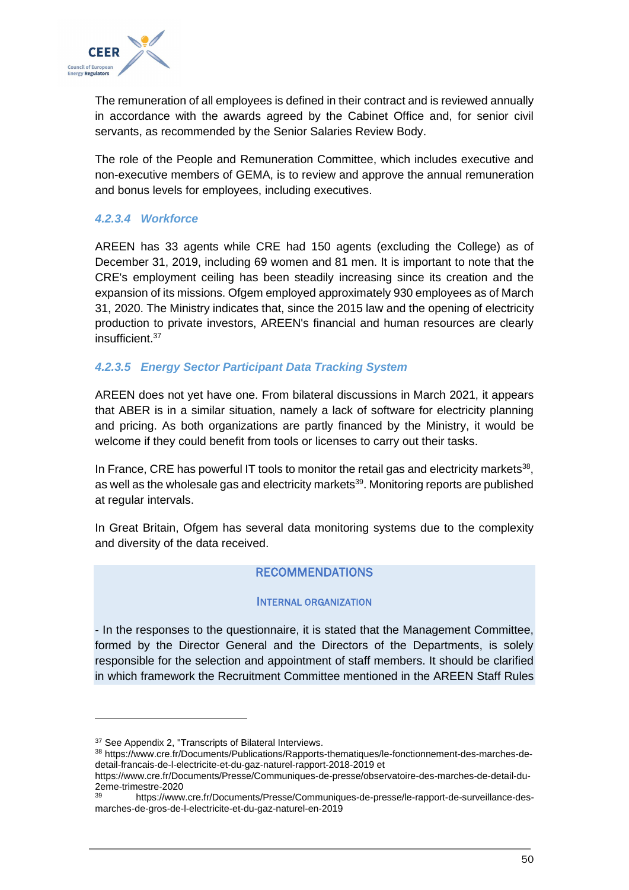The remuneration of all employees is defined in their contract and is reviewed annually in accordance with the awards agreed by the Cabinet Office and, for senior civil servants, as recommended by the Senior Salaries Review Body.

The role of the People and Remuneration Committee, which includes executive and non-executive members of GEMA, is to review and approve the annual remuneration and bonus levels for employees, including executives.

#### 4.2.3.4 Workforce

AREEN has 33 agents while CRE had 150 agents (excluding the College) as of December 31, 2019, including 69 women and 81 men. It is important to note that the CRE's employment ceiling has been steadily increasing since its creation and the expansion of its missions. Ofgem employed approximately 930 employees as of March 31, 2020. The Ministry indicates that, since the 2015 law and the opening of electricity production to private investors, AREEN's financial and human resources are clearly insufficient.[37]

#### 4.2.3.5 Energy Sector Participant Data Tracking System

AREEN does not yet have one. From bilateral discussions in March 2021, it appears that ABER is in a similar situation, namely a lack of software for electricity planning and pricing. As both organizations are partly financed by the Ministry, it would be welcome if they could benefit from tools or licenses to carry out their tasks.

In France, CRE has powerful IT tools to monitor the retail gas and electricity markets[38], as well as the wholesale gas and electricity markets[39]. Monitoring reports are published at regular intervals.

In Great Britain, Ofgem has several data monitoring systems due to the complexity and diversity of the data received.

**RECOMMENDATIONS**

**INTERNAL ORGANIZATION**

- In the responses to the questionnaire, it is stated that the Management Committee, formed by the Director General and the Directors of the Departments, is solely responsible for the selection and appointment of staff members. It should be clarified in which framework the Recruitment Committee mentioned in the AREEN Staff Rules

---

[37] See Appendix 2, "Transcripts of Bilateral Interviews.

[38] https://www.cre.fr/Documents/Publications/Rapports-thematiques/le-fonctionnement-des-marches-de-detail-francais-de-l-electricite-et-du-gaz-naturel-rapport-2018-2019 et https://www.cre.fr/Documents/Presse/Communiques-de-presse/observatoire-des-marches-de-detail-du-2eme-trimestre-2020

[39] https://www.cre.fr/Documents/Presse/Communiques-de-presse/le-rapport-de-surveillance-des-marches-de-gros-de-l-electricite-et-du-gaz-naturel-en-2019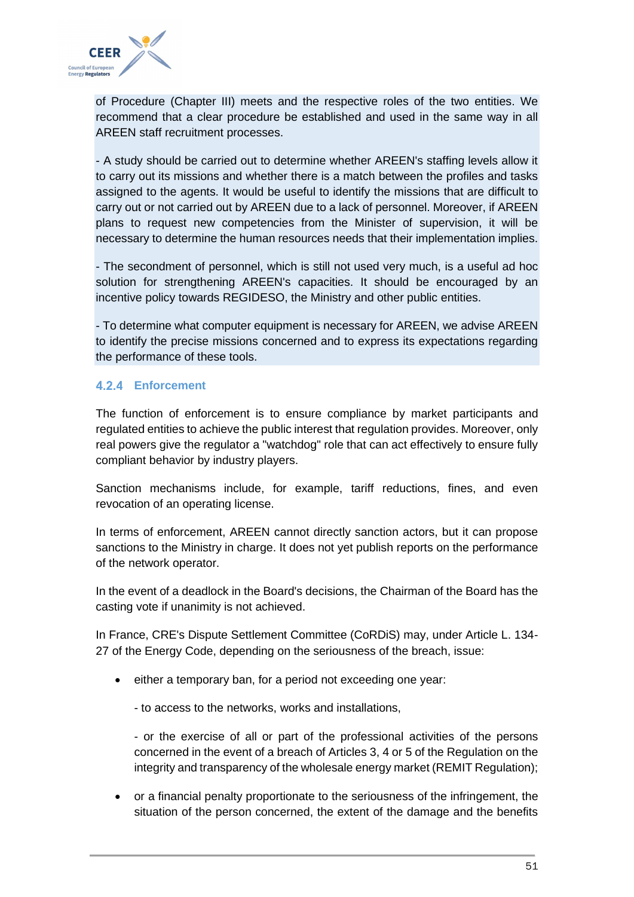of Procedure (Chapter III) meets and the respective roles of the two entities. We recommend that a clear procedure be established and used in the same way in all AREEN staff recruitment processes.

- A study should be carried out to determine whether AREEN's staffing levels allow it to carry out its missions and whether there is a match between the profiles and tasks assigned to the agents. It would be useful to identify the missions that are difficult to carry out or not carried out by AREEN due to a lack of personnel. Moreover, if AREEN plans to request new competencies from the Minister of supervision, it will be necessary to determine the human resources needs that their implementation implies.

- The secondment of personnel, which is still not used very much, is a useful ad hoc solution for strengthening AREEN's capacities. It should be encouraged by an incentive policy towards REGIDESO, the Ministry and other public entities.

- To determine what computer equipment is necessary for AREEN, we advise AREEN to identify the precise missions concerned and to express its expectations regarding the performance of these tools.

### 4.2.4 Enforcement

The function of enforcement is to ensure compliance by market participants and regulated entities to achieve the public interest that regulation provides. Moreover, only real powers give the regulator a "watchdog" role that can act effectively to ensure fully compliant behavior by industry players.

Sanction mechanisms include, for example, tariff reductions, fines, and even revocation of an operating license.

In terms of enforcement, AREEN cannot directly sanction actors, but it can propose sanctions to the Ministry in charge. It does not yet publish reports on the performance of the network operator.

In the event of a deadlock in the Board's decisions, the Chairman of the Board has the casting vote if unanimity is not achieved.

In France, CRE's Dispute Settlement Committee (CoRDiS) may, under Article L. 134-27 of the Energy Code, depending on the seriousness of the breach, issue:

- either a temporary ban, for a period not exceeding one year:

  - to access to the networks, works and installations,

  - or the exercise of all or part of the professional activities of the persons concerned in the event of a breach of Articles 3, 4 or 5 of the Regulation on the integrity and transparency of the wholesale energy market (REMIT Regulation);

- or a financial penalty proportionate to the seriousness of the infringement, the situation of the person concerned, the extent of the damage and the benefits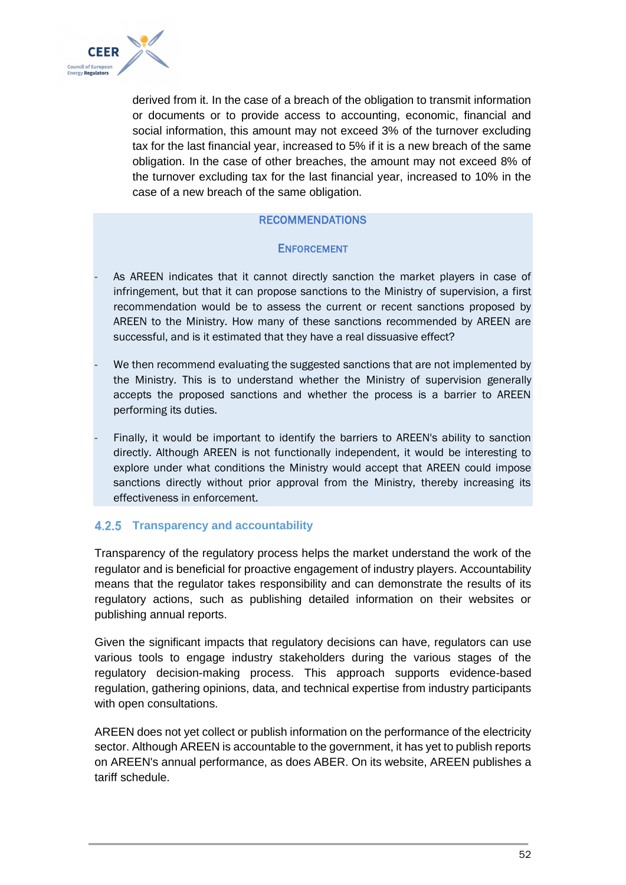derived from it. In the case of a breach of the obligation to transmit information or documents or to provide access to accounting, economic, financial and social information, this amount may not exceed 3% of the turnover excluding tax for the last financial year, increased to 5% if it is a new breach of the same obligation. In the case of other breaches, the amount may not exceed 8% of the turnover excluding tax for the last financial year, increased to 10% in the case of a new breach of the same obligation.

**RECOMMENDATIONS**

**ENFORCEMENT**

- As AREEN indicates that it cannot directly sanction the market players in case of infringement, but that it can propose sanctions to the Ministry of supervision, a first recommendation would be to assess the current or recent sanctions proposed by AREEN to the Ministry. How many of these sanctions recommended by AREEN are successful, and is it estimated that they have a real dissuasive effect?
- We then recommend evaluating the suggested sanctions that are not implemented by the Ministry. This is to understand whether the Ministry of supervision generally accepts the proposed sanctions and whether the process is a barrier to AREEN performing its duties.
- Finally, it would be important to identify the barriers to AREEN's ability to sanction directly. Although AREEN is not functionally independent, it would be interesting to explore under what conditions the Ministry would accept that AREEN could impose sanctions directly without prior approval from the Ministry, thereby increasing its effectiveness in enforcement.

### 4.2.5 Transparency and accountability

Transparency of the regulatory process helps the market understand the work of the regulator and is beneficial for proactive engagement of industry players. Accountability means that the regulator takes responsibility and can demonstrate the results of its regulatory actions, such as publishing detailed information on their websites or publishing annual reports.

Given the significant impacts that regulatory decisions can have, regulators can use various tools to engage industry stakeholders during the various stages of the regulatory decision-making process. This approach supports evidence-based regulation, gathering opinions, data, and technical expertise from industry participants with open consultations.

AREEN does not yet collect or publish information on the performance of the electricity sector. Although AREEN is accountable to the government, it has yet to publish reports on AREEN's annual performance, as does ABER. On its website, AREEN publishes a tariff schedule.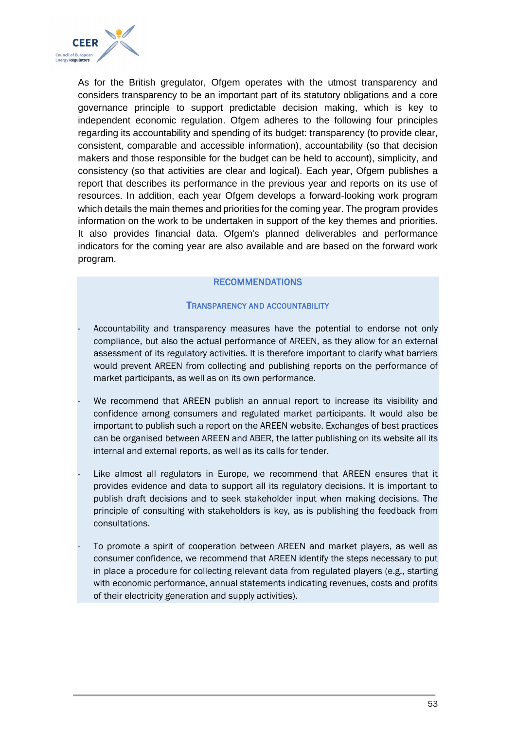As for the British gregulator, Ofgem operates with the utmost transparency and considers transparency to be an important part of its statutory obligations and a core governance principle to support predictable decision making, which is key to independent economic regulation. Ofgem adheres to the following four principles regarding its accountability and spending of its budget: transparency (to provide clear, consistent, comparable and accessible information), accountability (so that decision makers and those responsible for the budget can be held to account), simplicity, and consistency (so that activities are clear and logical). Each year, Ofgem publishes a report that describes its performance in the previous year and reports on its use of resources. In addition, each year Ofgem develops a forward-looking work program which details the main themes and priorities for the coming year. The program provides information on the work to be undertaken in support of the key themes and priorities. It also provides financial data. Ofgem's planned deliverables and performance indicators for the coming year are also available and are based on the forward work program.

## RECOMMENDATIONS

### TRANSPARENCY AND ACCOUNTABILITY

- Accountability and transparency measures have the potential to endorse not only compliance, but also the actual performance of AREEN, as they allow for an external assessment of its regulatory activities. It is therefore important to clarify what barriers would prevent AREEN from collecting and publishing reports on the performance of market participants, as well as on its own performance.

- We recommend that AREEN publish an annual report to increase its visibility and confidence among consumers and regulated market participants. It would also be important to publish such a report on the AREEN website. Exchanges of best practices can be organised between AREEN and ABER, the latter publishing on its website all its internal and external reports, as well as its calls for tender.

- Like almost all regulators in Europe, we recommend that AREEN ensures that it provides evidence and data to support all its regulatory decisions. It is important to publish draft decisions and to seek stakeholder input when making decisions. The principle of consulting with stakeholders is key, as is publishing the feedback from consultations.

- To promote a spirit of cooperation between AREEN and market players, as well as consumer confidence, we recommend that AREEN identify the steps necessary to put in place a procedure for collecting relevant data from regulated players (e.g., starting with economic performance, annual statements indicating revenues, costs and profits of their electricity generation and supply activities).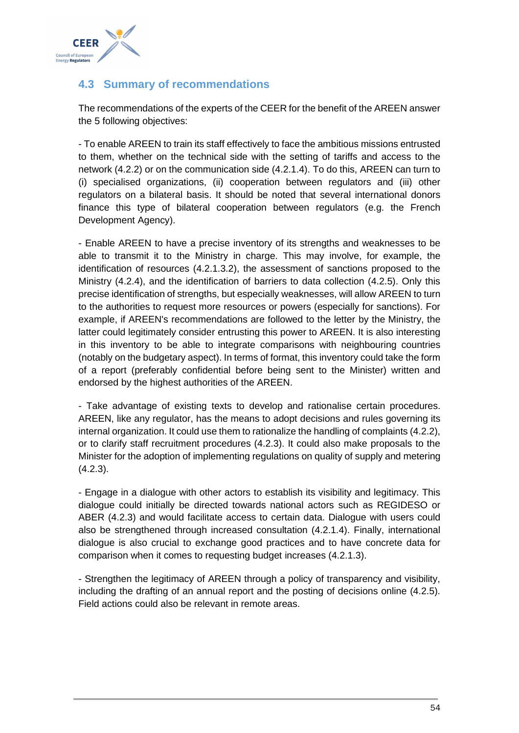## 4.3 Summary of recommendations

The recommendations of the experts of the CEER for the benefit of the AREEN answer the 5 following objectives:

- To enable AREEN to train its staff effectively to face the ambitious missions entrusted to them, whether on the technical side with the setting of tariffs and access to the network (4.2.2) or on the communication side (4.2.1.4). To do this, AREEN can turn to (i) specialised organizations, (ii) cooperation between regulators and (iii) other regulators on a bilateral basis. It should be noted that several international donors finance this type of bilateral cooperation between regulators (e.g. the French Development Agency).

- Enable AREEN to have a precise inventory of its strengths and weaknesses to be able to transmit it to the Ministry in charge. This may involve, for example, the identification of resources (4.2.1.3.2), the assessment of sanctions proposed to the Ministry (4.2.4), and the identification of barriers to data collection (4.2.5). Only this precise identification of strengths, but especially weaknesses, will allow AREEN to turn to the authorities to request more resources or powers (especially for sanctions). For example, if AREEN's recommendations are followed to the letter by the Ministry, the latter could legitimately consider entrusting this power to AREEN. It is also interesting in this inventory to be able to integrate comparisons with neighbouring countries (notably on the budgetary aspect). In terms of format, this inventory could take the form of a report (preferably confidential before being sent to the Minister) written and endorsed by the highest authorities of the AREEN.

- Take advantage of existing texts to develop and rationalise certain procedures. AREEN, like any regulator, has the means to adopt decisions and rules governing its internal organization. It could use them to rationalize the handling of complaints (4.2.2), or to clarify staff recruitment procedures (4.2.3). It could also make proposals to the Minister for the adoption of implementing regulations on quality of supply and metering (4.2.3).

- Engage in a dialogue with other actors to establish its visibility and legitimacy. This dialogue could initially be directed towards national actors such as REGIDESO or ABER (4.2.3) and would facilitate access to certain data. Dialogue with users could also be strengthened through increased consultation (4.2.1.4). Finally, international dialogue is also crucial to exchange good practices and to have concrete data for comparison when it comes to requesting budget increases (4.2.1.3).

- Strengthen the legitimacy of AREEN through a policy of transparency and visibility, including the drafting of an annual report and the posting of decisions online (4.2.5). Field actions could also be relevant in remote areas.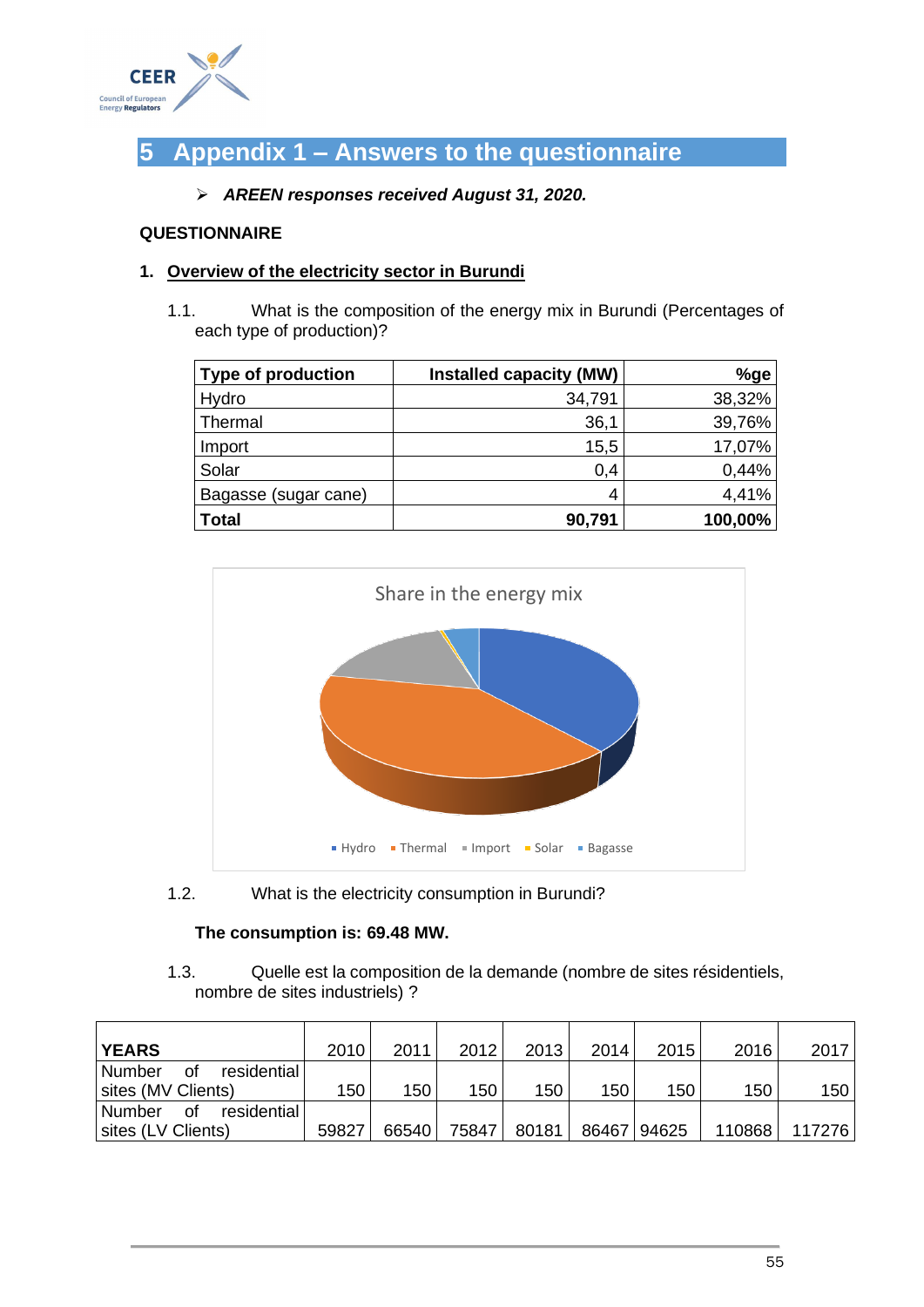# 5 Appendix 1 – Answers to the questionnaire

- ***AREEN responses received August 31, 2020.***

**QUESTIONNAIRE**

## 1. Overview of the electricity sector in Burundi

1.1. What is the composition of the energy mix in Burundi (Percentages of each type of production)?

| Type of production | Installed capacity (MW) | %ge |
|---|---|---|
| Hydro | 34,791 | 38,32% |
| Thermal | 36,1 | 39,76% |
| Import | 15,5 | 17,07% |
| Solar | 0,4 | 0,44% |
| Bagasse (sugar cane) | 4 | 4,41% |
| **Total** | **90,791** | **100,00%** |

Share in the energy mix

Hydro · Thermal · Import · Solar · Bagasse

1.2. What is the electricity consumption in Burundi?

**The consumption is: 69.48 MW.**

1.3. Quelle est la composition de la demande (nombre de sites résidentiels, nombre de sites industriels) ?

| YEARS | 2010 | 2011 | 2012 | 2013 | 2014 | 2015 | 2016 | 2017 |
|---|---|---|---|---|---|---|---|---|
| Number of residential sites (MV Clients) | 150 | 150 | 150 | 150 | 150 | 150 | 150 | 150 |
| Number of residential sites (LV Clients) | 59827 | 66540 | 75847 | 80181 | 86467 | 94625 | 110868 | 117276 |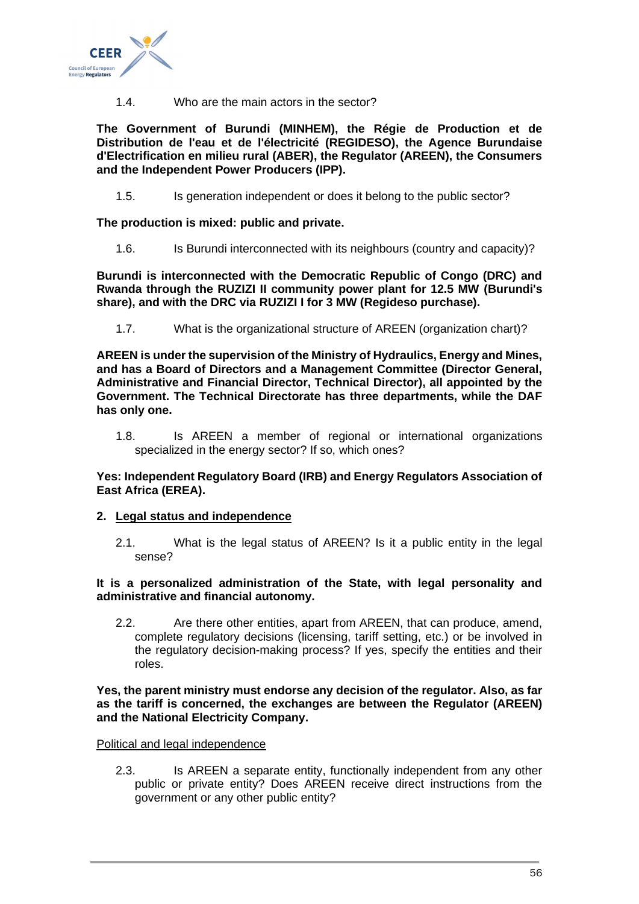1.4. Who are the main actors in the sector?

**The Government of Burundi (MINHEM), the Régie de Production et de Distribution de l'eau et de l'électricité (REGIDESO), the Agence Burundaise d'Electrification en milieu rural (ABER), the Regulator (AREEN), the Consumers and the Independent Power Producers (IPP).**

1.5. Is generation independent or does it belong to the public sector?

**The production is mixed: public and private.**

1.6. Is Burundi interconnected with its neighbours (country and capacity)?

**Burundi is interconnected with the Democratic Republic of Congo (DRC) and Rwanda through the RUZIZI II community power plant for 12.5 MW (Burundi's share), and with the DRC via RUZIZI I for 3 MW (Regideso purchase).**

1.7. What is the organizational structure of AREEN (organization chart)?

**AREEN is under the supervision of the Ministry of Hydraulics, Energy and Mines, and has a Board of Directors and a Management Committee (Director General, Administrative and Financial Director, Technical Director), all appointed by the Government. The Technical Directorate has three departments, while the DAF has only one.**

1.8. Is AREEN a member of regional or international organizations specialized in the energy sector? If so, which ones?

**Yes: Independent Regulatory Board (IRB) and Energy Regulators Association of East Africa (EREA).**

## 2. Legal status and independence

2.1. What is the legal status of AREEN? Is it a public entity in the legal sense?

**It is a personalized administration of the State, with legal personality and administrative and financial autonomy.**

2.2. Are there other entities, apart from AREEN, that can produce, amend, complete regulatory decisions (licensing, tariff setting, etc.) or be involved in the regulatory decision-making process? If yes, specify the entities and their roles.

**Yes, the parent ministry must endorse any decision of the regulator. Also, as far as the tariff is concerned, the exchanges are between the Regulator (AREEN) and the National Electricity Company.**

Political and legal independence

2.3. Is AREEN a separate entity, functionally independent from any other public or private entity? Does AREEN receive direct instructions from the government or any other public entity?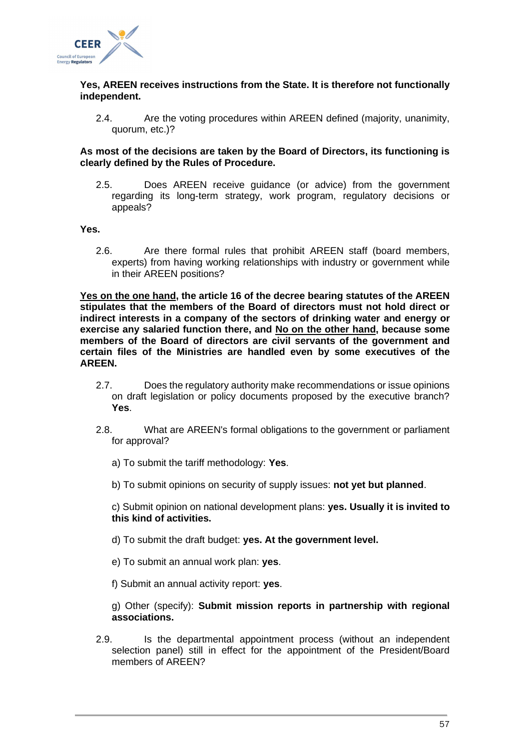**Yes, AREEN receives instructions from the State. It is therefore not functionally independent.**

2.4. Are the voting procedures within AREEN defined (majority, unanimity, quorum, etc.)?

**As most of the decisions are taken by the Board of Directors, its functioning is clearly defined by the Rules of Procedure.**

2.5. Does AREEN receive guidance (or advice) from the government regarding its long-term strategy, work program, regulatory decisions or appeals?

**Yes.**

2.6. Are there formal rules that prohibit AREEN staff (board members, experts) from having working relationships with industry or government while in their AREEN positions?

**<u>Yes on the one hand</u>, the article 16 of the decree bearing statutes of the AREEN stipulates that the members of the Board of directors must not hold direct or indirect interests in a company of the sectors of drinking water and energy or exercise any salaried function there, and <u>No on the other hand</u>, because some members of the Board of directors are civil servants of the government and certain files of the Ministries are handled even by some executives of the AREEN.**

2.7. Does the regulatory authority make recommendations or issue opinions on draft legislation or policy documents proposed by the executive branch? **Yes**.

2.8. What are AREEN's formal obligations to the government or parliament for approval?

a) To submit the tariff methodology: **Yes**.

b) To submit opinions on security of supply issues: **not yet but planned**.

c) Submit opinion on national development plans: **yes. Usually it is invited to this kind of activities.**

d) To submit the draft budget: **yes. At the government level.**

e) To submit an annual work plan: **yes**.

f) Submit an annual activity report: **yes**.

g) Other (specify): **Submit mission reports in partnership with regional associations.**

2.9. Is the departmental appointment process (without an independent selection panel) still in effect for the appointment of the President/Board members of AREEN?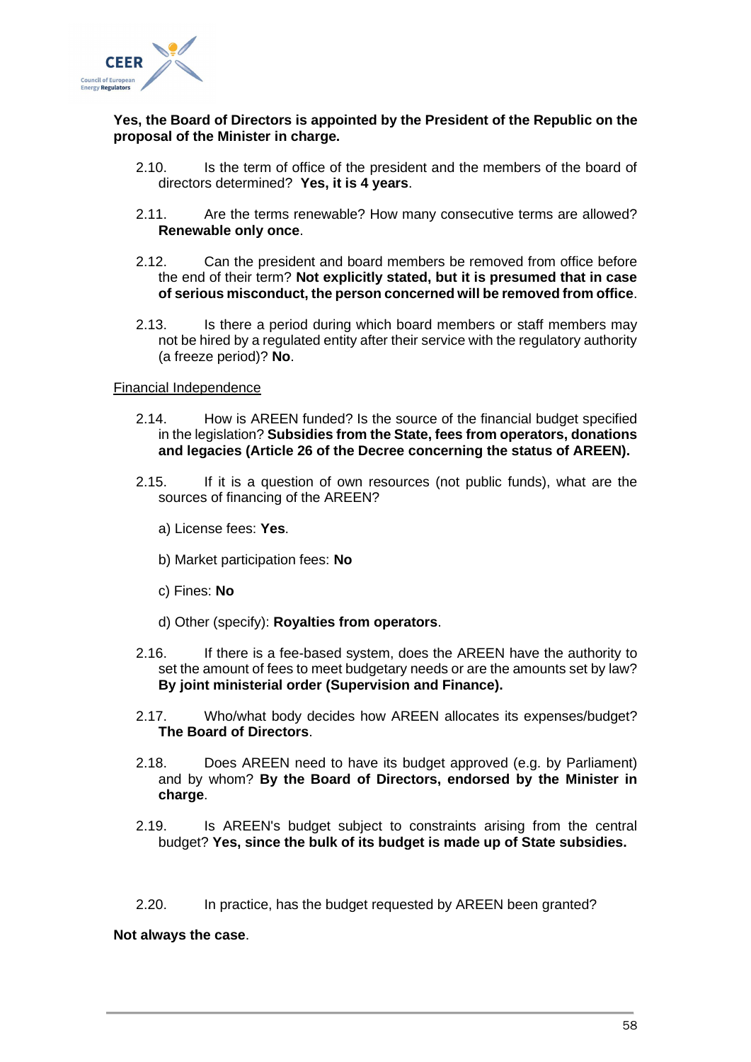**Yes, the Board of Directors is appointed by the President of the Republic on the proposal of the Minister in charge.**

2.10. Is the term of office of the president and the members of the board of directors determined? **Yes, it is 4 years**.

2.11. Are the terms renewable? How many consecutive terms are allowed? **Renewable only once**.

2.12. Can the president and board members be removed from office before the end of their term? **Not explicitly stated, but it is presumed that in case of serious misconduct, the person concerned will be removed from office**.

2.13. Is there a period during which board members or staff members may not be hired by a regulated entity after their service with the regulatory authority (a freeze period)? **No**.

Financial Independence

2.14. How is AREEN funded? Is the source of the financial budget specified in the legislation? **Subsidies from the State, fees from operators, donations and legacies (Article 26 of the Decree concerning the status of AREEN).**

2.15. If it is a question of own resources (not public funds), what are the sources of financing of the AREEN?

a) License fees: **Yes**.

b) Market participation fees: **No**

c) Fines: **No**

d) Other (specify): **Royalties from operators**.

2.16. If there is a fee-based system, does the AREEN have the authority to set the amount of fees to meet budgetary needs or are the amounts set by law? **By joint ministerial order (Supervision and Finance).**

2.17. Who/what body decides how AREEN allocates its expenses/budget? **The Board of Directors**.

2.18. Does AREEN need to have its budget approved (e.g. by Parliament) and by whom? **By the Board of Directors, endorsed by the Minister in charge**.

2.19. Is AREEN's budget subject to constraints arising from the central budget? **Yes, since the bulk of its budget is made up of State subsidies.**

2.20. In practice, has the budget requested by AREEN been granted?

**Not always the case**.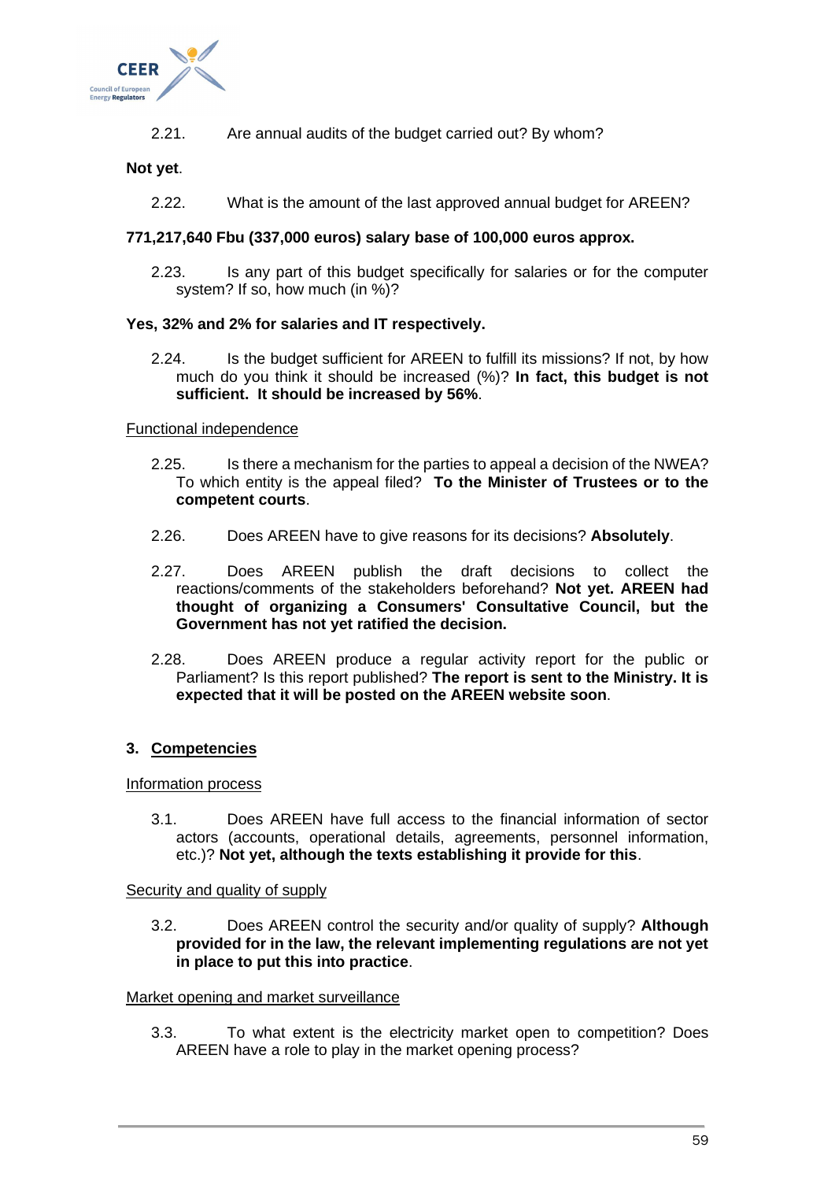2.21. Are annual audits of the budget carried out? By whom?

**Not yet**.

2.22. What is the amount of the last approved annual budget for AREEN?

**771,217,640 Fbu (337,000 euros) salary base of 100,000 euros approx.**

2.23. Is any part of this budget specifically for salaries or for the computer system? If so, how much (in %)?

**Yes, 32% and 2% for salaries and IT respectively.**

2.24. Is the budget sufficient for AREEN to fulfill its missions? If not, by how much do you think it should be increased (%)? **In fact, this budget is not sufficient. It should be increased by 56%**.

Functional independence

2.25. Is there a mechanism for the parties to appeal a decision of the NWEA? To which entity is the appeal filed? **To the Minister of Trustees or to the competent courts**.

2.26. Does AREEN have to give reasons for its decisions? **Absolutely**.

2.27. Does AREEN publish the draft decisions to collect the reactions/comments of the stakeholders beforehand? **Not yet. AREEN had thought of organizing a Consumers' Consultative Council, but the Government has not yet ratified the decision.**

2.28. Does AREEN produce a regular activity report for the public or Parliament? Is this report published? **The report is sent to the Ministry. It is expected that it will be posted on the AREEN website soon**.

## 3. Competencies

Information process

3.1. Does AREEN have full access to the financial information of sector actors (accounts, operational details, agreements, personnel information, etc.)? **Not yet, although the texts establishing it provide for this**.

Security and quality of supply

3.2. Does AREEN control the security and/or quality of supply? **Although provided for in the law, the relevant implementing regulations are not yet in place to put this into practice**.

Market opening and market surveillance

3.3. To what extent is the electricity market open to competition? Does AREEN have a role to play in the market opening process?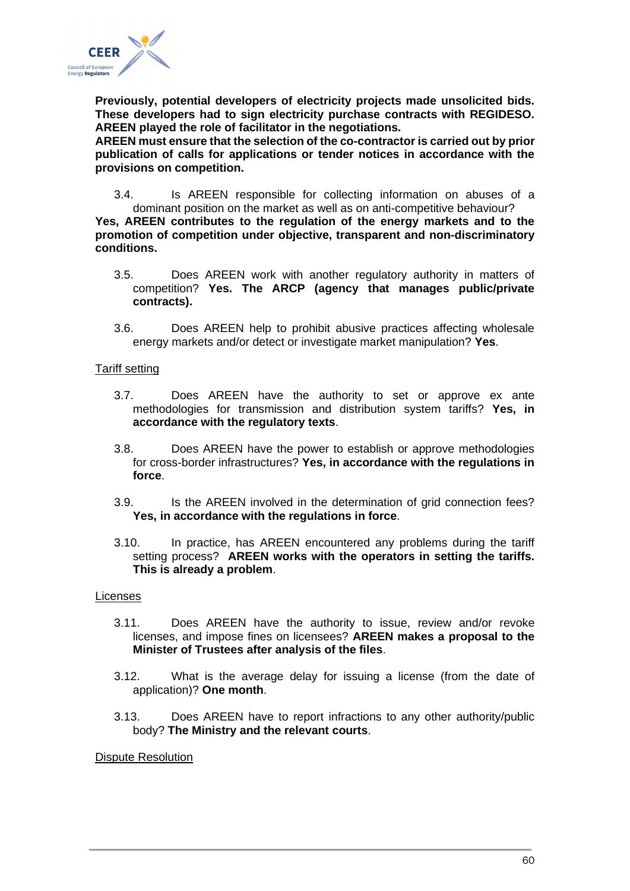**Previously, potential developers of electricity projects made unsolicited bids. These developers had to sign electricity purchase contracts with REGIDESO. AREEN played the role of facilitator in the negotiations.**
**AREEN must ensure that the selection of the co-contractor is carried out by prior publication of calls for applications or tender notices in accordance with the provisions on competition.**

3.4. Is AREEN responsible for collecting information on abuses of a dominant position on the market as well as on anti-competitive behaviour?
**Yes, AREEN contributes to the regulation of the energy markets and to the promotion of competition under objective, transparent and non-discriminatory conditions.**

3.5. Does AREEN work with another regulatory authority in matters of competition? **Yes. The ARCP (agency that manages public/private contracts).**

3.6. Does AREEN help to prohibit abusive practices affecting wholesale energy markets and/or detect or investigate market manipulation? **Yes**.

Tariff setting

3.7. Does AREEN have the authority to set or approve ex ante methodologies for transmission and distribution system tariffs? **Yes, in accordance with the regulatory texts**.

3.8. Does AREEN have the power to establish or approve methodologies for cross-border infrastructures? **Yes, in accordance with the regulations in force**.

3.9. Is the AREEN involved in the determination of grid connection fees? **Yes, in accordance with the regulations in force**.

3.10. In practice, has AREEN encountered any problems during the tariff setting process? **AREEN works with the operators in setting the tariffs. This is already a problem**.

Licenses

3.11. Does AREEN have the authority to issue, review and/or revoke licenses, and impose fines on licensees? **AREEN makes a proposal to the Minister of Trustees after analysis of the files**.

3.12. What is the average delay for issuing a license (from the date of application)? **One month**.

3.13. Does AREEN have to report infractions to any other authority/public body? **The Ministry and the relevant courts**.

Dispute Resolution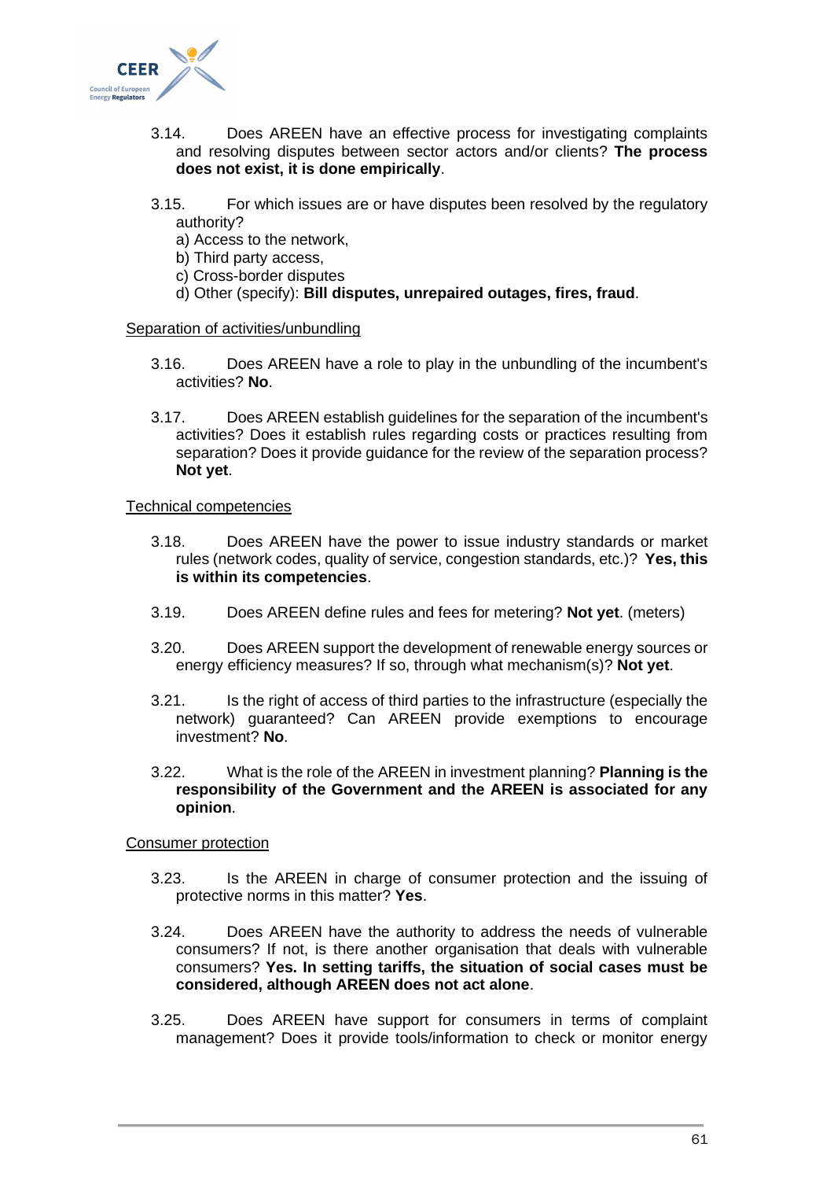3.14. Does AREEN have an effective process for investigating complaints and resolving disputes between sector actors and/or clients? **The process does not exist, it is done empirically**.

3.15. For which issues are or have disputes been resolved by the regulatory authority?

a) Access to the network,
b) Third party access,
c) Cross-border disputes
d) Other (specify): **Bill disputes, unrepaired outages, fires, fraud**.

<u>Separation of activities/unbundling</u>

3.16. Does AREEN have a role to play in the unbundling of the incumbent's activities? **No**.

3.17. Does AREEN establish guidelines for the separation of the incumbent's activities? Does it establish rules regarding costs or practices resulting from separation? Does it provide guidance for the review of the separation process? **Not yet**.

<u>Technical competencies</u>

3.18. Does AREEN have the power to issue industry standards or market rules (network codes, quality of service, congestion standards, etc.)? **Yes, this is within its competencies**.

3.19. Does AREEN define rules and fees for metering? **Not yet**. (meters)

3.20. Does AREEN support the development of renewable energy sources or energy efficiency measures? If so, through what mechanism(s)? **Not yet**.

3.21. Is the right of access of third parties to the infrastructure (especially the network) guaranteed? Can AREEN provide exemptions to encourage investment? **No**.

3.22. What is the role of the AREEN in investment planning? **Planning is the responsibility of the Government and the AREEN is associated for any opinion**.

<u>Consumer protection</u>

3.23. Is the AREEN in charge of consumer protection and the issuing of protective norms in this matter? **Yes**.

3.24. Does AREEN have the authority to address the needs of vulnerable consumers? If not, is there another organisation that deals with vulnerable consumers? **Yes. In setting tariffs, the situation of social cases must be considered, although AREEN does not act alone**.

3.25. Does AREEN have support for consumers in terms of complaint management? Does it provide tools/information to check or monitor energy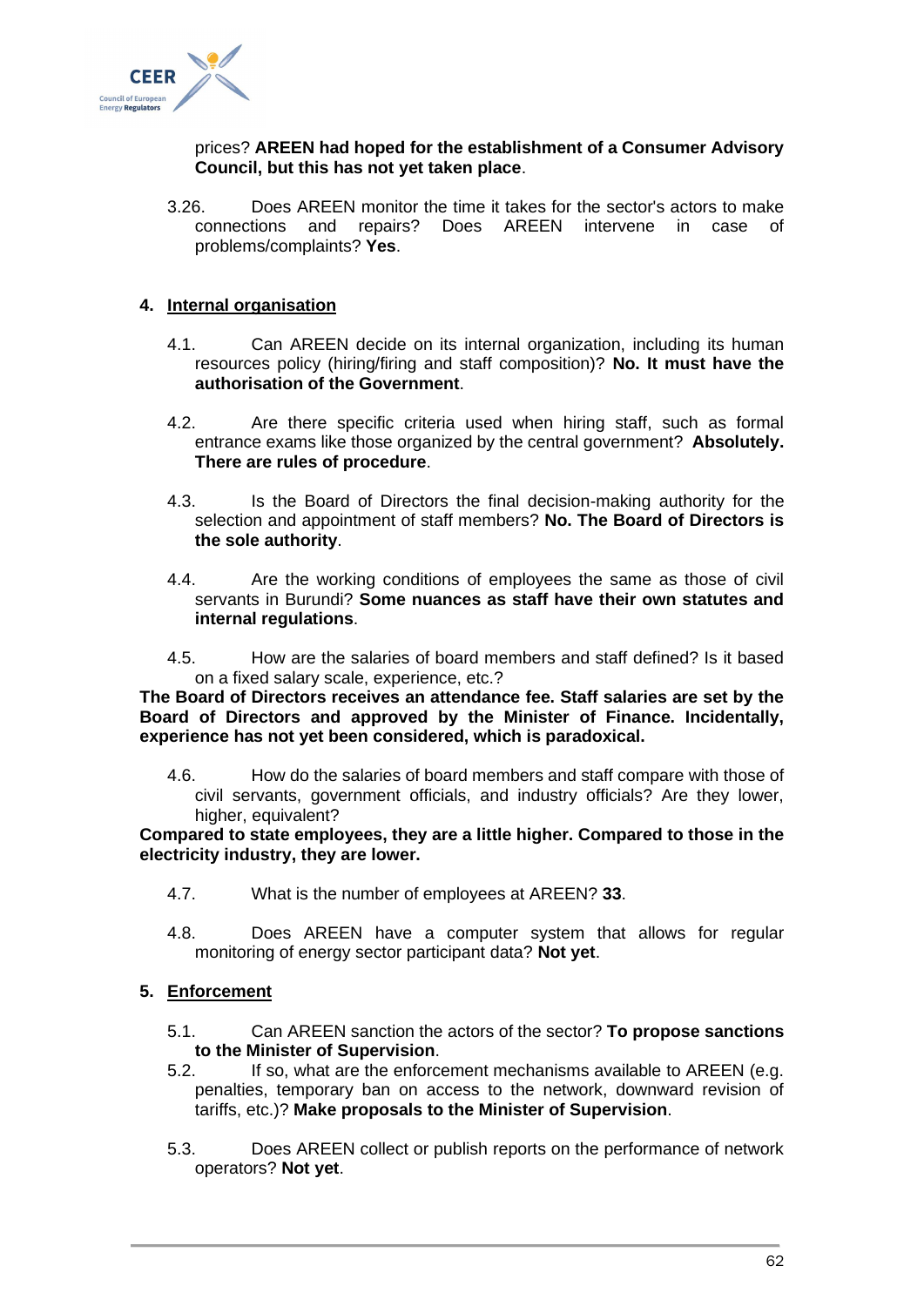prices? **AREEN had hoped for the establishment of a Consumer Advisory Council, but this has not yet taken place**.

3.26. Does AREEN monitor the time it takes for the sector's actors to make connections and repairs? Does AREEN intervene in case of problems/complaints? **Yes**.

## 4. Internal organisation

4.1. Can AREEN decide on its internal organization, including its human resources policy (hiring/firing and staff composition)? **No. It must have the authorisation of the Government**.

4.2. Are there specific criteria used when hiring staff, such as formal entrance exams like those organized by the central government? **Absolutely. There are rules of procedure**.

4.3. Is the Board of Directors the final decision-making authority for the selection and appointment of staff members? **No. The Board of Directors is the sole authority**.

4.4. Are the working conditions of employees the same as those of civil servants in Burundi? **Some nuances as staff have their own statutes and internal regulations**.

4.5. How are the salaries of board members and staff defined? Is it based on a fixed salary scale, experience, etc.?

**The Board of Directors receives an attendance fee. Staff salaries are set by the Board of Directors and approved by the Minister of Finance. Incidentally, experience has not yet been considered, which is paradoxical.**

4.6. How do the salaries of board members and staff compare with those of civil servants, government officials, and industry officials? Are they lower, higher, equivalent?

**Compared to state employees, they are a little higher. Compared to those in the electricity industry, they are lower.**

4.7. What is the number of employees at AREEN? **33**.

4.8. Does AREEN have a computer system that allows for regular monitoring of energy sector participant data? **Not yet**.

## 5. Enforcement

5.1. Can AREEN sanction the actors of the sector? **To propose sanctions to the Minister of Supervision**.

5.2. If so, what are the enforcement mechanisms available to AREEN (e.g. penalties, temporary ban on access to the network, downward revision of tariffs, etc.)? **Make proposals to the Minister of Supervision**.

5.3. Does AREEN collect or publish reports on the performance of network operators? **Not yet**.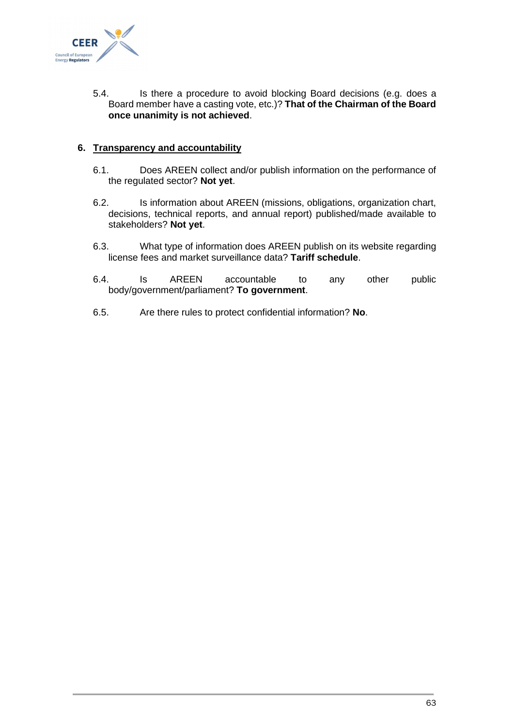5.4. Is there a procedure to avoid blocking Board decisions (e.g. does a Board member have a casting vote, etc.)? **That of the Chairman of the Board once unanimity is not achieved**.

## 6. Transparency and accountability

6.1. Does AREEN collect and/or publish information on the performance of the regulated sector? **Not yet**.

6.2. Is information about AREEN (missions, obligations, organization chart, decisions, technical reports, and annual report) published/made available to stakeholders? **Not yet**.

6.3. What type of information does AREEN publish on its website regarding license fees and market surveillance data? **Tariff schedule**.

6.4. Is AREEN accountable to any other public body/government/parliament? **To government**.

6.5. Are there rules to protect confidential information? **No**.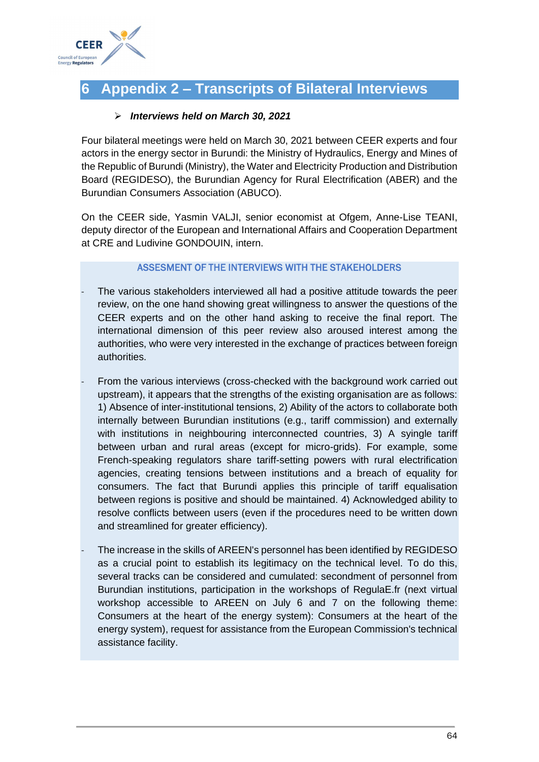# 6 Appendix 2 – Transcripts of Bilateral Interviews

- ***Interviews held on March 30, 2021***

Four bilateral meetings were held on March 30, 2021 between CEER experts and four actors in the energy sector in Burundi: the Ministry of Hydraulics, Energy and Mines of the Republic of Burundi (Ministry), the Water and Electricity Production and Distribution Board (REGIDESO), the Burundian Agency for Rural Electrification (ABER) and the Burundian Consumers Association (ABUCO).

On the CEER side, Yasmin VALJI, senior economist at Ofgem, Anne-Lise TEANI, deputy director of the European and International Affairs and Cooperation Department at CRE and Ludivine GONDOUIN, intern.

ASSESMENT OF THE INTERVIEWS WITH THE STAKEHOLDERS

- The various stakeholders interviewed all had a positive attitude towards the peer review, on the one hand showing great willingness to answer the questions of the CEER experts and on the other hand asking to receive the final report. The international dimension of this peer review also aroused interest among the authorities, who were very interested in the exchange of practices between foreign authorities.

- From the various interviews (cross-checked with the background work carried out upstream), it appears that the strengths of the existing organisation are as follows: 1) Absence of inter-institutional tensions, 2) Ability of the actors to collaborate both internally between Burundian institutions (e.g., tariff commission) and externally with institutions in neighbouring interconnected countries, 3) A syingle tariff between urban and rural areas (except for micro-grids). For example, some French-speaking regulators share tariff-setting powers with rural electrification agencies, creating tensions between institutions and a breach of equality for consumers. The fact that Burundi applies this principle of tariff equalisation between regions is positive and should be maintained. 4) Acknowledged ability to resolve conflicts between users (even if the procedures need to be written down and streamlined for greater efficiency).

- The increase in the skills of AREEN's personnel has been identified by REGIDESO as a crucial point to establish its legitimacy on the technical level. To do this, several tracks can be considered and cumulated: secondment of personnel from Burundian institutions, participation in the workshops of RegulaE.fr (next virtual workshop accessible to AREEN on July 6 and 7 on the following theme: Consumers at the heart of the energy system): Consumers at the heart of the energy system), request for assistance from the European Commission's technical assistance facility.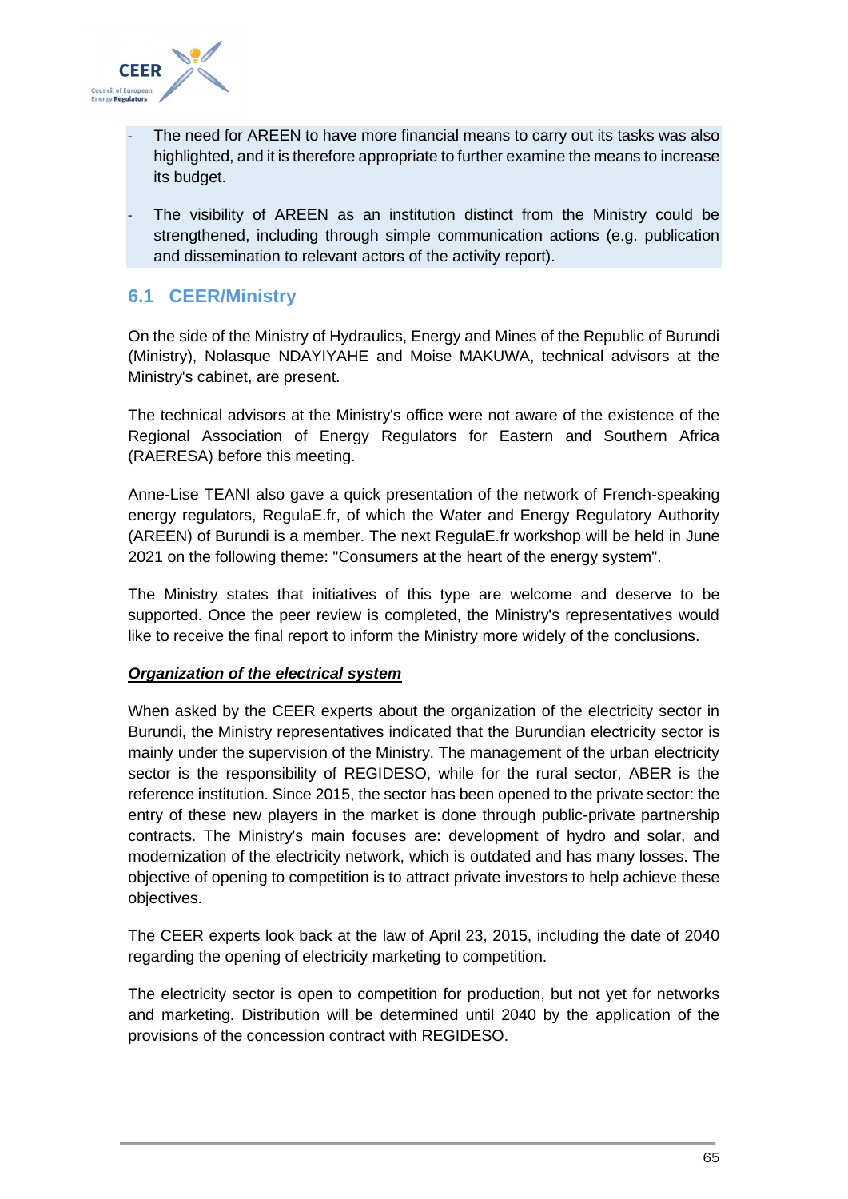- The need for AREEN to have more financial means to carry out its tasks was also highlighted, and it is therefore appropriate to further examine the means to increase its budget.
- The visibility of AREEN as an institution distinct from the Ministry could be strengthened, including through simple communication actions (e.g. publication and dissemination to relevant actors of the activity report).

## 6.1 CEER/Ministry

On the side of the Ministry of Hydraulics, Energy and Mines of the Republic of Burundi (Ministry), Nolasque NDAYIYAHE and Moise MAKUWA, technical advisors at the Ministry's cabinet, are present.

The technical advisors at the Ministry's office were not aware of the existence of the Regional Association of Energy Regulators for Eastern and Southern Africa (RAERESA) before this meeting.

Anne-Lise TEANI also gave a quick presentation of the network of French-speaking energy regulators, RegulaE.fr, of which the Water and Energy Regulatory Authority (AREEN) of Burundi is a member. The next RegulaE.fr workshop will be held in June 2021 on the following theme: "Consumers at the heart of the energy system".

The Ministry states that initiatives of this type are welcome and deserve to be supported. Once the peer review is completed, the Ministry's representatives would like to receive the final report to inform the Ministry more widely of the conclusions.

***Organization of the electrical system***

When asked by the CEER experts about the organization of the electricity sector in Burundi, the Ministry representatives indicated that the Burundian electricity sector is mainly under the supervision of the Ministry. The management of the urban electricity sector is the responsibility of REGIDESO, while for the rural sector, ABER is the reference institution. Since 2015, the sector has been opened to the private sector: the entry of these new players in the market is done through public-private partnership contracts. The Ministry's main focuses are: development of hydro and solar, and modernization of the electricity network, which is outdated and has many losses. The objective of opening to competition is to attract private investors to help achieve these objectives.

The CEER experts look back at the law of April 23, 2015, including the date of 2040 regarding the opening of electricity marketing to competition.

The electricity sector is open to competition for production, but not yet for networks and marketing. Distribution will be determined until 2040 by the application of the provisions of the concession contract with REGIDESO.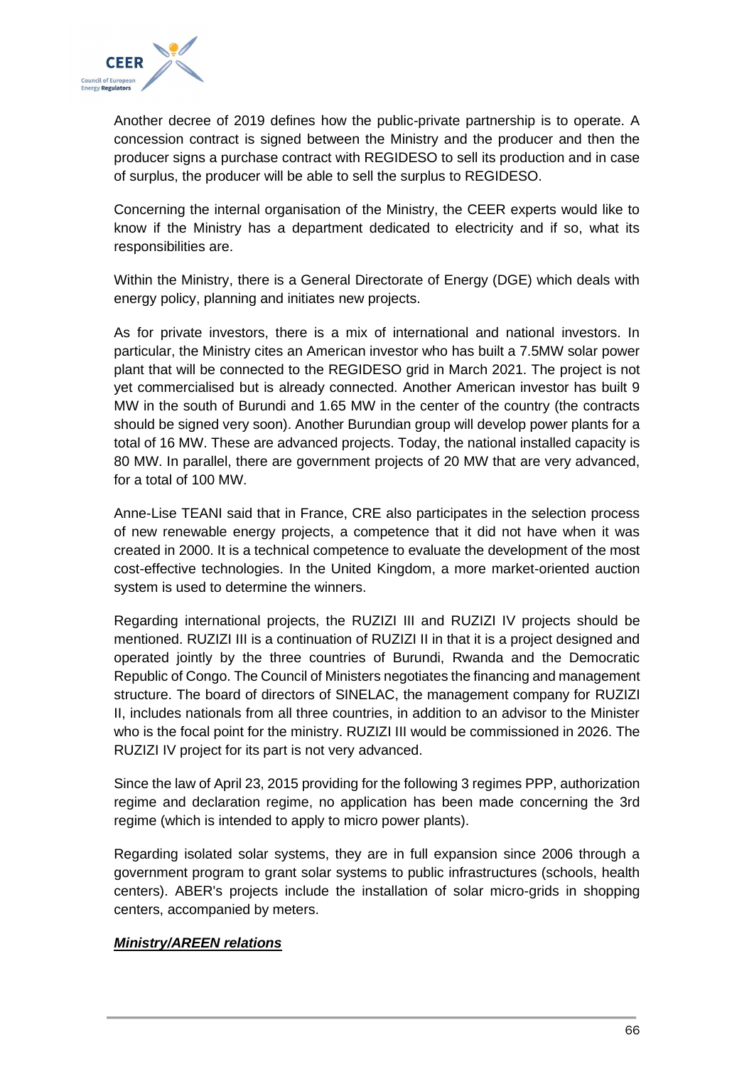Another decree of 2019 defines how the public-private partnership is to operate. A concession contract is signed between the Ministry and the producer and then the producer signs a purchase contract with REGIDESO to sell its production and in case of surplus, the producer will be able to sell the surplus to REGIDESO.

Concerning the internal organisation of the Ministry, the CEER experts would like to know if the Ministry has a department dedicated to electricity and if so, what its responsibilities are.

Within the Ministry, there is a General Directorate of Energy (DGE) which deals with energy policy, planning and initiates new projects.

As for private investors, there is a mix of international and national investors. In particular, the Ministry cites an American investor who has built a 7.5MW solar power plant that will be connected to the REGIDESO grid in March 2021. The project is not yet commercialised but is already connected. Another American investor has built 9 MW in the south of Burundi and 1.65 MW in the center of the country (the contracts should be signed very soon). Another Burundian group will develop power plants for a total of 16 MW. These are advanced projects. Today, the national installed capacity is 80 MW. In parallel, there are government projects of 20 MW that are very advanced, for a total of 100 MW.

Anne-Lise TEANI said that in France, CRE also participates in the selection process of new renewable energy projects, a competence that it did not have when it was created in 2000. It is a technical competence to evaluate the development of the most cost-effective technologies. In the United Kingdom, a more market-oriented auction system is used to determine the winners.

Regarding international projects, the RUZIZI III and RUZIZI IV projects should be mentioned. RUZIZI III is a continuation of RUZIZI II in that it is a project designed and operated jointly by the three countries of Burundi, Rwanda and the Democratic Republic of Congo. The Council of Ministers negotiates the financing and management structure. The board of directors of SINELAC, the management company for RUZIZI II, includes nationals from all three countries, in addition to an advisor to the Minister who is the focal point for the ministry. RUZIZI III would be commissioned in 2026. The RUZIZI IV project for its part is not very advanced.

Since the law of April 23, 2015 providing for the following 3 regimes PPP, authorization regime and declaration regime, no application has been made concerning the 3rd regime (which is intended to apply to micro power plants).

Regarding isolated solar systems, they are in full expansion since 2006 through a government program to grant solar systems to public infrastructures (schools, health centers). ABER's projects include the installation of solar micro-grids in shopping centers, accompanied by meters.

***Ministry/AREEN relations***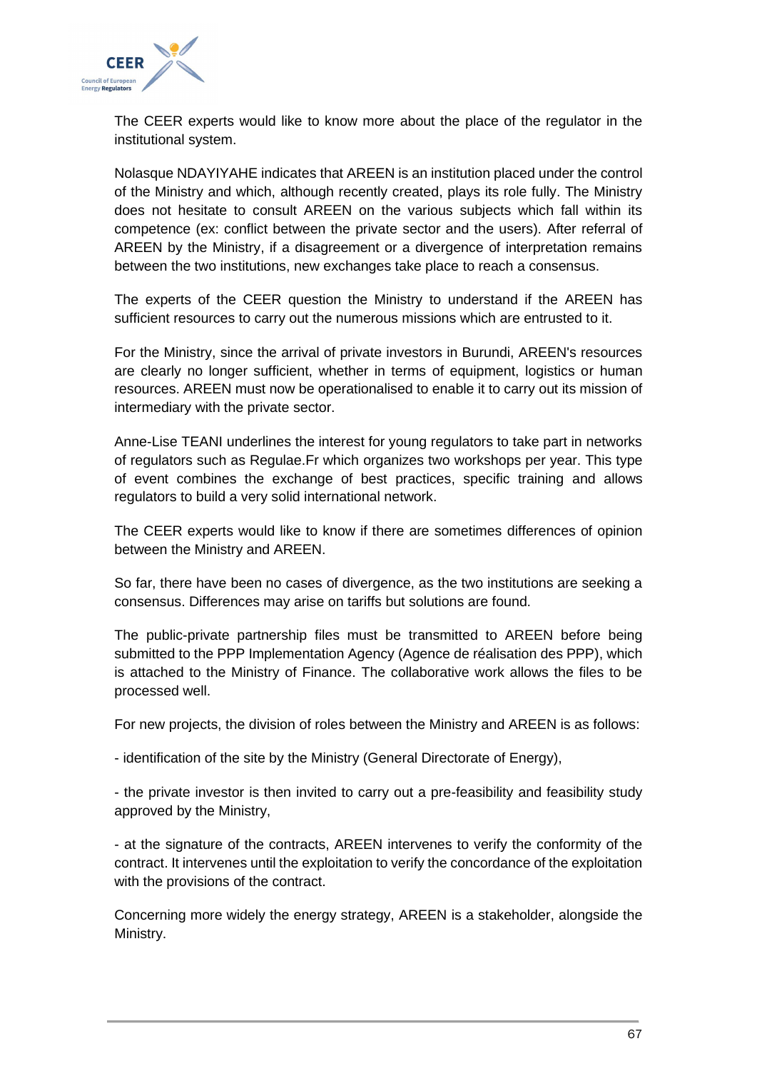The CEER experts would like to know more about the place of the regulator in the institutional system.

Nolasque NDAYIYAHE indicates that AREEN is an institution placed under the control of the Ministry and which, although recently created, plays its role fully. The Ministry does not hesitate to consult AREEN on the various subjects which fall within its competence (ex: conflict between the private sector and the users). After referral of AREEN by the Ministry, if a disagreement or a divergence of interpretation remains between the two institutions, new exchanges take place to reach a consensus.

The experts of the CEER question the Ministry to understand if the AREEN has sufficient resources to carry out the numerous missions which are entrusted to it.

For the Ministry, since the arrival of private investors in Burundi, AREEN's resources are clearly no longer sufficient, whether in terms of equipment, logistics or human resources. AREEN must now be operationalised to enable it to carry out its mission of intermediary with the private sector.

Anne-Lise TEANI underlines the interest for young regulators to take part in networks of regulators such as Regulae.Fr which organizes two workshops per year. This type of event combines the exchange of best practices, specific training and allows regulators to build a very solid international network.

The CEER experts would like to know if there are sometimes differences of opinion between the Ministry and AREEN.

So far, there have been no cases of divergence, as the two institutions are seeking a consensus. Differences may arise on tariffs but solutions are found.

The public-private partnership files must be transmitted to AREEN before being submitted to the PPP Implementation Agency (Agence de réalisation des PPP), which is attached to the Ministry of Finance. The collaborative work allows the files to be processed well.

For new projects, the division of roles between the Ministry and AREEN is as follows:

- identification of the site by the Ministry (General Directorate of Energy),

- the private investor is then invited to carry out a pre-feasibility and feasibility study approved by the Ministry,

- at the signature of the contracts, AREEN intervenes to verify the conformity of the contract. It intervenes until the exploitation to verify the concordance of the exploitation with the provisions of the contract.

Concerning more widely the energy strategy, AREEN is a stakeholder, alongside the Ministry.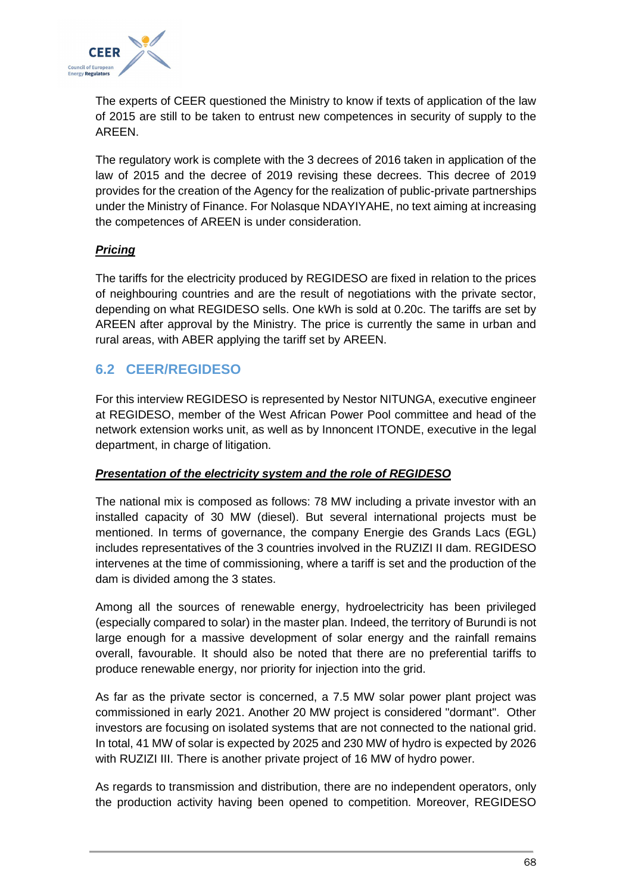The experts of CEER questioned the Ministry to know if texts of application of the law of 2015 are still to be taken to entrust new competences in security of supply to the AREEN.

The regulatory work is complete with the 3 decrees of 2016 taken in application of the law of 2015 and the decree of 2019 revising these decrees. This decree of 2019 provides for the creation of the Agency for the realization of public-private partnerships under the Ministry of Finance. For Nolasque NDAYIYAHE, no text aiming at increasing the competences of AREEN is under consideration.

***Pricing***

The tariffs for the electricity produced by REGIDESO are fixed in relation to the prices of neighbouring countries and are the result of negotiations with the private sector, depending on what REGIDESO sells. One kWh is sold at 0.20c. The tariffs are set by AREEN after approval by the Ministry. The price is currently the same in urban and rural areas, with ABER applying the tariff set by AREEN.

## 6.2 CEER/REGIDESO

For this interview REGIDESO is represented by Nestor NITUNGA, executive engineer at REGIDESO, member of the West African Power Pool committee and head of the network extension works unit, as well as by Innoncent ITONDE, executive in the legal department, in charge of litigation.

***Presentation of the electricity system and the role of REGIDESO***

The national mix is composed as follows: 78 MW including a private investor with an installed capacity of 30 MW (diesel). But several international projects must be mentioned. In terms of governance, the company Energie des Grands Lacs (EGL) includes representatives of the 3 countries involved in the RUZIZI II dam. REGIDESO intervenes at the time of commissioning, where a tariff is set and the production of the dam is divided among the 3 states.

Among all the sources of renewable energy, hydroelectricity has been privileged (especially compared to solar) in the master plan. Indeed, the territory of Burundi is not large enough for a massive development of solar energy and the rainfall remains overall, favourable. It should also be noted that there are no preferential tariffs to produce renewable energy, nor priority for injection into the grid.

As far as the private sector is concerned, a 7.5 MW solar power plant project was commissioned in early 2021. Another 20 MW project is considered "dormant". Other investors are focusing on isolated systems that are not connected to the national grid. In total, 41 MW of solar is expected by 2025 and 230 MW of hydro is expected by 2026 with RUZIZI III. There is another private project of 16 MW of hydro power.

As regards to transmission and distribution, there are no independent operators, only the production activity having been opened to competition. Moreover, REGIDESO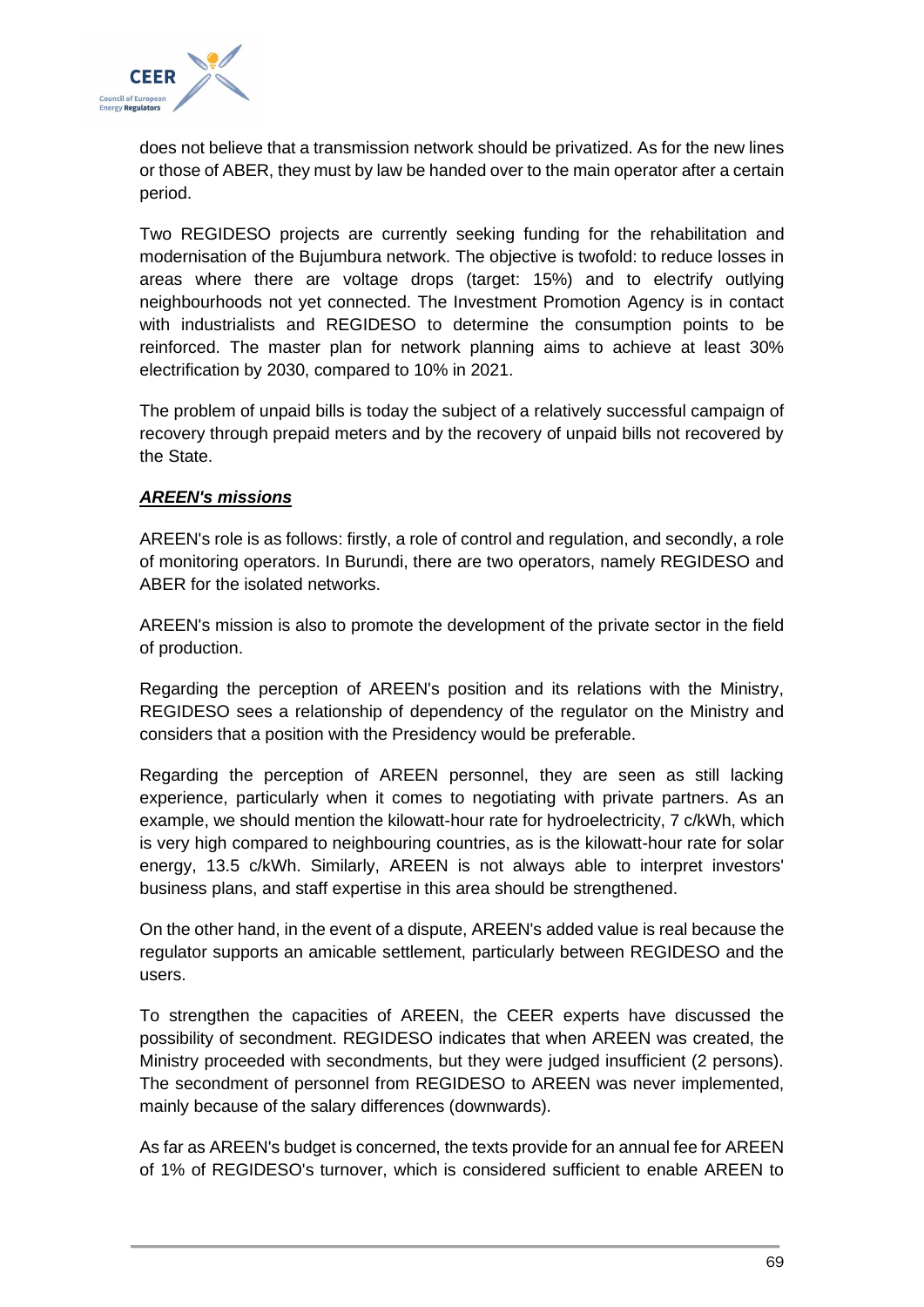does not believe that a transmission network should be privatized. As for the new lines or those of ABER, they must by law be handed over to the main operator after a certain period.

Two REGIDESO projects are currently seeking funding for the rehabilitation and modernisation of the Bujumbura network. The objective is twofold: to reduce losses in areas where there are voltage drops (target: 15%) and to electrify outlying neighbourhoods not yet connected. The Investment Promotion Agency is in contact with industrialists and REGIDESO to determine the consumption points to be reinforced. The master plan for network planning aims to achieve at least 30% electrification by 2030, compared to 10% in 2021.

The problem of unpaid bills is today the subject of a relatively successful campaign of recovery through prepaid meters and by the recovery of unpaid bills not recovered by the State.

***AREEN's missions***

AREEN's role is as follows: firstly, a role of control and regulation, and secondly, a role of monitoring operators. In Burundi, there are two operators, namely REGIDESO and ABER for the isolated networks.

AREEN's mission is also to promote the development of the private sector in the field of production.

Regarding the perception of AREEN's position and its relations with the Ministry, REGIDESO sees a relationship of dependency of the regulator on the Ministry and considers that a position with the Presidency would be preferable.

Regarding the perception of AREEN personnel, they are seen as still lacking experience, particularly when it comes to negotiating with private partners. As an example, we should mention the kilowatt-hour rate for hydroelectricity, 7 c/kWh, which is very high compared to neighbouring countries, as is the kilowatt-hour rate for solar energy, 13.5 c/kWh. Similarly, AREEN is not always able to interpret investors' business plans, and staff expertise in this area should be strengthened.

On the other hand, in the event of a dispute, AREEN's added value is real because the regulator supports an amicable settlement, particularly between REGIDESO and the users.

To strengthen the capacities of AREEN, the CEER experts have discussed the possibility of secondment. REGIDESO indicates that when AREEN was created, the Ministry proceeded with secondments, but they were judged insufficient (2 persons). The secondment of personnel from REGIDESO to AREEN was never implemented, mainly because of the salary differences (downwards).

As far as AREEN's budget is concerned, the texts provide for an annual fee for AREEN of 1% of REGIDESO's turnover, which is considered sufficient to enable AREEN to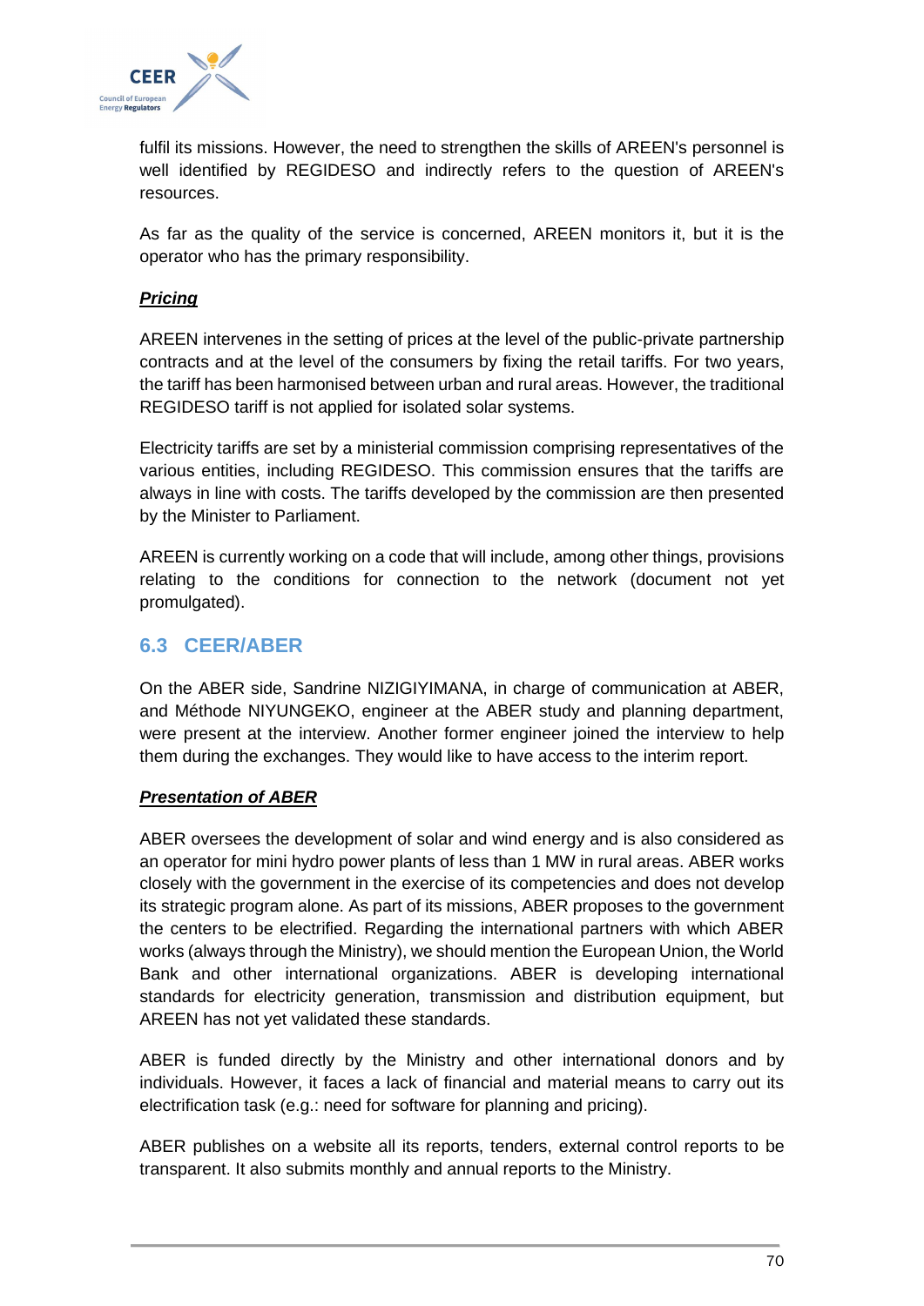fulfil its missions. However, the need to strengthen the skills of AREEN's personnel is well identified by REGIDESO and indirectly refers to the question of AREEN's resources.

As far as the quality of the service is concerned, AREEN monitors it, but it is the operator who has the primary responsibility.

***Pricing***

AREEN intervenes in the setting of prices at the level of the public-private partnership contracts and at the level of the consumers by fixing the retail tariffs. For two years, the tariff has been harmonised between urban and rural areas. However, the traditional REGIDESO tariff is not applied for isolated solar systems.

Electricity tariffs are set by a ministerial commission comprising representatives of the various entities, including REGIDESO. This commission ensures that the tariffs are always in line with costs. The tariffs developed by the commission are then presented by the Minister to Parliament.

AREEN is currently working on a code that will include, among other things, provisions relating to the conditions for connection to the network (document not yet promulgated).

## 6.3 CEER/ABER

On the ABER side, Sandrine NIZIGIYIMANA, in charge of communication at ABER, and Méthode NIYUNGEKO, engineer at the ABER study and planning department, were present at the interview. Another former engineer joined the interview to help them during the exchanges. They would like to have access to the interim report.

***Presentation of ABER***

ABER oversees the development of solar and wind energy and is also considered as an operator for mini hydro power plants of less than 1 MW in rural areas. ABER works closely with the government in the exercise of its competencies and does not develop its strategic program alone. As part of its missions, ABER proposes to the government the centers to be electrified. Regarding the international partners with which ABER works (always through the Ministry), we should mention the European Union, the World Bank and other international organizations. ABER is developing international standards for electricity generation, transmission and distribution equipment, but AREEN has not yet validated these standards.

ABER is funded directly by the Ministry and other international donors and by individuals. However, it faces a lack of financial and material means to carry out its electrification task (e.g.: need for software for planning and pricing).

ABER publishes on a website all its reports, tenders, external control reports to be transparent. It also submits monthly and annual reports to the Ministry.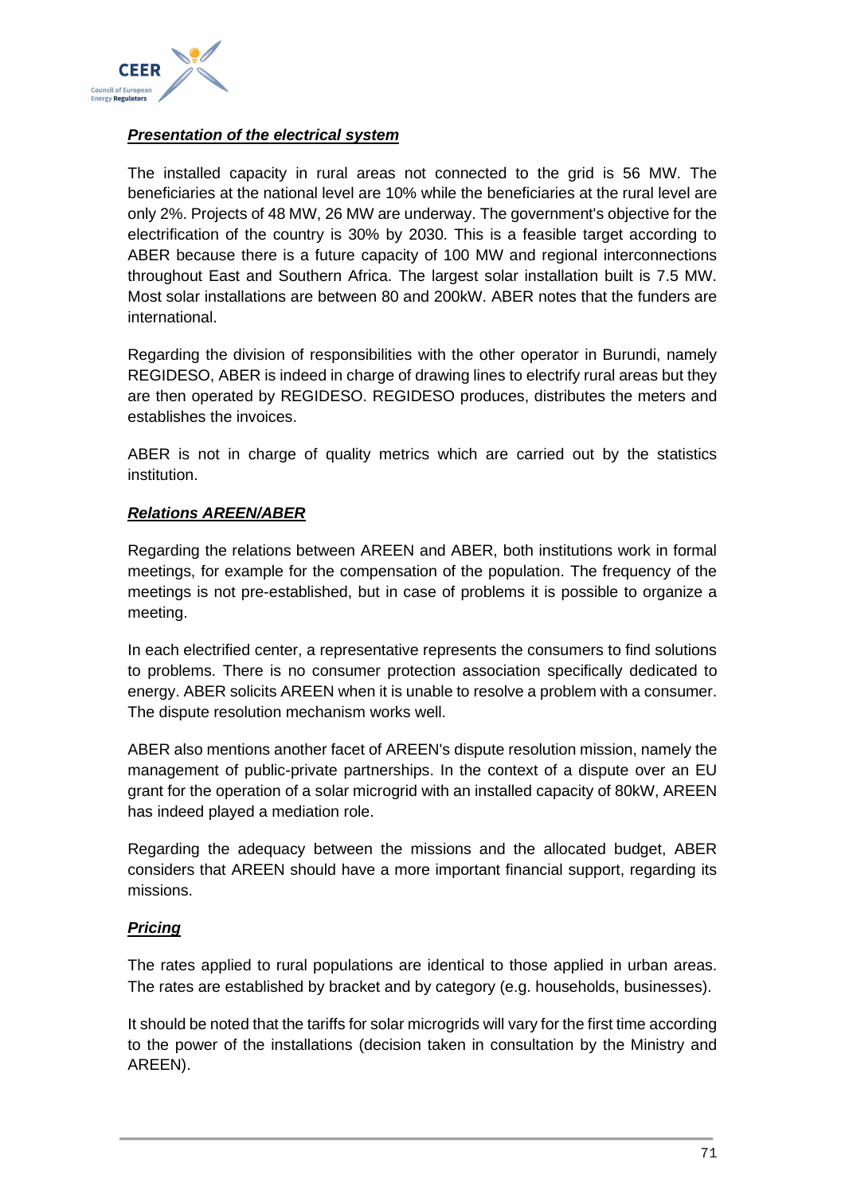***Presentation of the electrical system***

The installed capacity in rural areas not connected to the grid is 56 MW. The beneficiaries at the national level are 10% while the beneficiaries at the rural level are only 2%. Projects of 48 MW, 26 MW are underway. The government's objective for the electrification of the country is 30% by 2030. This is a feasible target according to ABER because there is a future capacity of 100 MW and regional interconnections throughout East and Southern Africa. The largest solar installation built is 7.5 MW. Most solar installations are between 80 and 200kW. ABER notes that the funders are international.

Regarding the division of responsibilities with the other operator in Burundi, namely REGIDESO, ABER is indeed in charge of drawing lines to electrify rural areas but they are then operated by REGIDESO. REGIDESO produces, distributes the meters and establishes the invoices.

ABER is not in charge of quality metrics which are carried out by the statistics institution.

***Relations AREEN/ABER***

Regarding the relations between AREEN and ABER, both institutions work in formal meetings, for example for the compensation of the population. The frequency of the meetings is not pre-established, but in case of problems it is possible to organize a meeting.

In each electrified center, a representative represents the consumers to find solutions to problems. There is no consumer protection association specifically dedicated to energy. ABER solicits AREEN when it is unable to resolve a problem with a consumer. The dispute resolution mechanism works well.

ABER also mentions another facet of AREEN's dispute resolution mission, namely the management of public-private partnerships. In the context of a dispute over an EU grant for the operation of a solar microgrid with an installed capacity of 80kW, AREEN has indeed played a mediation role.

Regarding the adequacy between the missions and the allocated budget, ABER considers that AREEN should have a more important financial support, regarding its missions.

***Pricing***

The rates applied to rural populations are identical to those applied in urban areas. The rates are established by bracket and by category (e.g. households, businesses).

It should be noted that the tariffs for solar microgrids will vary for the first time according to the power of the installations (decision taken in consultation by the Ministry and AREEN).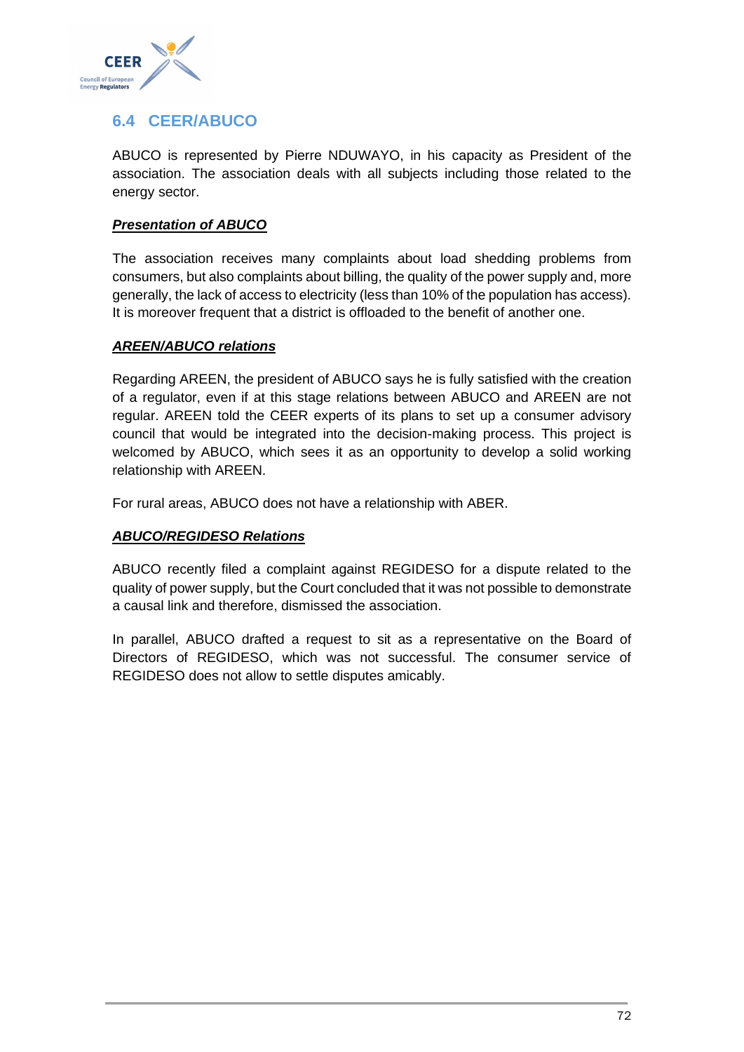## 6.4 CEER/ABUCO

ABUCO is represented by Pierre NDUWAYO, in his capacity as President of the association. The association deals with all subjects including those related to the energy sector.

***Presentation of ABUCO***

The association receives many complaints about load shedding problems from consumers, but also complaints about billing, the quality of the power supply and, more generally, the lack of access to electricity (less than 10% of the population has access). It is moreover frequent that a district is offloaded to the benefit of another one.

***AREEN/ABUCO relations***

Regarding AREEN, the president of ABUCO says he is fully satisfied with the creation of a regulator, even if at this stage relations between ABUCO and AREEN are not regular. AREEN told the CEER experts of its plans to set up a consumer advisory council that would be integrated into the decision-making process. This project is welcomed by ABUCO, which sees it as an opportunity to develop a solid working relationship with AREEN.

For rural areas, ABUCO does not have a relationship with ABER.

***ABUCO/REGIDESO Relations***

ABUCO recently filed a complaint against REGIDESO for a dispute related to the quality of power supply, but the Court concluded that it was not possible to demonstrate a causal link and therefore, dismissed the association.

In parallel, ABUCO drafted a request to sit as a representative on the Board of Directors of REGIDESO, which was not successful. The consumer service of REGIDESO does not allow to settle disputes amicably.